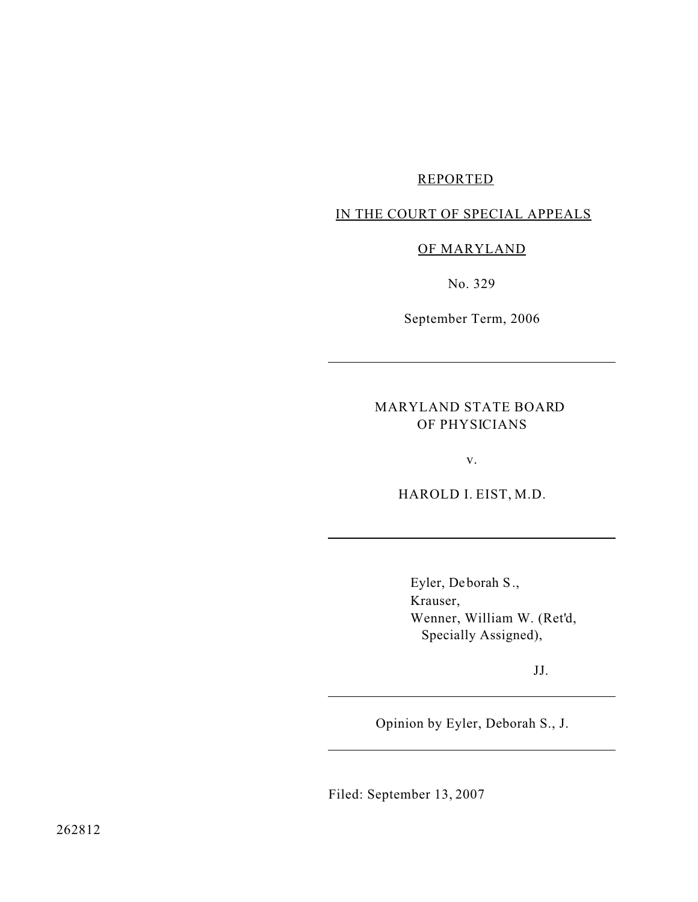REPORTED

IN THE COURT OF SPECIAL APPEALS

OF MARYLAND

No. 329

September Term, 2006

---

MARYLAND STATE BOARD OF PHYSICIANS

v.

HAROLD I. EIST, M.D.

---

Eyler, Deborah S.,
Krauser,
Wenner, William W. (Ret'd, Specially Assigned),

JJ.

---

Opinion by Eyler, Deborah S., J.

---

Filed: September 13, 2007

262812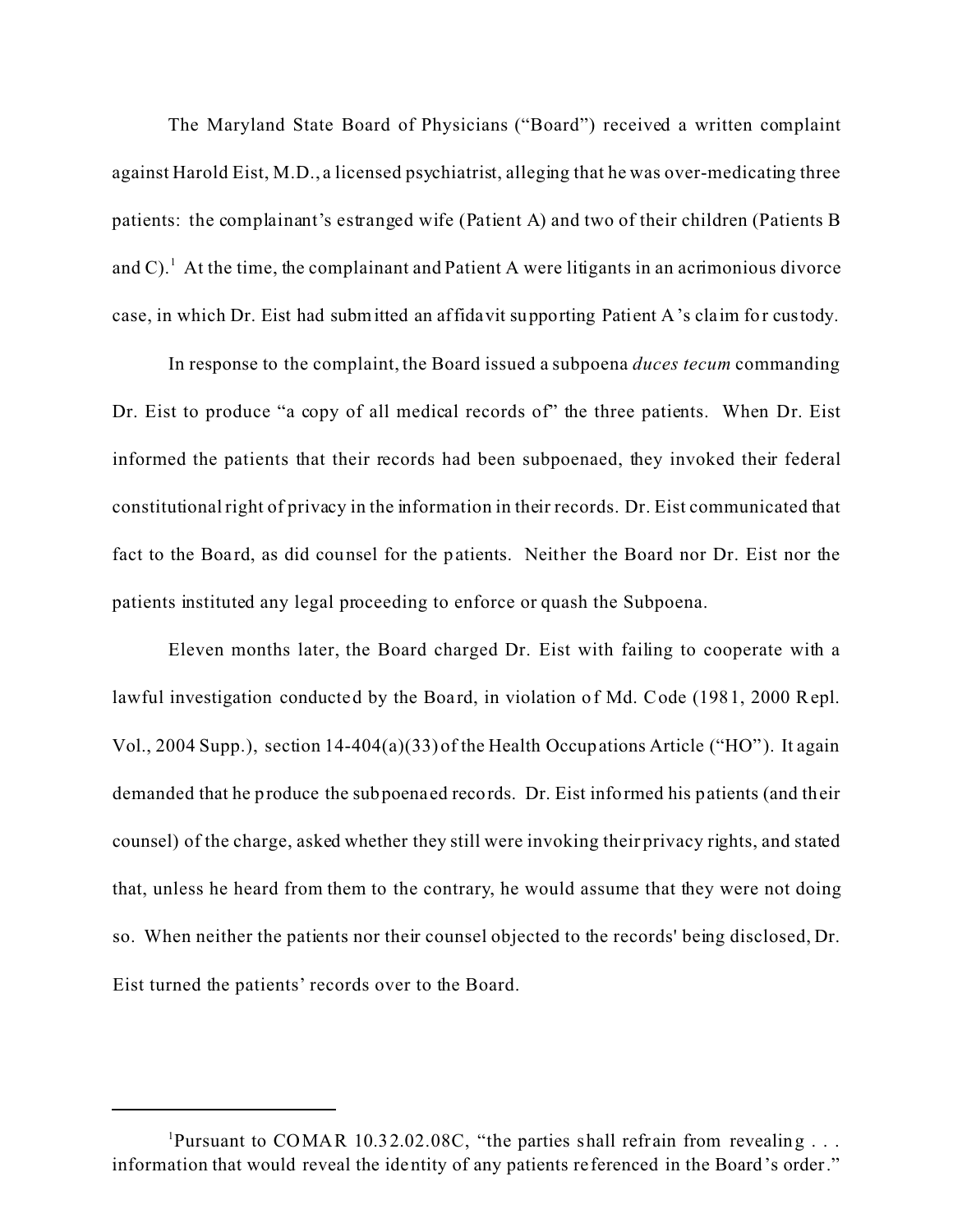The Maryland State Board of Physicians ("Board") received a written complaint against Harold Eist, M.D., a licensed psychiatrist, alleging that he was over-medicating three patients: the complainant's estranged wife (Patient A) and two of their children (Patients B and C).[1] At the time, the complainant and Patient A were litigants in an acrimonious divorce case, in which Dr. Eist had submitted an affidavit supporting Patient A's claim for custody.

In response to the complaint, the Board issued a subpoena *duces tecum* commanding Dr. Eist to produce "a copy of all medical records of" the three patients. When Dr. Eist informed the patients that their records had been subpoenaed, they invoked their federal constitutional right of privacy in the information in their records. Dr. Eist communicated that fact to the Board, as did counsel for the patients. Neither the Board nor Dr. Eist nor the patients instituted any legal proceeding to enforce or quash the Subpoena.

Eleven months later, the Board charged Dr. Eist with failing to cooperate with a lawful investigation conducted by the Board, in violation of Md. Code (1981, 2000 Repl. Vol., 2004 Supp.), section 14-404(a)(33) of the Health Occupations Article ("HO"). It again demanded that he produce the subpoenaed records. Dr. Eist informed his patients (and their counsel) of the charge, asked whether they still were invoking their privacy rights, and stated that, unless he heard from them to the contrary, he would assume that they were not doing so. When neither the patients nor their counsel objected to the records' being disclosed, Dr. Eist turned the patients' records over to the Board.

---

[1] Pursuant to COMAR 10.32.02.08C, "the parties shall refrain from revealing . . . information that would reveal the identity of any patients referenced in the Board's order."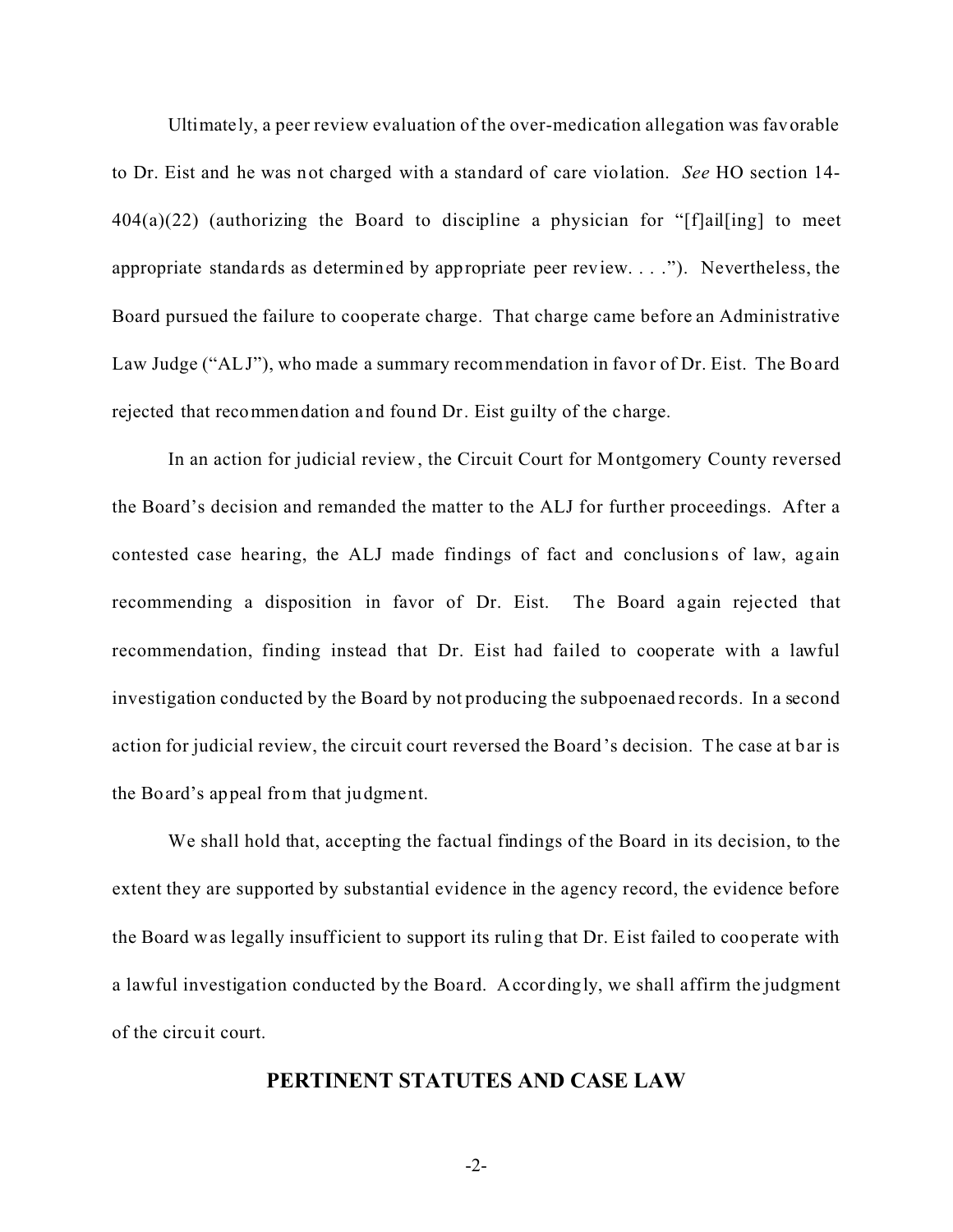Ultimately, a peer review evaluation of the over-medication allegation was favorable to Dr. Eist and he was not charged with a standard of care violation. *See* HO section 14-404(a)(22) (authorizing the Board to discipline a physician for "[f]ail[ing] to meet appropriate standards as determined by appropriate peer review. . . ."). Nevertheless, the Board pursued the failure to cooperate charge. That charge came before an Administrative Law Judge ("ALJ"), who made a summary recommendation in favor of Dr. Eist. The Board rejected that recommendation and found Dr. Eist guilty of the charge.

In an action for judicial review, the Circuit Court for Montgomery County reversed the Board's decision and remanded the matter to the ALJ for further proceedings. After a contested case hearing, the ALJ made findings of fact and conclusions of law, again recommending a disposition in favor of Dr. Eist. The Board again rejected that recommendation, finding instead that Dr. Eist had failed to cooperate with a lawful investigation conducted by the Board by not producing the subpoenaed records. In a second action for judicial review, the circuit court reversed the Board's decision. The case at bar is the Board's appeal from that judgment.

We shall hold that, accepting the factual findings of the Board in its decision, to the extent they are supported by substantial evidence in the agency record, the evidence before the Board was legally insufficient to support its ruling that Dr. Eist failed to cooperate with a lawful investigation conducted by the Board. Accordingly, we shall affirm the judgment of the circuit court.

## PERTINENT STATUTES AND CASE LAW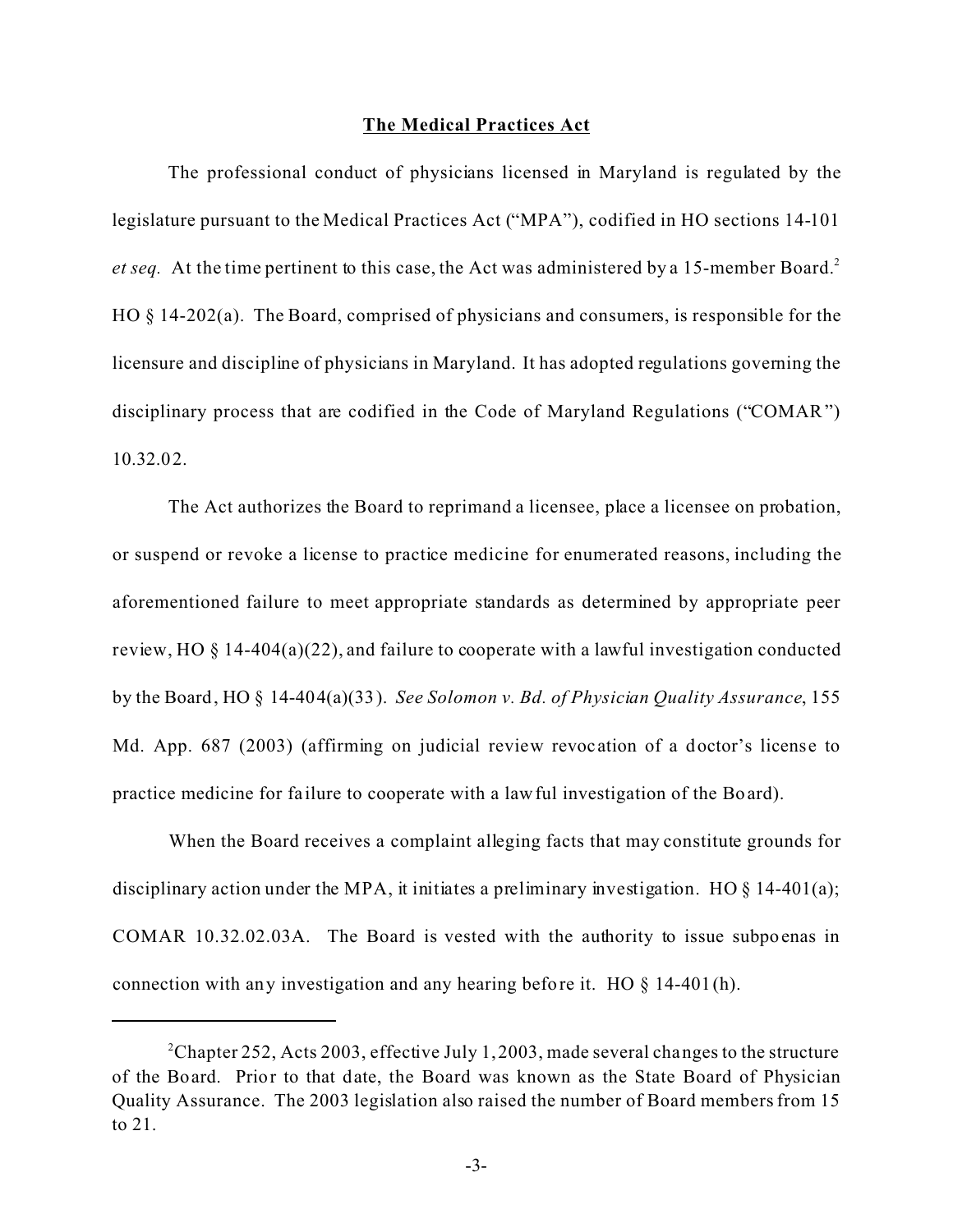## The Medical Practices Act

The professional conduct of physicians licensed in Maryland is regulated by the legislature pursuant to the Medical Practices Act ("MPA"), codified in HO sections 14-101 *et seq.* At the time pertinent to this case, the Act was administered by a 15-member Board.[2] HO § 14-202(a). The Board, comprised of physicians and consumers, is responsible for the licensure and discipline of physicians in Maryland. It has adopted regulations governing the disciplinary process that are codified in the Code of Maryland Regulations ("COMAR") 10.32.02.

The Act authorizes the Board to reprimand a licensee, place a licensee on probation, or suspend or revoke a license to practice medicine for enumerated reasons, including the aforementioned failure to meet appropriate standards as determined by appropriate peer review, HO § 14-404(a)(22), and failure to cooperate with a lawful investigation conducted by the Board, HO § 14-404(a)(33). *See Solomon v. Bd. of Physician Quality Assurance*, 155 Md. App. 687 (2003) (affirming on judicial review revocation of a doctor's license to practice medicine for failure to cooperate with a lawful investigation of the Board).

When the Board receives a complaint alleging facts that may constitute grounds for disciplinary action under the MPA, it initiates a preliminary investigation. HO § 14-401(a); COMAR 10.32.02.03A. The Board is vested with the authority to issue subpoenas in connection with any investigation and any hearing before it. HO § 14-401(h).

---

[2] Chapter 252, Acts 2003, effective July 1, 2003, made several changes to the structure of the Board. Prior to that date, the Board was known as the State Board of Physician Quality Assurance. The 2003 legislation also raised the number of Board members from 15 to 21.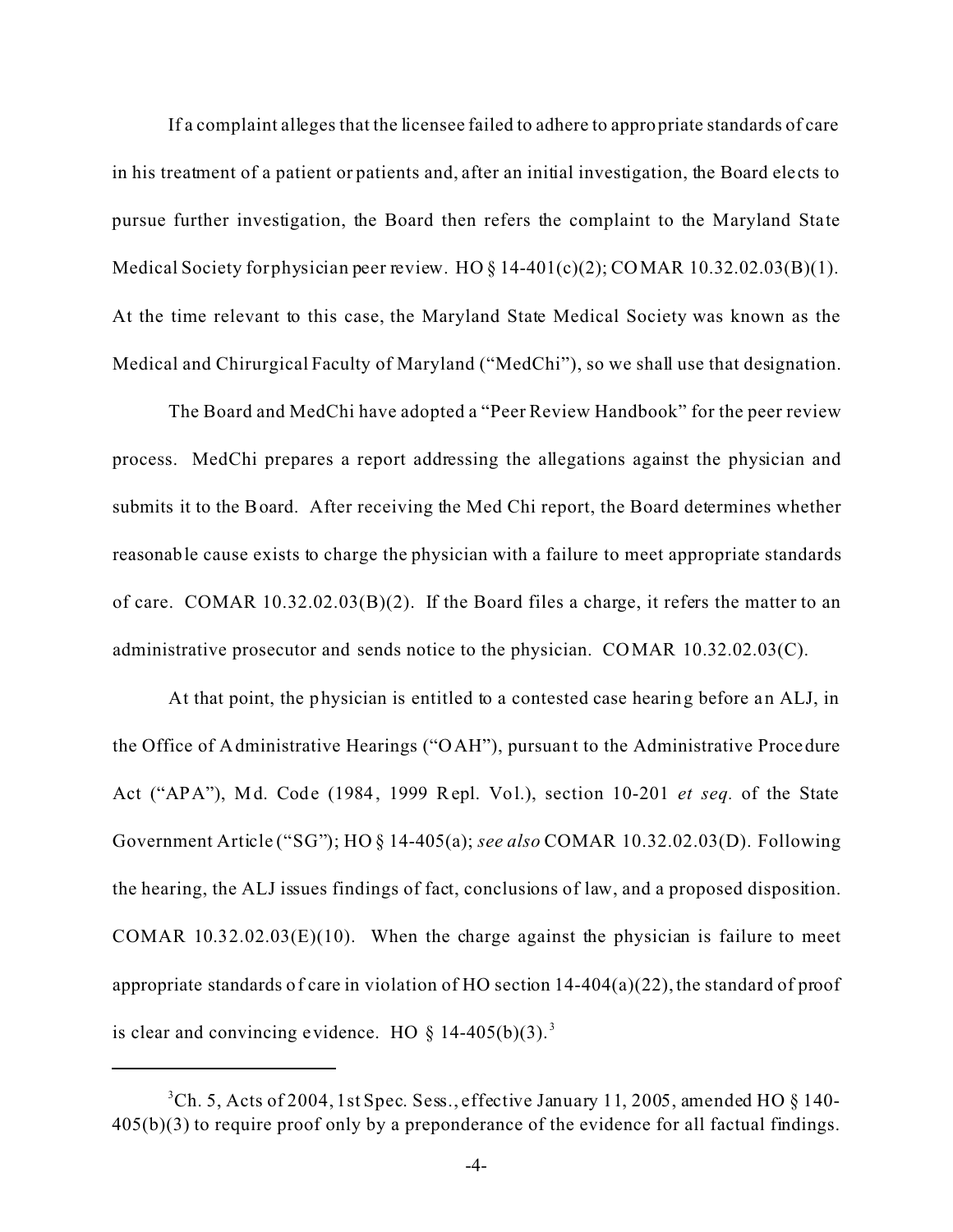If a complaint alleges that the licensee failed to adhere to appropriate standards of care in his treatment of a patient or patients and, after an initial investigation, the Board elects to pursue further investigation, the Board then refers the complaint to the Maryland State Medical Society for physician peer review. HO § 14-401(c)(2); COMAR 10.32.02.03(B)(1). At the time relevant to this case, the Maryland State Medical Society was known as the Medical and Chirurgical Faculty of Maryland ("MedChi"), so we shall use that designation.

The Board and MedChi have adopted a "Peer Review Handbook" for the peer review process. MedChi prepares a report addressing the allegations against the physician and submits it to the Board. After receiving the Med Chi report, the Board determines whether reasonable cause exists to charge the physician with a failure to meet appropriate standards of care. COMAR 10.32.02.03(B)(2). If the Board files a charge, it refers the matter to an administrative prosecutor and sends notice to the physician. COMAR 10.32.02.03(C).

At that point, the physician is entitled to a contested case hearing before an ALJ, in the Office of Administrative Hearings ("OAH"), pursuant to the Administrative Procedure Act ("APA"), Md. Code (1984, 1999 Repl. Vol.), section 10-201 *et seq.* of the State Government Article ("SG"); HO § 14-405(a); *see also* COMAR 10.32.02.03(D). Following the hearing, the ALJ issues findings of fact, conclusions of law, and a proposed disposition. COMAR 10.32.02.03(E)(10). When the charge against the physician is failure to meet appropriate standards of care in violation of HO section 14-404(a)(22), the standard of proof is clear and convincing evidence. HO § 14-405(b)(3).[3]

---

[3]Ch. 5, Acts of 2004, 1st Spec. Sess., effective January 11, 2005, amended HO § 140-405(b)(3) to require proof only by a preponderance of the evidence for all factual findings.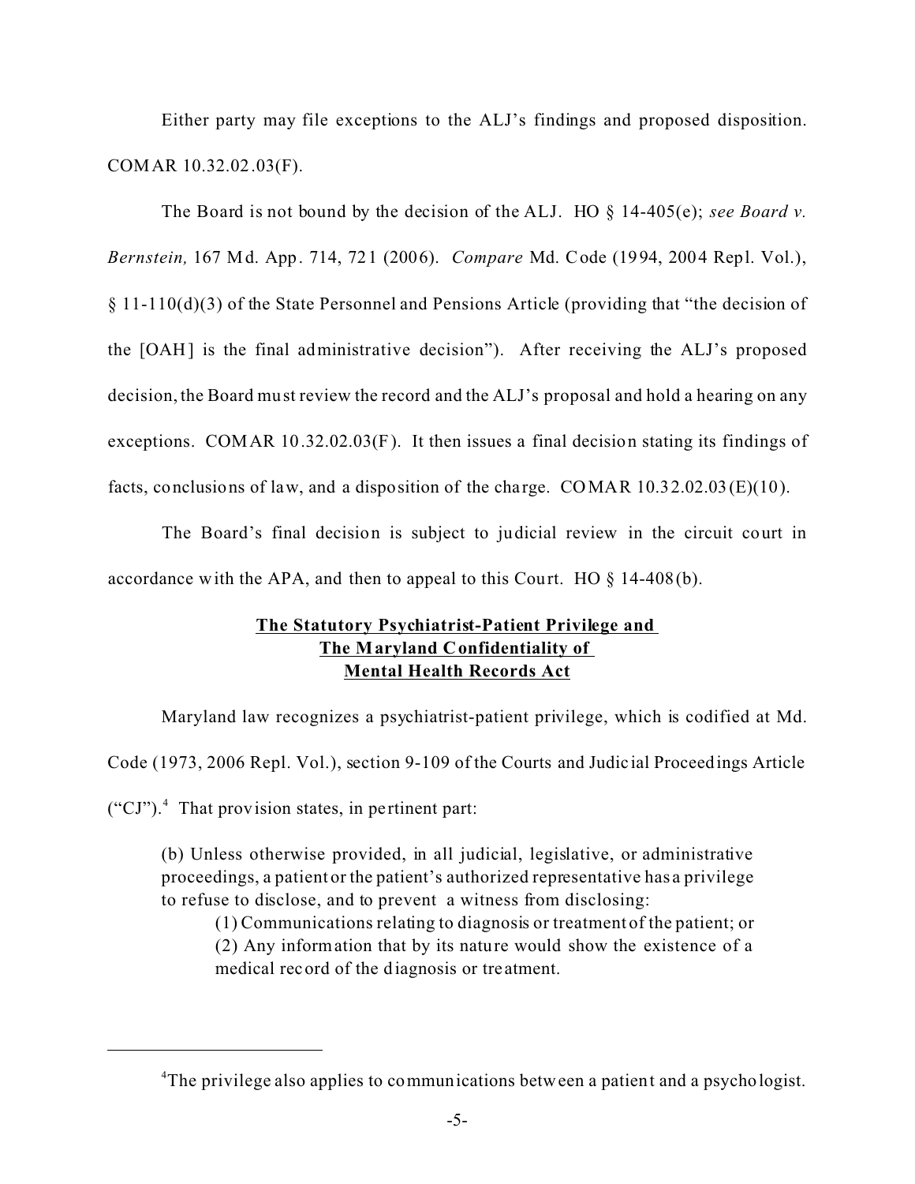Either party may file exceptions to the ALJ's findings and proposed disposition. COMAR 10.32.02.03(F).

The Board is not bound by the decision of the ALJ. HO § 14-405(e); *see Board v. Bernstein,* 167 Md. App. 714, 721 (2006). *Compare* Md. Code (1994, 2004 Repl. Vol.), § 11-110(d)(3) of the State Personnel and Pensions Article (providing that "the decision of the [OAH] is the final administrative decision"). After receiving the ALJ's proposed decision, the Board must review the record and the ALJ's proposal and hold a hearing on any exceptions. COMAR 10.32.02.03(F). It then issues a final decision stating its findings of facts, conclusions of law, and a disposition of the charge. COMAR 10.32.02.03(E)(10).

The Board's final decision is subject to judicial review in the circuit court in accordance with the APA, and then to appeal to this Court. HO § 14-408(b).

**The Statutory Psychiatrist-Patient Privilege and The Maryland Confidentiality of Mental Health Records Act**

Maryland law recognizes a psychiatrist-patient privilege, which is codified at Md. Code (1973, 2006 Repl. Vol.), section 9-109 of the Courts and Judicial Proceedings Article ("CJ").[4] That provision states, in pertinent part:

> (b) Unless otherwise provided, in all judicial, legislative, or administrative proceedings, a patient or the patient's authorized representative has a privilege to refuse to disclose, and to prevent a witness from disclosing:
>
> (1) Communications relating to diagnosis or treatment of the patient; or
>
> (2) Any information that by its nature would show the existence of a medical record of the diagnosis or treatment.

---

[4]The privilege also applies to communications between a patient and a psychologist.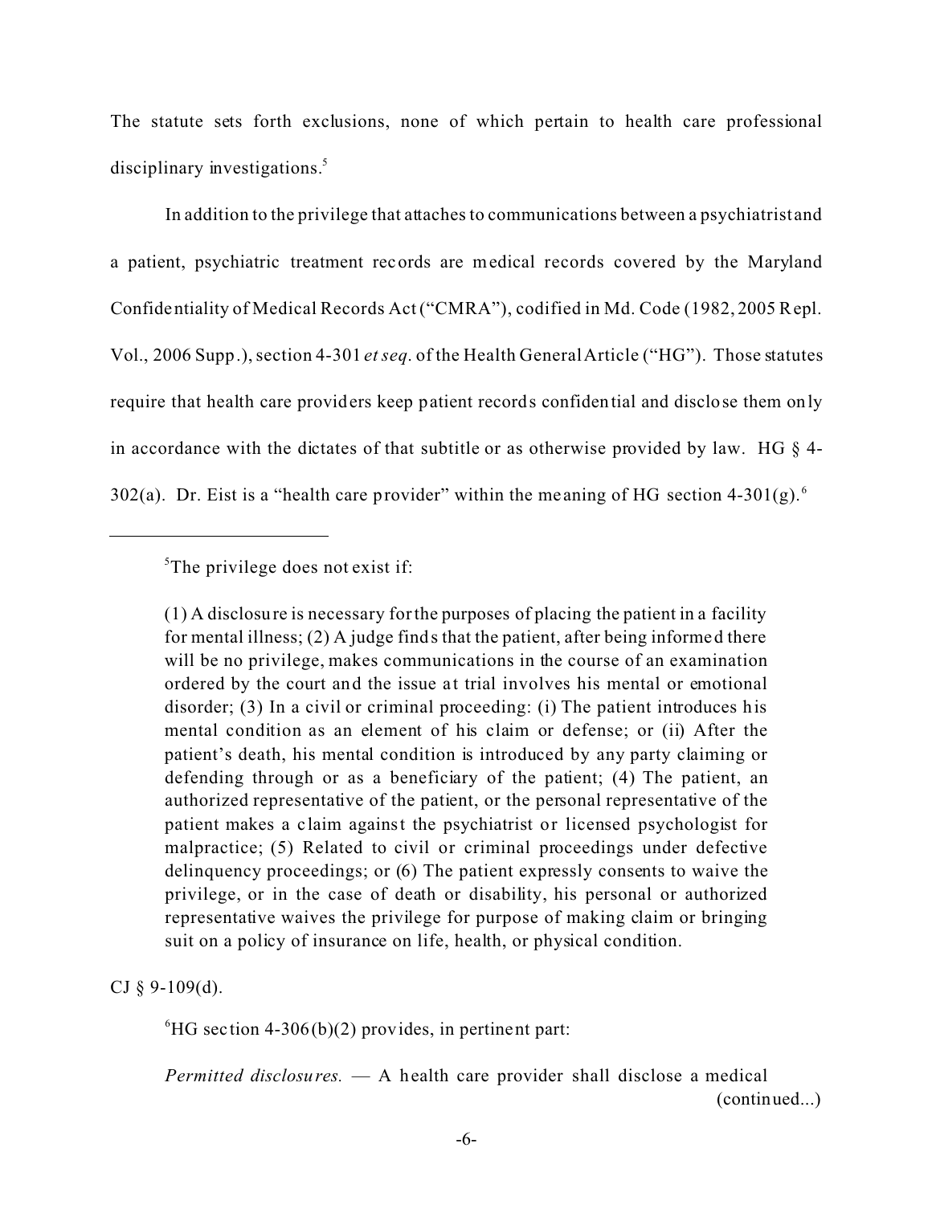The statute sets forth exclusions, none of which pertain to health care professional disciplinary investigations.[5]

In addition to the privilege that attaches to communications between a psychiatrist and a patient, psychiatric treatment records are medical records covered by the Maryland Confidentiality of Medical Records Act ("CMRA"), codified in Md. Code (1982, 2005 Repl. Vol., 2006 Supp.), section 4-301 *et seq.* of the Health General Article ("HG"). Those statutes require that health care providers keep patient records confidential and disclose them only in accordance with the dictates of that subtitle or as otherwise provided by law. HG § 4-302(a). Dr. Eist is a "health care provider" within the meaning of HG section 4-301(g).[6]

---

[5]The privilege does not exist if:

> (1) A disclosure is necessary for the purposes of placing the patient in a facility for mental illness; (2) A judge finds that the patient, after being informed there will be no privilege, makes communications in the course of an examination ordered by the court and the issue at trial involves his mental or emotional disorder; (3) In a civil or criminal proceeding: (i) The patient introduces his mental condition as an element of his claim or defense; or (ii) After the patient's death, his mental condition is introduced by any party claiming or defending through or as a beneficiary of the patient; (4) The patient, an authorized representative of the patient, or the personal representative of the patient makes a claim against the psychiatrist or licensed psychologist for malpractice; (5) Related to civil or criminal proceedings under defective delinquency proceedings; or (6) The patient expressly consents to waive the privilege, or in the case of death or disability, his personal or authorized representative waives the privilege for purpose of making claim or bringing suit on a policy of insurance on life, health, or physical condition.

CJ § 9-109(d).

[6]HG section 4-306(b)(2) provides, in pertinent part:

> *Permitted disclosures.* — A health care provider shall disclose a medical

(continued...)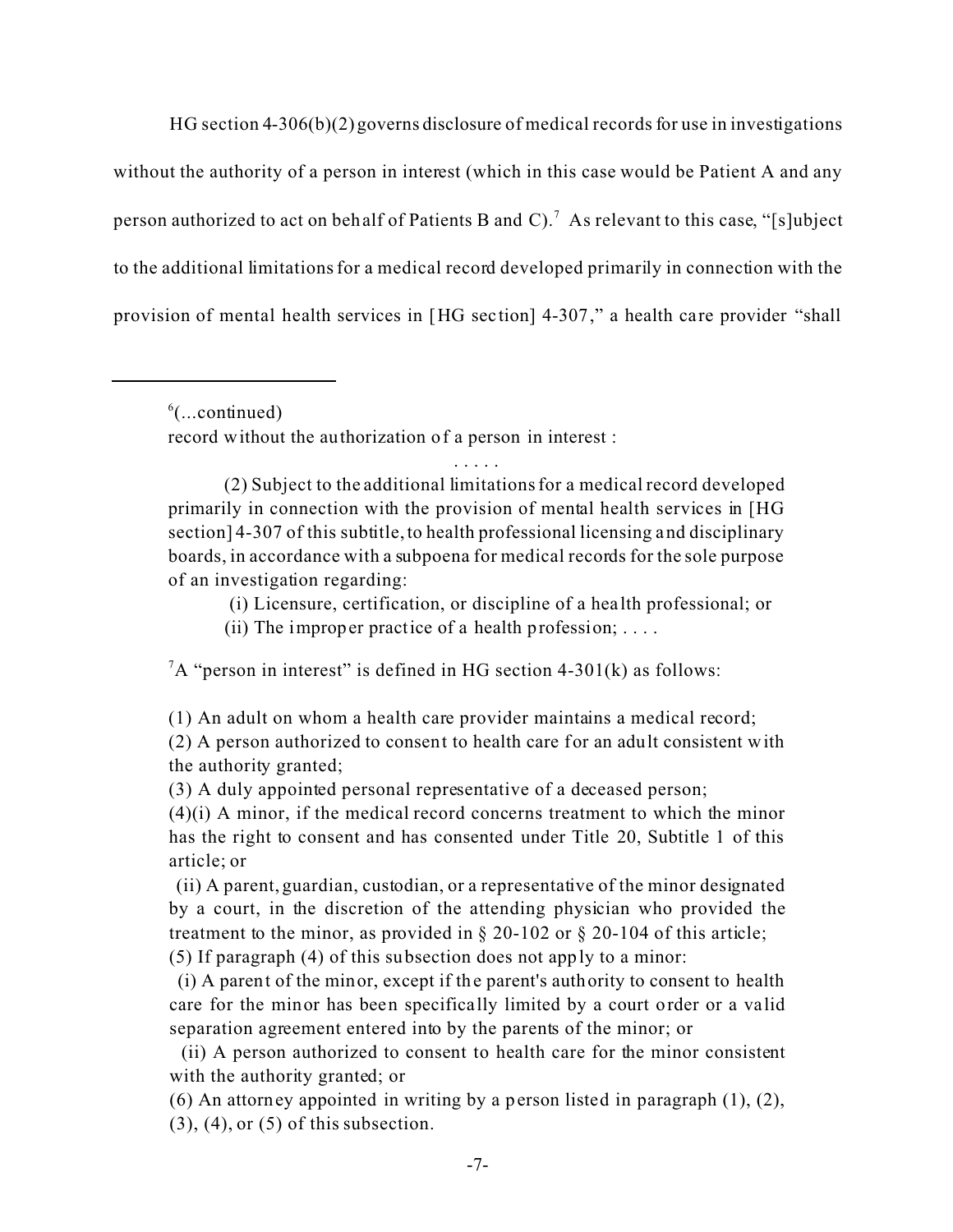HG section 4-306(b)(2) governs disclosure of medical records for use in investigations without the authority of a person in interest (which in this case would be Patient A and any person authorized to act on behalf of Patients B and C).[7] As relevant to this case, "[s]ubject to the additional limitations for a medical record developed primarily in connection with the provision of mental health services in [HG section] 4-307," a health care provider "shall

---

[6](...continued)
record without the authorization of a person in interest :

. . . . .

(2) Subject to the additional limitations for a medical record developed primarily in connection with the provision of mental health services in [HG section] 4-307 of this subtitle, to health professional licensing and disciplinary boards, in accordance with a subpoena for medical records for the sole purpose of an investigation regarding:

(i) Licensure, certification, or discipline of a health professional; or

(ii) The improper practice of a health profession; . . . .

[7]A "person in interest" is defined in HG section 4-301(k) as follows:

(1) An adult on whom a health care provider maintains a medical record;
(2) A person authorized to consent to health care for an adult consistent with the authority granted;
(3) A duly appointed personal representative of a deceased person;
(4)(i) A minor, if the medical record concerns treatment to which the minor has the right to consent and has consented under Title 20, Subtitle 1 of this article; or
(ii) A parent, guardian, custodian, or a representative of the minor designated by a court, in the discretion of the attending physician who provided the treatment to the minor, as provided in § 20-102 or § 20-104 of this article;
(5) If paragraph (4) of this subsection does not apply to a minor:
(i) A parent of the minor, except if the parent's authority to consent to health care for the minor has been specifically limited by a court order or a valid separation agreement entered into by the parents of the minor; or
(ii) A person authorized to consent to health care for the minor consistent with the authority granted; or
(6) An attorney appointed in writing by a person listed in paragraph (1), (2), (3), (4), or (5) of this subsection.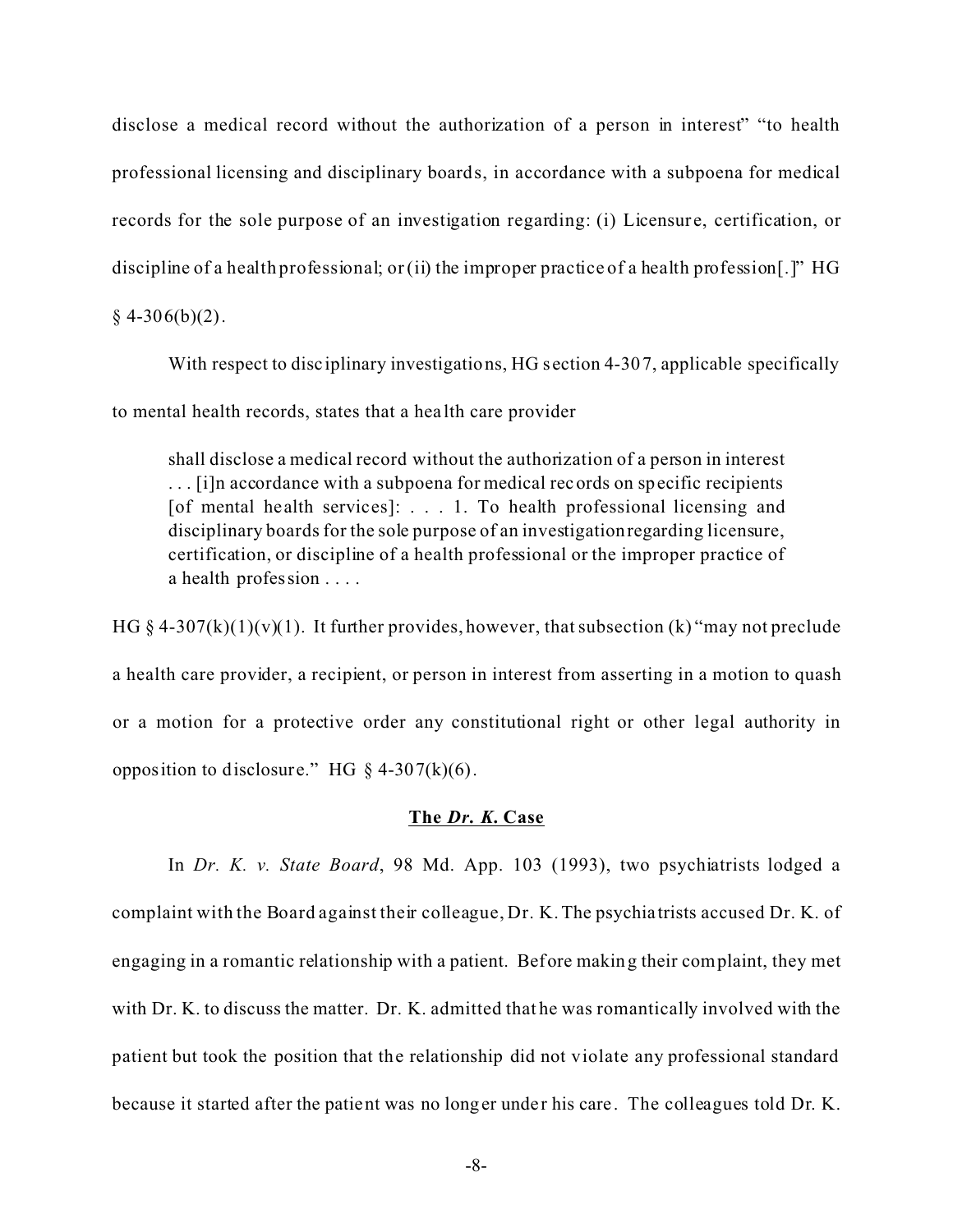disclose a medical record without the authorization of a person in interest" "to health professional licensing and disciplinary boards, in accordance with a subpoena for medical records for the sole purpose of an investigation regarding: (i) Licensure, certification, or discipline of a health professional; or (ii) the improper practice of a health profession[.]" HG § 4-306(b)(2).

With respect to disciplinary investigations, HG section 4-307, applicable specifically to mental health records, states that a health care provider

> shall disclose a medical record without the authorization of a person in interest . . . [i]n accordance with a subpoena for medical records on specific recipients [of mental health services]: . . . 1. To health professional licensing and disciplinary boards for the sole purpose of an investigation regarding licensure, certification, or discipline of a health professional or the improper practice of a health profession . . . .

HG § 4-307(k)(1)(v)(1). It further provides, however, that subsection (k) "may not preclude a health care provider, a recipient, or person in interest from asserting in a motion to quash or a motion for a protective order any constitutional right or other legal authority in opposition to disclosure." HG § 4-307(k)(6).

### The *Dr. K.* Case

In *Dr. K. v. State Board*, 98 Md. App. 103 (1993), two psychiatrists lodged a complaint with the Board against their colleague, Dr. K. The psychiatrists accused Dr. K. of engaging in a romantic relationship with a patient. Before making their complaint, they met with Dr. K. to discuss the matter. Dr. K. admitted that he was romantically involved with the patient but took the position that the relationship did not violate any professional standard because it started after the patient was no longer under his care. The colleagues told Dr. K.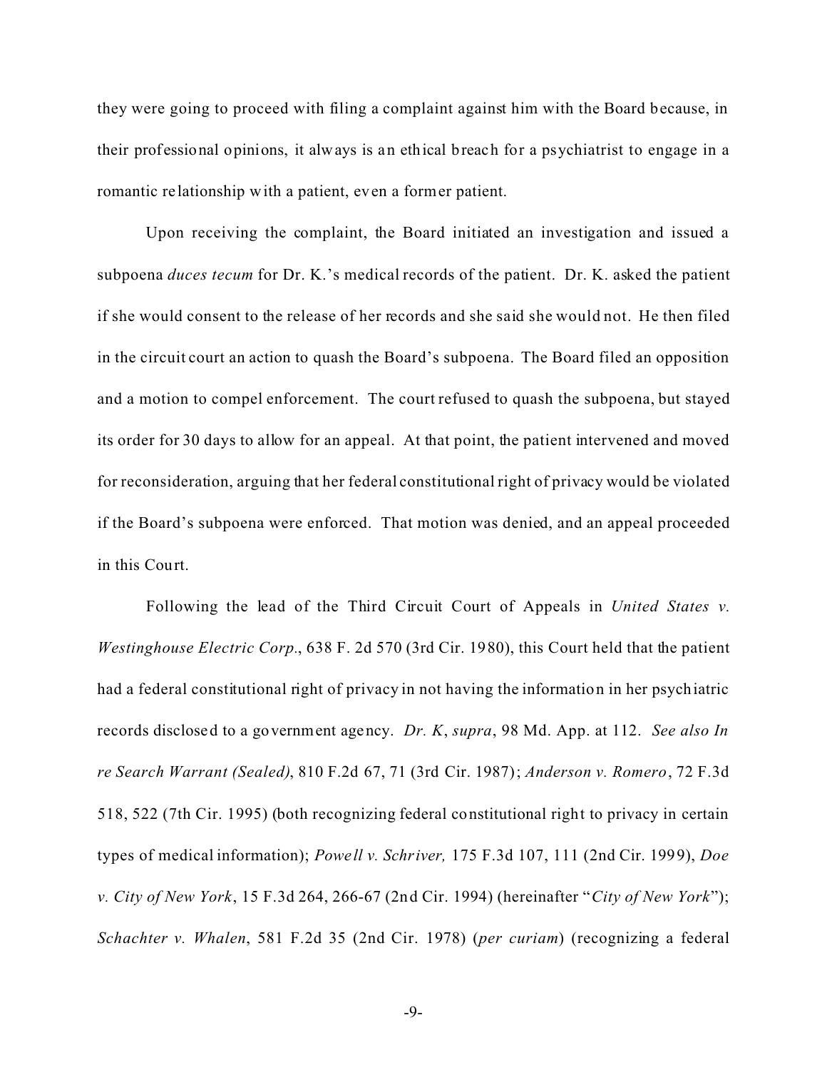they were going to proceed with filing a complaint against him with the Board because, in their professional opinions, it always is an ethical breach for a psychiatrist to engage in a romantic relationship with a patient, even a former patient.

Upon receiving the complaint, the Board initiated an investigation and issued a subpoena *duces tecum* for Dr. K.'s medical records of the patient. Dr. K. asked the patient if she would consent to the release of her records and she said she would not. He then filed in the circuit court an action to quash the Board's subpoena. The Board filed an opposition and a motion to compel enforcement. The court refused to quash the subpoena, but stayed its order for 30 days to allow for an appeal. At that point, the patient intervened and moved for reconsideration, arguing that her federal constitutional right of privacy would be violated if the Board's subpoena were enforced. That motion was denied, and an appeal proceeded in this Court.

Following the lead of the Third Circuit Court of Appeals in *United States v. Westinghouse Electric Corp.*, 638 F. 2d 570 (3rd Cir. 1980), this Court held that the patient had a federal constitutional right of privacy in not having the information in her psychiatric records disclosed to a government agency. *Dr. K*, *supra*, 98 Md. App. at 112. *See also In re Search Warrant (Sealed)*, 810 F.2d 67, 71 (3rd Cir. 1987); *Anderson v. Romero*, 72 F.3d 518, 522 (7th Cir. 1995) (both recognizing federal constitutional right to privacy in certain types of medical information); *Powell v. Schriver,* 175 F.3d 107, 111 (2nd Cir. 1999), *Doe v. City of New York*, 15 F.3d 264, 266-67 (2nd Cir. 1994) (hereinafter "*City of New York*"); *Schachter v. Whalen*, 581 F.2d 35 (2nd Cir. 1978) (*per curiam*) (recognizing a federal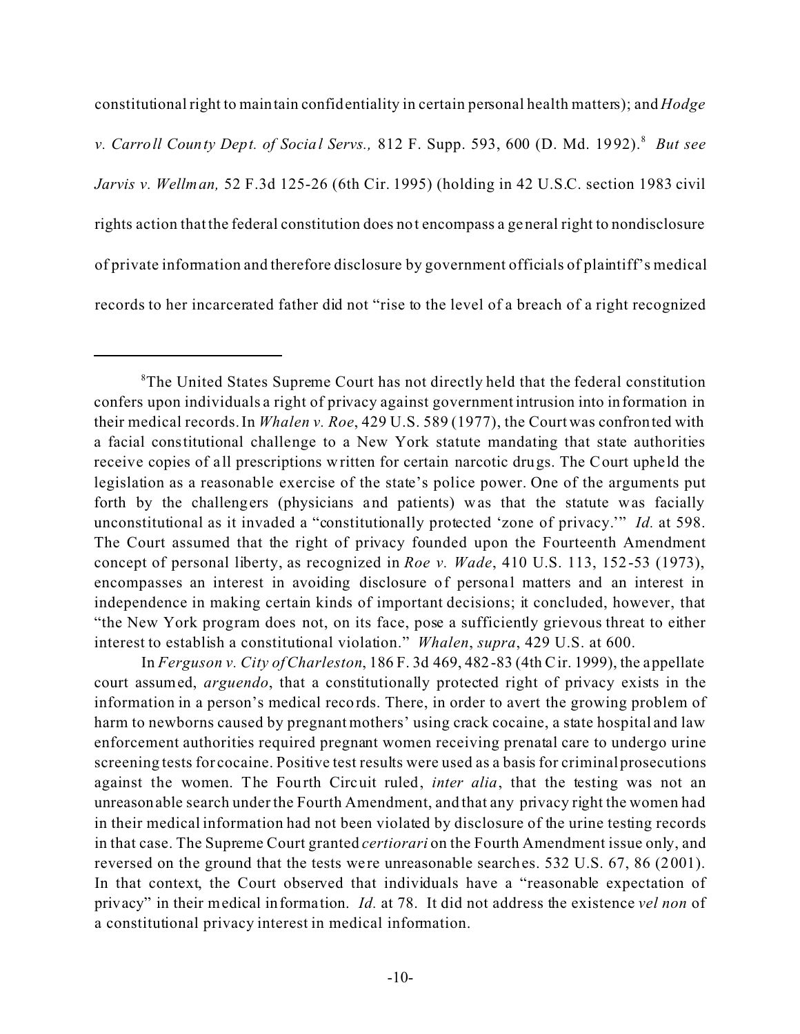constitutional right to maintain confidentiality in certain personal health matters); and *Hodge v. Carroll County Dept. of Social Servs.,* 812 F. Supp. 593, 600 (D. Md. 1992).[8] *But see Jarvis v. Wellman,* 52 F.3d 125-26 (6th Cir. 1995) (holding in 42 U.S.C. section 1983 civil rights action that the federal constitution does not encompass a general right to nondisclosure of private information and therefore disclosure by government officials of plaintiff's medical records to her incarcerated father did not "rise to the level of a breach of a right recognized

---

[8]The United States Supreme Court has not directly held that the federal constitution confers upon individuals a right of privacy against government intrusion into information in their medical records. In *Whalen v. Roe*, 429 U.S. 589 (1977), the Court was confronted with a facial constitutional challenge to a New York statute mandating that state authorities receive copies of all prescriptions written for certain narcotic drugs. The Court upheld the legislation as a reasonable exercise of the state's police power. One of the arguments put forth by the challengers (physicians and patients) was that the statute was facially unconstitutional as it invaded a "constitutionally protected 'zone of privacy.'" *Id.* at 598. The Court assumed that the right of privacy founded upon the Fourteenth Amendment concept of personal liberty, as recognized in *Roe v. Wade*, 410 U.S. 113, 152-53 (1973), encompasses an interest in avoiding disclosure of personal matters and an interest in independence in making certain kinds of important decisions; it concluded, however, that "the New York program does not, on its face, pose a sufficiently grievous threat to either interest to establish a constitutional violation." *Whalen*, *supra*, 429 U.S. at 600.

In *Ferguson v. City of Charleston*, 186 F. 3d 469, 482-83 (4th Cir. 1999), the appellate court assumed, *arguendo*, that a constitutionally protected right of privacy exists in the information in a person's medical records. There, in order to avert the growing problem of harm to newborns caused by pregnant mothers' using crack cocaine, a state hospital and law enforcement authorities required pregnant women receiving prenatal care to undergo urine screening tests for cocaine. Positive test results were used as a basis for criminal prosecutions against the women. The Fourth Circuit ruled, *inter alia*, that the testing was not an unreasonable search under the Fourth Amendment, and that any privacy right the women had in their medical information had not been violated by disclosure of the urine testing records in that case. The Supreme Court granted *certiorari* on the Fourth Amendment issue only, and reversed on the ground that the tests were unreasonable searches. 532 U.S. 67, 86 (2001). In that context, the Court observed that individuals have a "reasonable expectation of privacy" in their medical information. *Id.* at 78. It did not address the existence *vel non* of a constitutional privacy interest in medical information.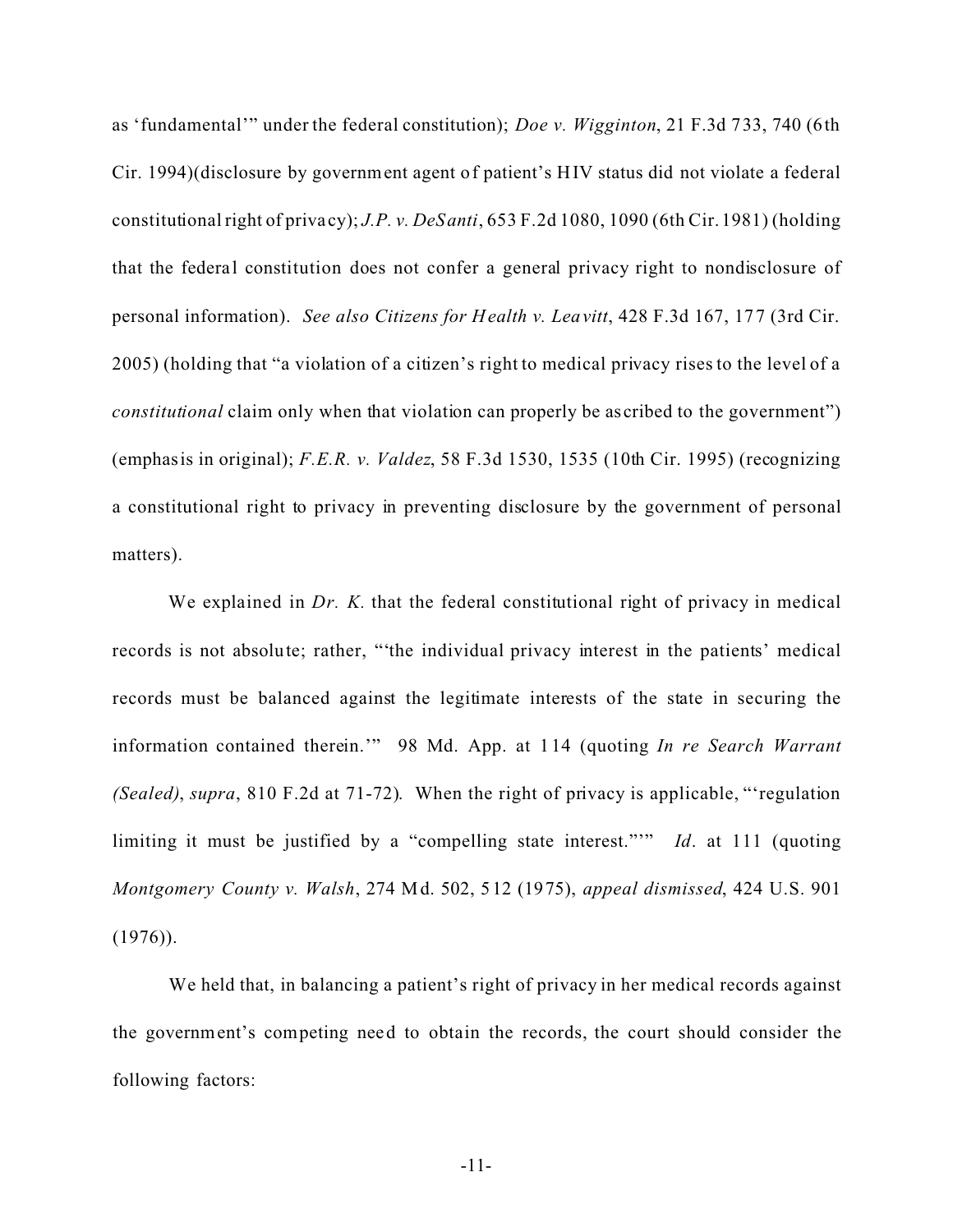as 'fundamental'" under the federal constitution); *Doe v. Wigginton*, 21 F.3d 733, 740 (6th Cir. 1994)(disclosure by government agent of patient's HIV status did not violate a federal constitutional right of privacy); *J.P. v. DeSanti*, 653 F.2d 1080, 1090 (6th Cir. 1981) (holding that the federal constitution does not confer a general privacy right to nondisclosure of personal information). *See also Citizens for Health v. Leavitt*, 428 F.3d 167, 177 (3rd Cir. 2005) (holding that "a violation of a citizen's right to medical privacy rises to the level of a *constitutional* claim only when that violation can properly be ascribed to the government") (emphasis in original); *F.E.R. v. Valdez*, 58 F.3d 1530, 1535 (10th Cir. 1995) (recognizing a constitutional right to privacy in preventing disclosure by the government of personal matters).

We explained in *Dr. K.* that the federal constitutional right of privacy in medical records is not absolute; rather, "'the individual privacy interest in the patients' medical records must be balanced against the legitimate interests of the state in securing the information contained therein.'" 98 Md. App. at 114 (quoting *In re Search Warrant (Sealed)*, *supra*, 810 F.2d at 71-72). When the right of privacy is applicable, "'regulation limiting it must be justified by a "compelling state interest."'" *Id*. at 111 (quoting *Montgomery County v. Walsh*, 274 Md. 502, 512 (1975), *appeal dismissed*, 424 U.S. 901 (1976)).

We held that, in balancing a patient's right of privacy in her medical records against the government's competing need to obtain the records, the court should consider the following factors: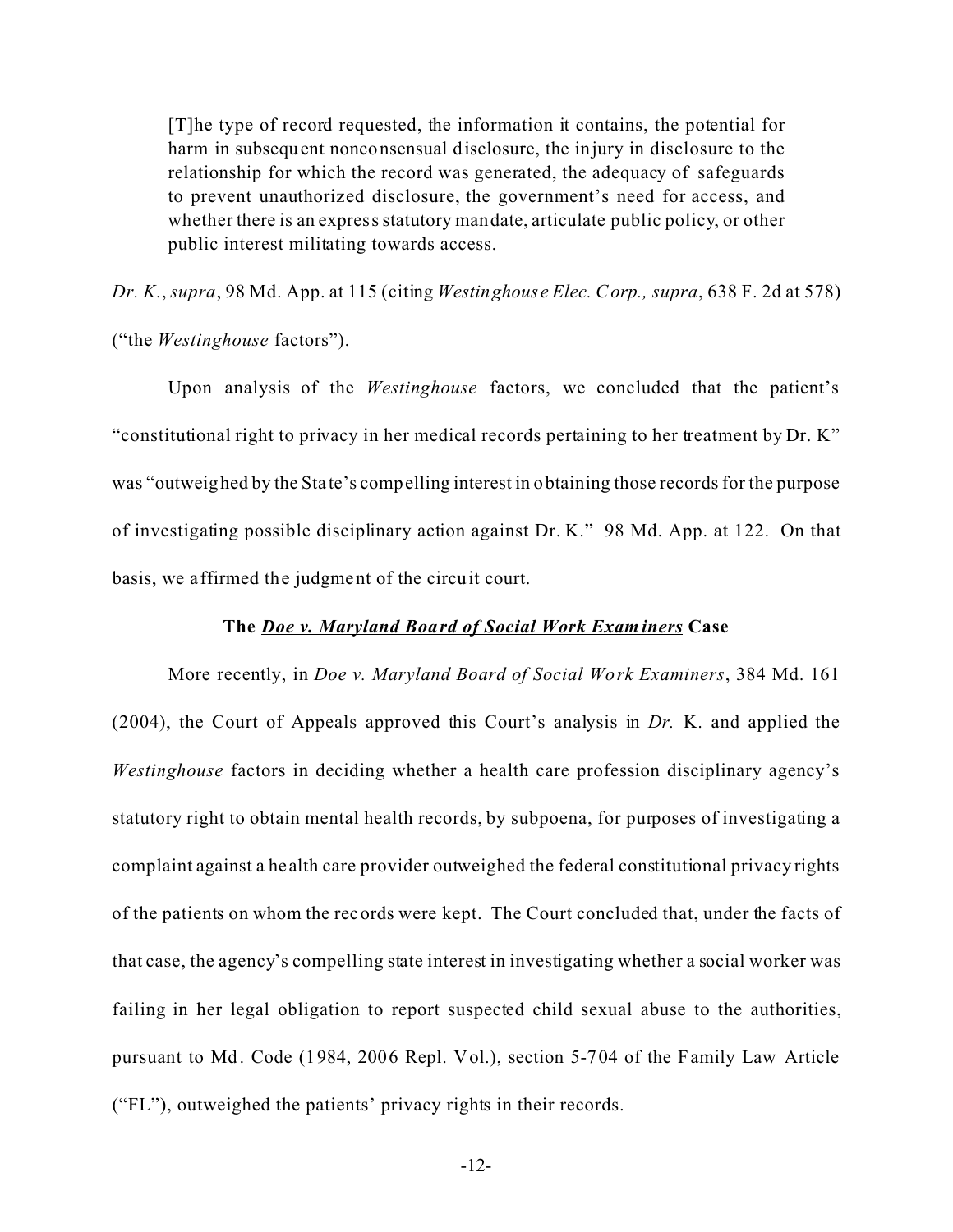> [T]he type of record requested, the information it contains, the potential for harm in subsequent nonconsensual disclosure, the injury in disclosure to the relationship for which the record was generated, the adequacy of safeguards to prevent unauthorized disclosure, the government's need for access, and whether there is an express statutory mandate, articulate public policy, or other public interest militating towards access.

*Dr. K.*, *supra*, 98 Md. App. at 115 (citing *Westinghouse Elec. Corp., supra*, 638 F. 2d at 578) ("the *Westinghouse* factors").

Upon analysis of the *Westinghouse* factors, we concluded that the patient's "constitutional right to privacy in her medical records pertaining to her treatment by Dr. K" was "outweighed by the State's compelling interest in obtaining those records for the purpose of investigating possible disciplinary action against Dr. K." 98 Md. App. at 122. On that basis, we affirmed the judgment of the circuit court.

**The *Doe v. Maryland Board of Social Work Examiners* Case**

More recently, in *Doe v. Maryland Board of Social Work Examiners*, 384 Md. 161 (2004), the Court of Appeals approved this Court's analysis in *Dr.* K. and applied the *Westinghouse* factors in deciding whether a health care profession disciplinary agency's statutory right to obtain mental health records, by subpoena, for purposes of investigating a complaint against a health care provider outweighed the federal constitutional privacy rights of the patients on whom the records were kept. The Court concluded that, under the facts of that case, the agency's compelling state interest in investigating whether a social worker was failing in her legal obligation to report suspected child sexual abuse to the authorities, pursuant to Md. Code (1984, 2006 Repl. Vol.), section 5-704 of the Family Law Article ("FL"), outweighed the patients' privacy rights in their records.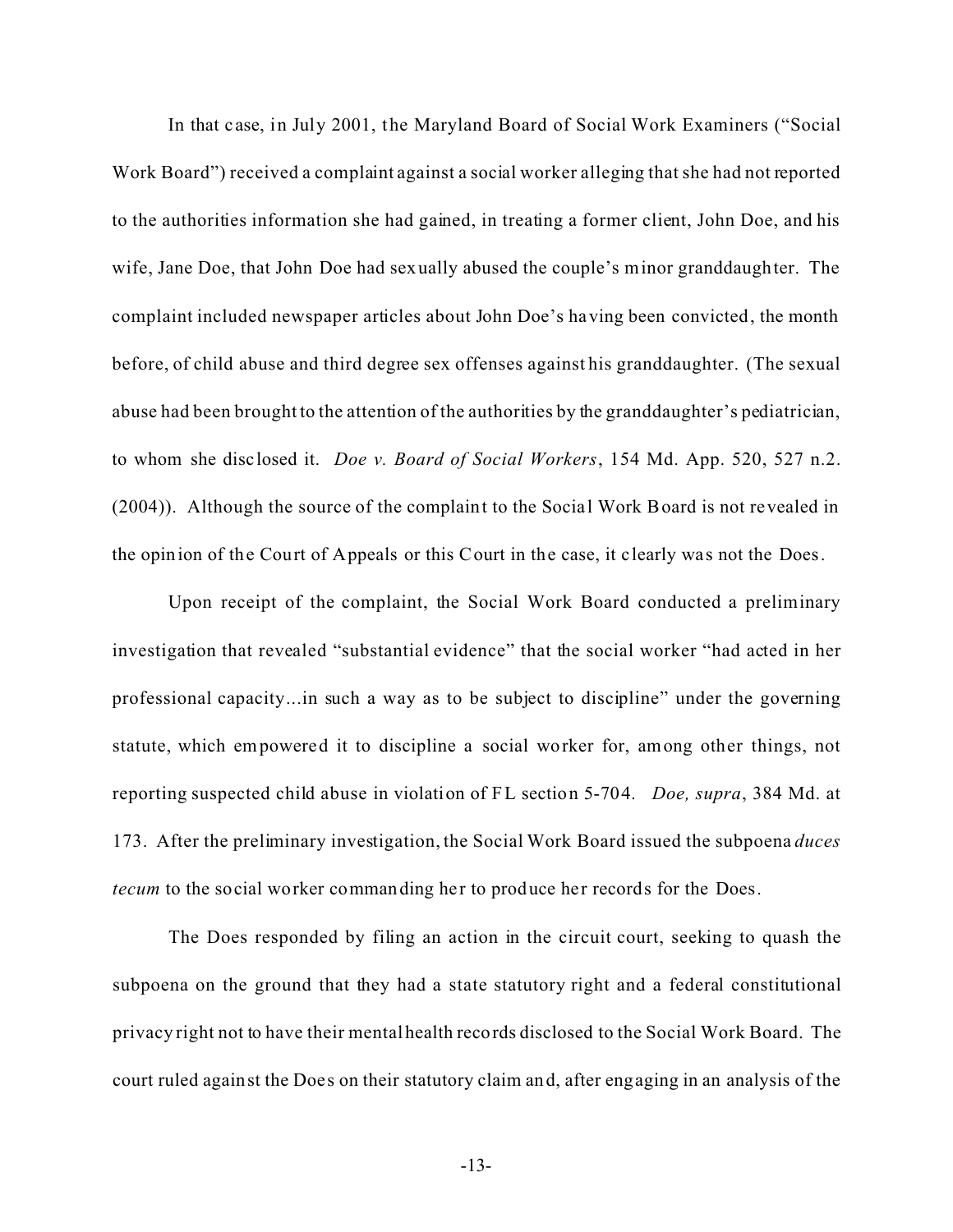In that case, in July 2001, the Maryland Board of Social Work Examiners ("Social Work Board") received a complaint against a social worker alleging that she had not reported to the authorities information she had gained, in treating a former client, John Doe, and his wife, Jane Doe, that John Doe had sexually abused the couple's minor granddaughter. The complaint included newspaper articles about John Doe's having been convicted, the month before, of child abuse and third degree sex offenses against his granddaughter. (The sexual abuse had been brought to the attention of the authorities by the granddaughter's pediatrician, to whom she disclosed it. *Doe v. Board of Social Workers*, 154 Md. App. 520, 527 n.2. (2004)). Although the source of the complaint to the Social Work Board is not revealed in the opinion of the Court of Appeals or this Court in the case, it clearly was not the Does.

Upon receipt of the complaint, the Social Work Board conducted a preliminary investigation that revealed "substantial evidence" that the social worker "had acted in her professional capacity...in such a way as to be subject to discipline" under the governing statute, which empowered it to discipline a social worker for, among other things, not reporting suspected child abuse in violation of FL section 5-704. *Doe, supra*, 384 Md. at 173. After the preliminary investigation, the Social Work Board issued the subpoena *duces tecum* to the social worker commanding her to produce her records for the Does.

The Does responded by filing an action in the circuit court, seeking to quash the subpoena on the ground that they had a state statutory right and a federal constitutional privacy right not to have their mental health records disclosed to the Social Work Board. The court ruled against the Does on their statutory claim and, after engaging in an analysis of the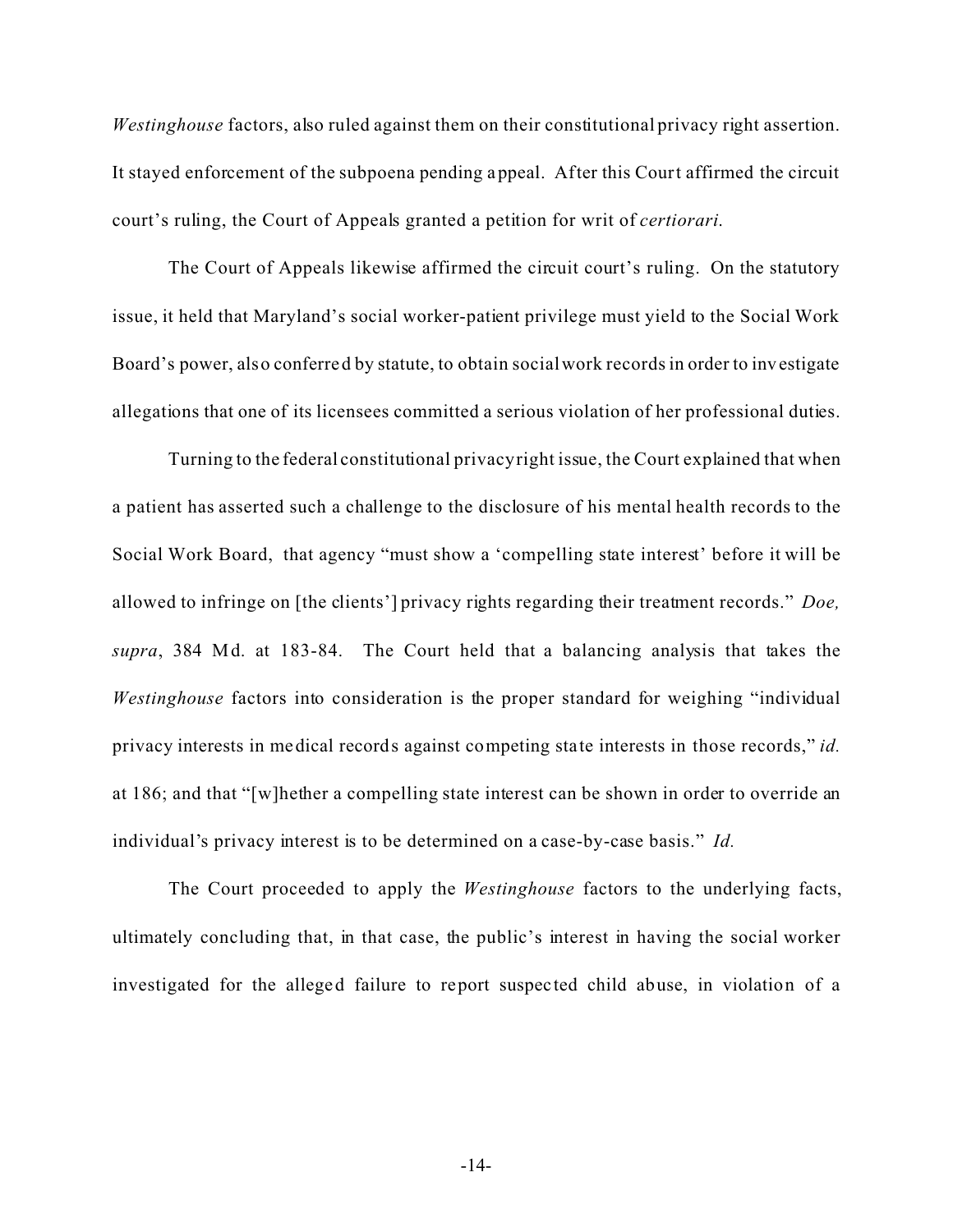*Westinghouse* factors, also ruled against them on their constitutional privacy right assertion. It stayed enforcement of the subpoena pending appeal. After this Court affirmed the circuit court's ruling, the Court of Appeals granted a petition for writ of *certiorari.*

The Court of Appeals likewise affirmed the circuit court's ruling. On the statutory issue, it held that Maryland's social worker-patient privilege must yield to the Social Work Board's power, also conferred by statute, to obtain social work records in order to investigate allegations that one of its licensees committed a serious violation of her professional duties.

Turning to the federal constitutional privacy right issue, the Court explained that when a patient has asserted such a challenge to the disclosure of his mental health records to the Social Work Board, that agency "must show a 'compelling state interest' before it will be allowed to infringe on [the clients'] privacy rights regarding their treatment records." *Doe, supra*, 384 Md. at 183-84. The Court held that a balancing analysis that takes the *Westinghouse* factors into consideration is the proper standard for weighing "individual privacy interests in medical records against competing state interests in those records," *id.* at 186; and that "[w]hether a compelling state interest can be shown in order to override an individual's privacy interest is to be determined on a case-by-case basis." *Id.*

The Court proceeded to apply the *Westinghouse* factors to the underlying facts, ultimately concluding that, in that case, the public's interest in having the social worker investigated for the alleged failure to report suspected child abuse, in violation of a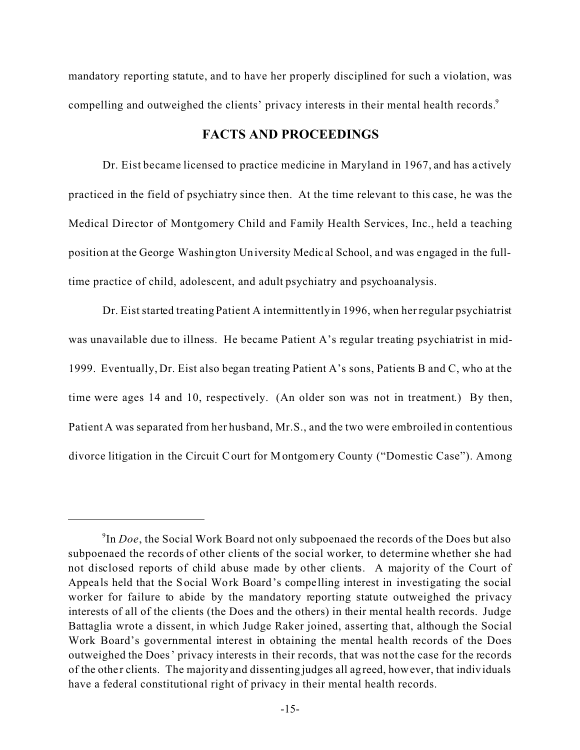mandatory reporting statute, and to have her properly disciplined for such a violation, was compelling and outweighed the clients' privacy interests in their mental health records.[9]

## FACTS AND PROCEEDINGS

Dr. Eist became licensed to practice medicine in Maryland in 1967, and has actively practiced in the field of psychiatry since then. At the time relevant to this case, he was the Medical Director of Montgomery Child and Family Health Services, Inc., held a teaching position at the George Washington University Medical School, and was engaged in the full-time practice of child, adolescent, and adult psychiatry and psychoanalysis.

Dr. Eist started treating Patient A intermittently in 1996, when her regular psychiatrist was unavailable due to illness. He became Patient A's regular treating psychiatrist in mid-1999. Eventually, Dr. Eist also began treating Patient A's sons, Patients B and C, who at the time were ages 14 and 10, respectively. (An older son was not in treatment.) By then, Patient A was separated from her husband, Mr. S., and the two were embroiled in contentious divorce litigation in the Circuit Court for Montgomery County ("Domestic Case"). Among

---

[9] In *Doe*, the Social Work Board not only subpoenaed the records of the Does but also subpoenaed the records of other clients of the social worker, to determine whether she had not disclosed reports of child abuse made by other clients. A majority of the Court of Appeals held that the Social Work Board's compelling interest in investigating the social worker for failure to abide by the mandatory reporting statute outweighed the privacy interests of all of the clients (the Does and the others) in their mental health records. Judge Battaglia wrote a dissent, in which Judge Raker joined, asserting that, although the Social Work Board's governmental interest in obtaining the mental health records of the Does outweighed the Does' privacy interests in their records, that was not the case for the records of the other clients. The majority and dissenting judges all agreed, however, that individuals have a federal constitutional right of privacy in their mental health records.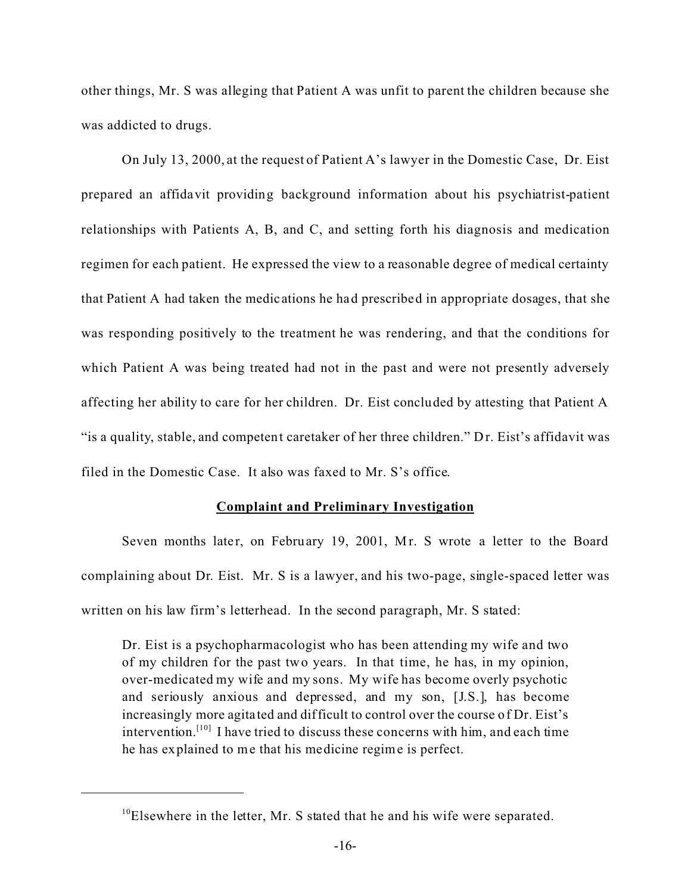other things, Mr. S was alleging that Patient A was unfit to parent the children because she was addicted to drugs.

On July 13, 2000, at the request of Patient A's lawyer in the Domestic Case, Dr. Eist prepared an affidavit providing background information about his psychiatrist-patient relationships with Patients A, B, and C, and setting forth his diagnosis and medication regimen for each patient. He expressed the view to a reasonable degree of medical certainty that Patient A had taken the medications he had prescribed in appropriate dosages, that she was responding positively to the treatment he was rendering, and that the conditions for which Patient A was being treated had not in the past and were not presently adversely affecting her ability to care for her children. Dr. Eist concluded by attesting that Patient A "is a quality, stable, and competent caretaker of her three children." Dr. Eist's affidavit was filed in the Domestic Case. It also was faxed to Mr. S's office.

**Complaint and Preliminary Investigation**

Seven months later, on February 19, 2001, Mr. S wrote a letter to the Board complaining about Dr. Eist. Mr. S is a lawyer, and his two-page, single-spaced letter was written on his law firm's letterhead. In the second paragraph, Mr. S stated:

> Dr. Eist is a psychopharmacologist who has been attending my wife and two of my children for the past two years. In that time, he has, in my opinion, over-medicated my wife and my sons. My wife has become overly psychotic and seriously anxious and depressed, and my son, [J.S.], has become increasingly more agitated and difficult to control over the course of Dr. Eist's intervention.[10] I have tried to discuss these concerns with him, and each time he has explained to me that his medicine regime is perfect.

[10] Elsewhere in the letter, Mr. S stated that he and his wife were separated.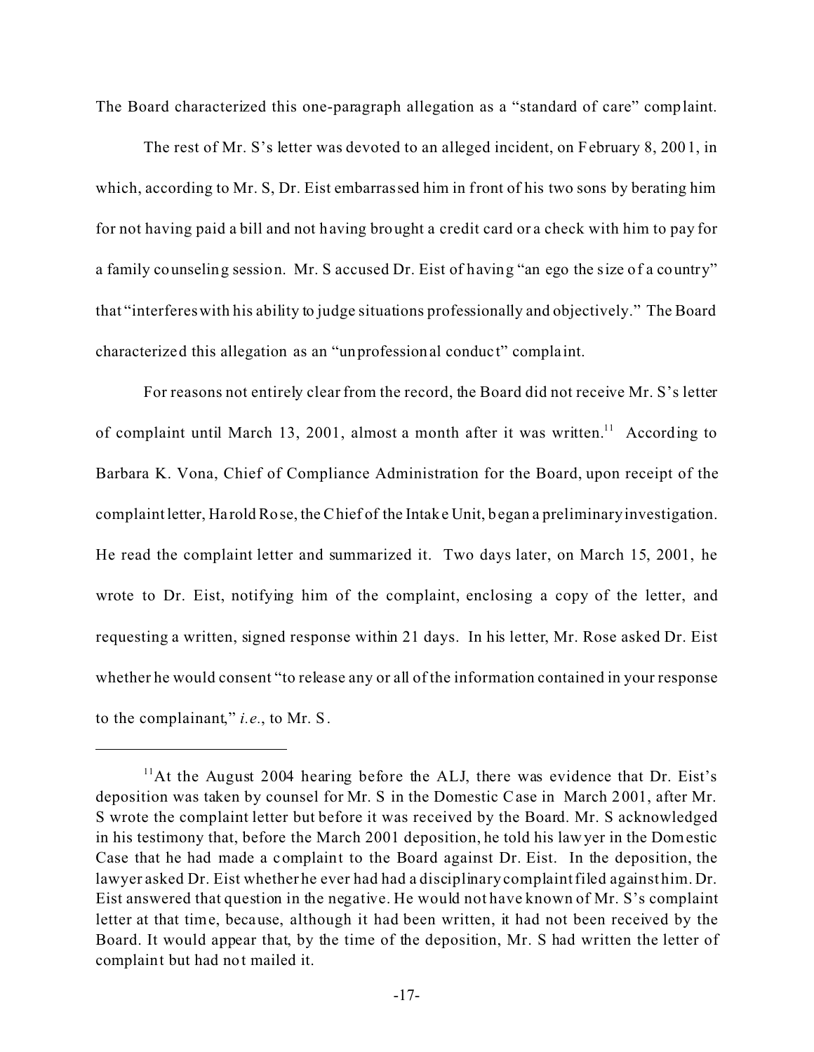The Board characterized this one-paragraph allegation as a "standard of care" complaint.

The rest of Mr. S's letter was devoted to an alleged incident, on February 8, 2001, in which, according to Mr. S, Dr. Eist embarrassed him in front of his two sons by berating him for not having paid a bill and not having brought a credit card or a check with him to pay for a family counseling session. Mr. S accused Dr. Eist of having "an ego the size of a country" that "interferes with his ability to judge situations professionally and objectively." The Board characterized this allegation as an "unprofessional conduct" complaint.

For reasons not entirely clear from the record, the Board did not receive Mr. S's letter of complaint until March 13, 2001, almost a month after it was written.[11] According to Barbara K. Vona, Chief of Compliance Administration for the Board, upon receipt of the complaint letter, Harold Rose, the Chief of the Intake Unit, began a preliminary investigation. He read the complaint letter and summarized it. Two days later, on March 15, 2001, he wrote to Dr. Eist, notifying him of the complaint, enclosing a copy of the letter, and requesting a written, signed response within 21 days. In his letter, Mr. Rose asked Dr. Eist whether he would consent "to release any or all of the information contained in your response to the complainant," *i.e.*, to Mr. S.

---

[11] At the August 2004 hearing before the ALJ, there was evidence that Dr. Eist's deposition was taken by counsel for Mr. S in the Domestic Case in March 2001, after Mr. S wrote the complaint letter but before it was received by the Board. Mr. S acknowledged in his testimony that, before the March 2001 deposition, he told his lawyer in the Domestic Case that he had made a complaint to the Board against Dr. Eist. In the deposition, the lawyer asked Dr. Eist whether he ever had had a disciplinary complaint filed against him. Dr. Eist answered that question in the negative. He would not have known of Mr. S's complaint letter at that time, because, although it had been written, it had not been received by the Board. It would appear that, by the time of the deposition, Mr. S had written the letter of complaint but had not mailed it.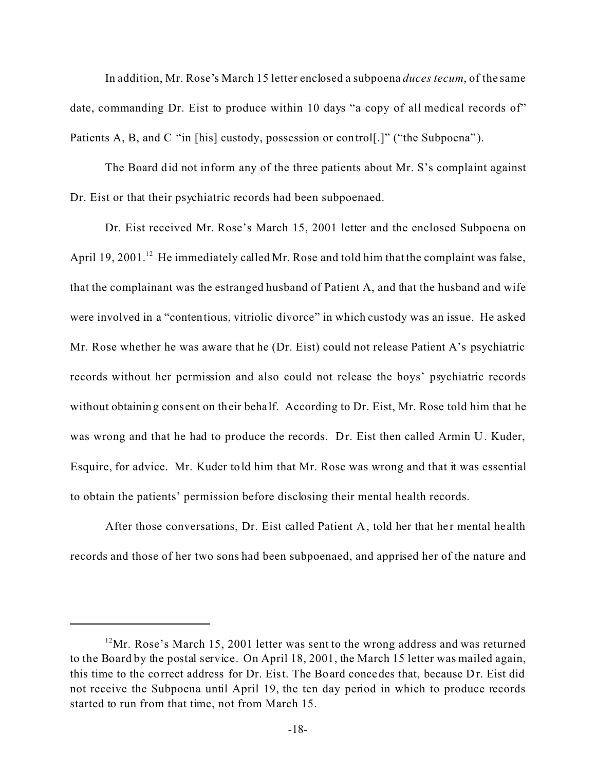In addition, Mr. Rose's March 15 letter enclosed a subpoena *duces tecum*, of the same date, commanding Dr. Eist to produce within 10 days "a copy of all medical records of" Patients A, B, and C "in [his] custody, possession or control[.]" ("the Subpoena").

The Board did not inform any of the three patients about Mr. S's complaint against Dr. Eist or that their psychiatric records had been subpoenaed.

Dr. Eist received Mr. Rose's March 15, 2001 letter and the enclosed Subpoena on April 19, 2001.[12] He immediately called Mr. Rose and told him that the complaint was false, that the complainant was the estranged husband of Patient A, and that the husband and wife were involved in a "contentious, vitriolic divorce" in which custody was an issue. He asked Mr. Rose whether he was aware that he (Dr. Eist) could not release Patient A's psychiatric records without her permission and also could not release the boys' psychiatric records without obtaining consent on their behalf. According to Dr. Eist, Mr. Rose told him that he was wrong and that he had to produce the records. Dr. Eist then called Armin U. Kuder, Esquire, for advice. Mr. Kuder told him that Mr. Rose was wrong and that it was essential to obtain the patients' permission before disclosing their mental health records.

After those conversations, Dr. Eist called Patient A, told her that her mental health records and those of her two sons had been subpoenaed, and apprised her of the nature and

---

[12] Mr. Rose's March 15, 2001 letter was sent to the wrong address and was returned to the Board by the postal service. On April 18, 2001, the March 15 letter was mailed again, this time to the correct address for Dr. Eist. The Board concedes that, because Dr. Eist did not receive the Subpoena until April 19, the ten day period in which to produce records started to run from that time, not from March 15.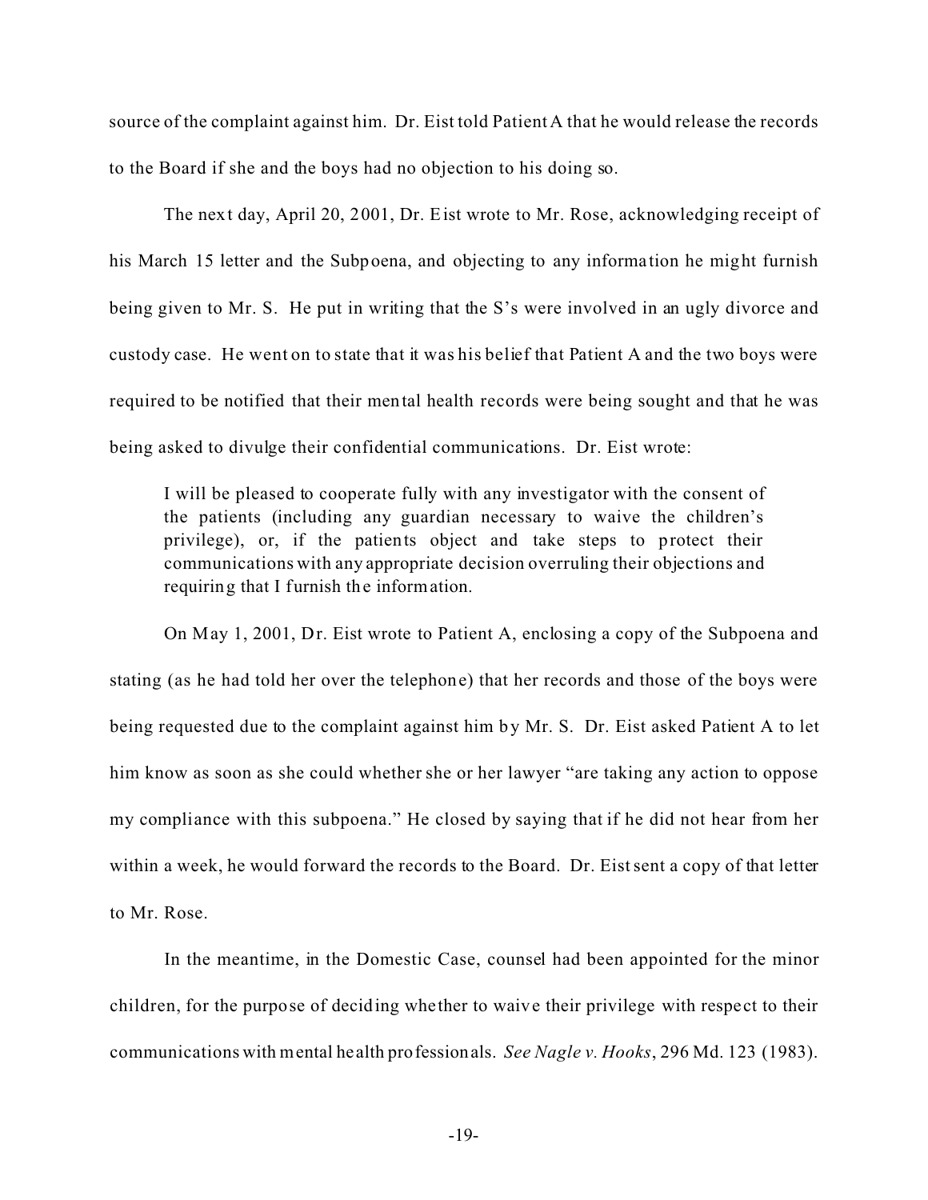source of the complaint against him. Dr. Eist told Patient A that he would release the records to the Board if she and the boys had no objection to his doing so.

The next day, April 20, 2001, Dr. Eist wrote to Mr. Rose, acknowledging receipt of his March 15 letter and the Subpoena, and objecting to any information he might furnish being given to Mr. S. He put in writing that the S's were involved in an ugly divorce and custody case. He went on to state that it was his belief that Patient A and the two boys were required to be notified that their mental health records were being sought and that he was being asked to divulge their confidential communications. Dr. Eist wrote:

> I will be pleased to cooperate fully with any investigator with the consent of the patients (including any guardian necessary to waive the children's privilege), or, if the patients object and take steps to protect their communications with any appropriate decision overruling their objections and requiring that I furnish the information.

On May 1, 2001, Dr. Eist wrote to Patient A, enclosing a copy of the Subpoena and stating (as he had told her over the telephone) that her records and those of the boys were being requested due to the complaint against him by Mr. S. Dr. Eist asked Patient A to let him know as soon as she could whether she or her lawyer "are taking any action to oppose my compliance with this subpoena." He closed by saying that if he did not hear from her within a week, he would forward the records to the Board. Dr. Eist sent a copy of that letter to Mr. Rose.

In the meantime, in the Domestic Case, counsel had been appointed for the minor children, for the purpose of deciding whether to waive their privilege with respect to their communications with mental health professionals. *See Nagle v. Hooks*, 296 Md. 123 (1983).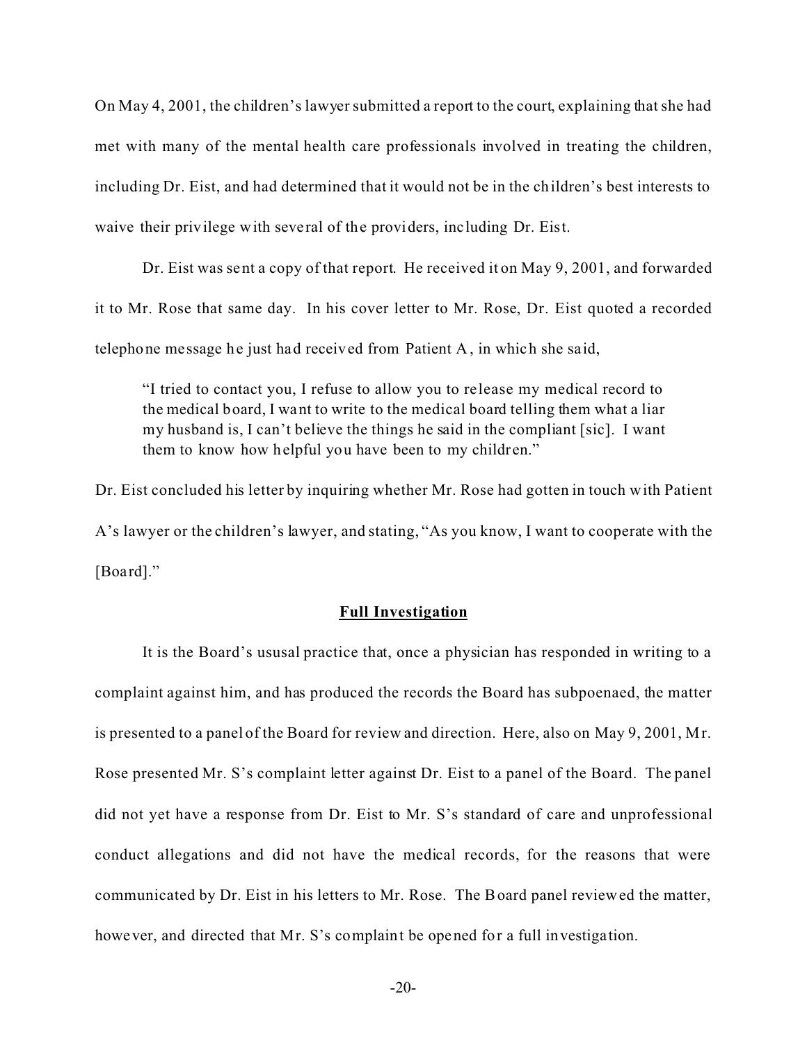On May 4, 2001, the children's lawyer submitted a report to the court, explaining that she had met with many of the mental health care professionals involved in treating the children, including Dr. Eist, and had determined that it would not be in the children's best interests to waive their privilege with several of the providers, including Dr. Eist.

Dr. Eist was sent a copy of that report. He received it on May 9, 2001, and forwarded it to Mr. Rose that same day. In his cover letter to Mr. Rose, Dr. Eist quoted a recorded telephone message he just had received from Patient A, in which she said,

> "I tried to contact you, I refuse to allow you to release my medical record to the medical board, I want to write to the medical board telling them what a liar my husband is, I can't believe the things he said in the compliant [sic]. I want them to know how helpful you have been to my children."

Dr. Eist concluded his letter by inquiring whether Mr. Rose had gotten in touch with Patient A's lawyer or the children's lawyer, and stating, "As you know, I want to cooperate with the [Board]."

**Full Investigation**

It is the Board's ususal practice that, once a physician has responded in writing to a complaint against him, and has produced the records the Board has subpoenaed, the matter is presented to a panel of the Board for review and direction. Here, also on May 9, 2001, Mr. Rose presented Mr. S's complaint letter against Dr. Eist to a panel of the Board. The panel did not yet have a response from Dr. Eist to Mr. S's standard of care and unprofessional conduct allegations and did not have the medical records, for the reasons that were communicated by Dr. Eist in his letters to Mr. Rose. The Board panel reviewed the matter, however, and directed that Mr. S's complaint be opened for a full investigation.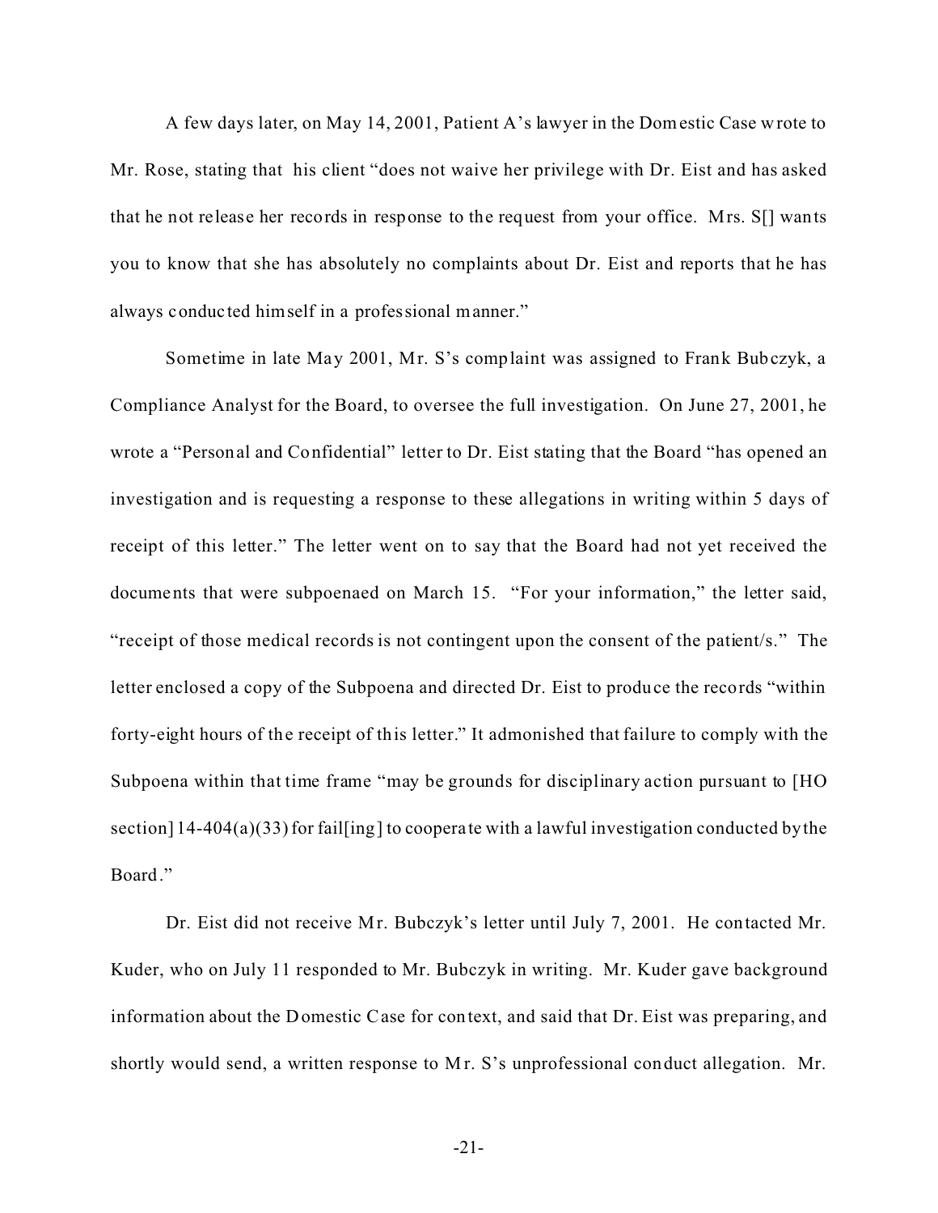A few days later, on May 14, 2001, Patient A's lawyer in the Domestic Case wrote to Mr. Rose, stating that his client "does not waive her privilege with Dr. Eist and has asked that he not release her records in response to the request from your office. Mrs. S[] wants you to know that she has absolutely no complaints about Dr. Eist and reports that he has always conducted himself in a professional manner."

Sometime in late May 2001, Mr. S's complaint was assigned to Frank Bubczyk, a Compliance Analyst for the Board, to oversee the full investigation. On June 27, 2001, he wrote a "Personal and Confidential" letter to Dr. Eist stating that the Board "has opened an investigation and is requesting a response to these allegations in writing within 5 days of receipt of this letter." The letter went on to say that the Board had not yet received the documents that were subpoenaed on March 15. "For your information," the letter said, "receipt of those medical records is not contingent upon the consent of the patient/s." The letter enclosed a copy of the Subpoena and directed Dr. Eist to produce the records "within forty-eight hours of the receipt of this letter." It admonished that failure to comply with the Subpoena within that time frame "may be grounds for disciplinary action pursuant to [HO section] 14-404(a)(33) for fail[ing] to cooperate with a lawful investigation conducted by the Board."

Dr. Eist did not receive Mr. Bubczyk's letter until July 7, 2001. He contacted Mr. Kuder, who on July 11 responded to Mr. Bubczyk in writing. Mr. Kuder gave background information about the Domestic Case for context, and said that Dr. Eist was preparing, and shortly would send, a written response to Mr. S's unprofessional conduct allegation. Mr.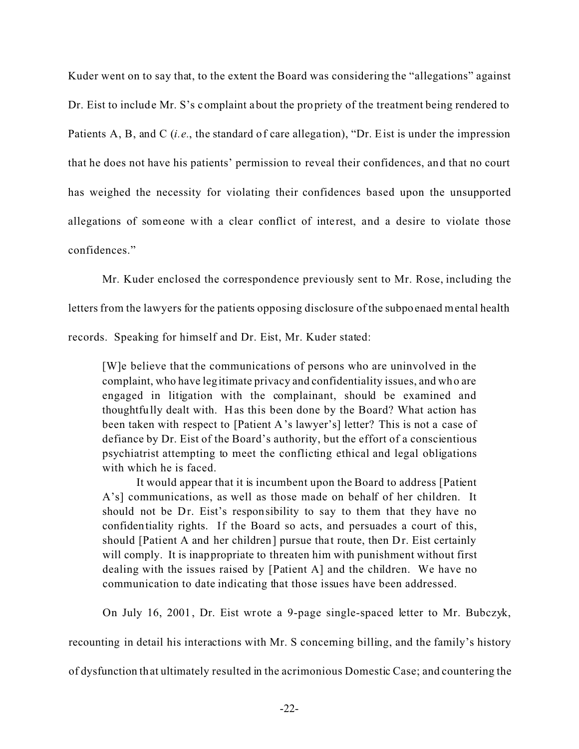Kuder went on to say that, to the extent the Board was considering the "allegations" against Dr. Eist to include Mr. S's complaint about the propriety of the treatment being rendered to Patients A, B, and C (*i.e.*, the standard of care allegation), "Dr. Eist is under the impression that he does not have his patients' permission to reveal their confidences, and that no court has weighed the necessity for violating their confidences based upon the unsupported allegations of someone with a clear conflict of interest, and a desire to violate those confidences."

Mr. Kuder enclosed the correspondence previously sent to Mr. Rose, including the letters from the lawyers for the patients opposing disclosure of the subpoenaed mental health records. Speaking for himself and Dr. Eist, Mr. Kuder stated:

> [W]e believe that the communications of persons who are uninvolved in the complaint, who have legitimate privacy and confidentiality issues, and who are engaged in litigation with the complainant, should be examined and thoughtfully dealt with. Has this been done by the Board? What action has been taken with respect to [Patient A's lawyer's] letter? This is not a case of defiance by Dr. Eist of the Board's authority, but the effort of a conscientious psychiatrist attempting to meet the conflicting ethical and legal obligations with which he is faced.
>
> It would appear that it is incumbent upon the Board to address [Patient A's] communications, as well as those made on behalf of her children. It should not be Dr. Eist's responsibility to say to them that they have no confidentiality rights. If the Board so acts, and persuades a court of this, should [Patient A and her children] pursue that route, then Dr. Eist certainly will comply. It is inappropriate to threaten him with punishment without first dealing with the issues raised by [Patient A] and the children. We have no communication to date indicating that those issues have been addressed.

On July 16, 2001, Dr. Eist wrote a 9-page single-spaced letter to Mr. Bubczyk, recounting in detail his interactions with Mr. S concerning billing, and the family's history of dysfunction that ultimately resulted in the acrimonious Domestic Case; and countering the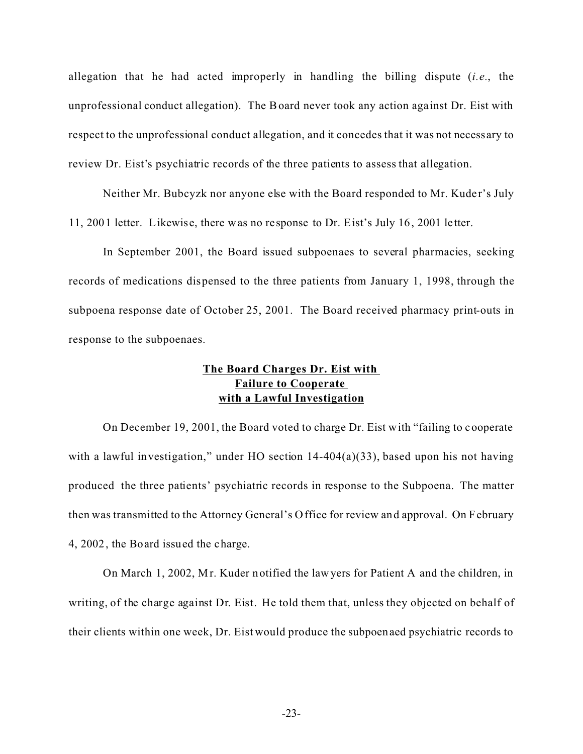allegation that he had acted improperly in handling the billing dispute (*i.e.*, the unprofessional conduct allegation). The Board never took any action against Dr. Eist with respect to the unprofessional conduct allegation, and it concedes that it was not necessary to review Dr. Eist's psychiatric records of the three patients to assess that allegation.

Neither Mr. Bubcyzk nor anyone else with the Board responded to Mr. Kuder's July 11, 2001 letter. Likewise, there was no response to Dr. Eist's July 16, 2001 letter.

In September 2001, the Board issued subpoenaes to several pharmacies, seeking records of medications dispensed to the three patients from January 1, 1998, through the subpoena response date of October 25, 2001. The Board received pharmacy print-outs in response to the subpoenaes.

**The Board Charges Dr. Eist with Failure to Cooperate with a Lawful Investigation**

On December 19, 2001, the Board voted to charge Dr. Eist with "failing to cooperate with a lawful investigation," under HO section 14-404(a)(33), based upon his not having produced the three patients' psychiatric records in response to the Subpoena. The matter then was transmitted to the Attorney General's Office for review and approval. On February 4, 2002, the Board issued the charge.

On March 1, 2002, Mr. Kuder notified the lawyers for Patient A and the children, in writing, of the charge against Dr. Eist. He told them that, unless they objected on behalf of their clients within one week, Dr. Eist would produce the subpoenaed psychiatric records to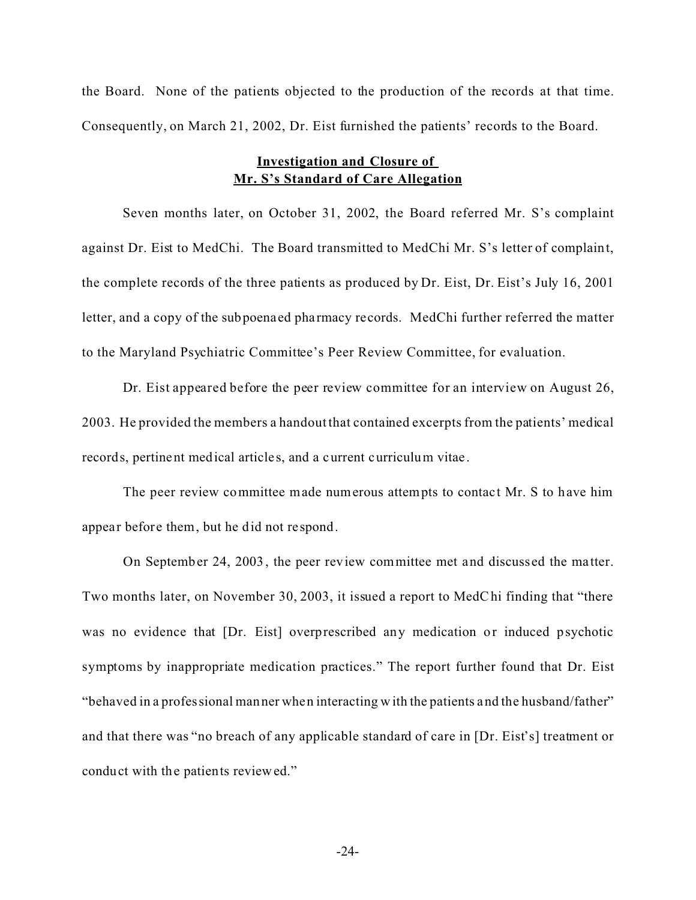the Board. None of the patients objected to the production of the records at that time. Consequently, on March 21, 2002, Dr. Eist furnished the patients' records to the Board.

**Investigation and Closure of Mr. S's Standard of Care Allegation**

Seven months later, on October 31, 2002, the Board referred Mr. S's complaint against Dr. Eist to MedChi. The Board transmitted to MedChi Mr. S's letter of complaint, the complete records of the three patients as produced by Dr. Eist, Dr. Eist's July 16, 2001 letter, and a copy of the subpoenaed pharmacy records. MedChi further referred the matter to the Maryland Psychiatric Committee's Peer Review Committee, for evaluation.

Dr. Eist appeared before the peer review committee for an interview on August 26, 2003. He provided the members a handout that contained excerpts from the patients' medical records, pertinent medical articles, and a current curriculum vitae.

The peer review committee made numerous attempts to contact Mr. S to have him appear before them, but he did not respond.

On September 24, 2003, the peer review committee met and discussed the matter. Two months later, on November 30, 2003, it issued a report to MedChi finding that "there was no evidence that [Dr. Eist] overprescribed any medication or induced psychotic symptoms by inappropriate medication practices." The report further found that Dr. Eist "behaved in a professional manner when interacting with the patients and the husband/father" and that there was "no breach of any applicable standard of care in [Dr. Eist's] treatment or conduct with the patients reviewed."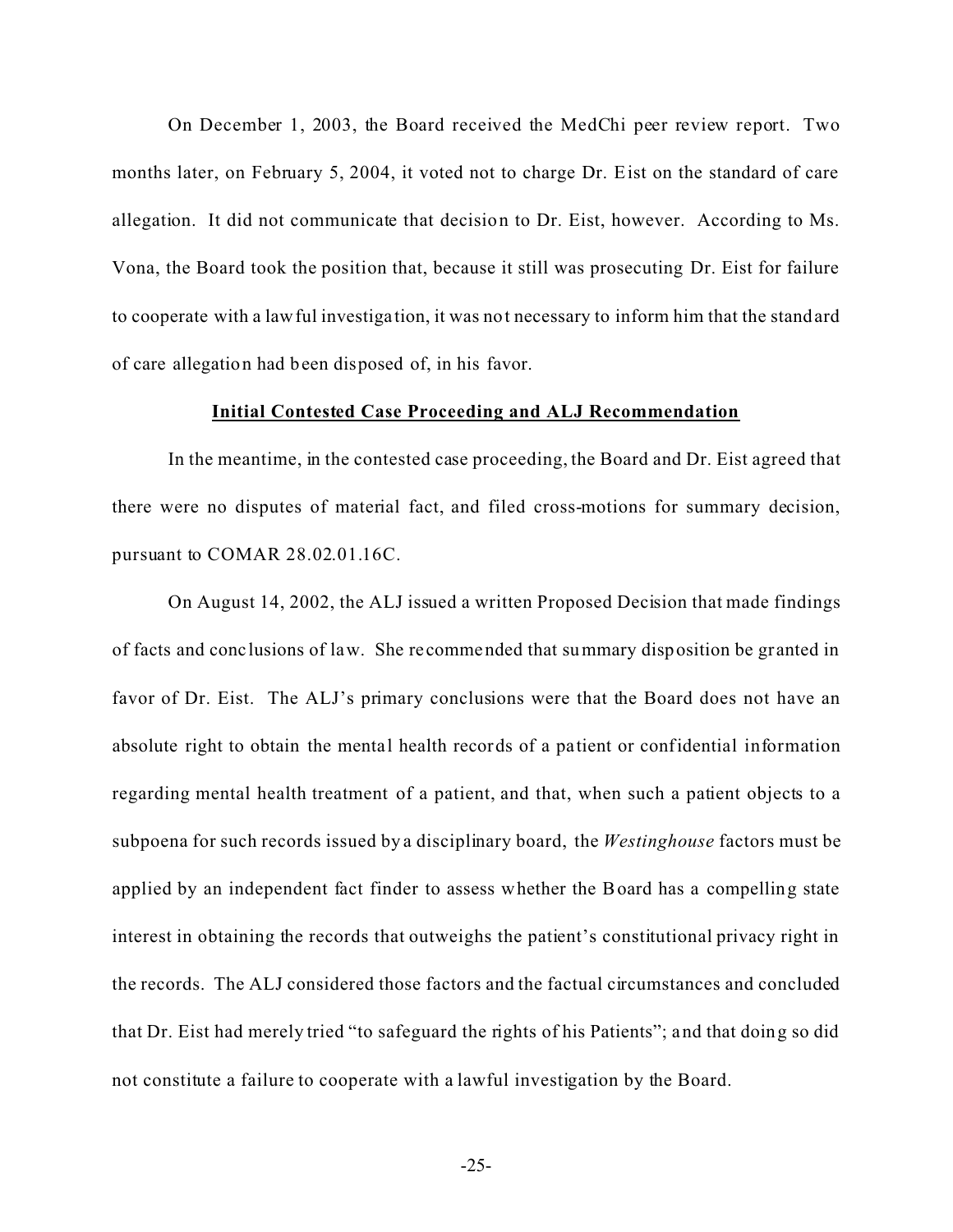On December 1, 2003, the Board received the MedChi peer review report. Two months later, on February 5, 2004, it voted not to charge Dr. Eist on the standard of care allegation. It did not communicate that decision to Dr. Eist, however. According to Ms. Vona, the Board took the position that, because it still was prosecuting Dr. Eist for failure to cooperate with a lawful investigation, it was not necessary to inform him that the standard of care allegation had been disposed of, in his favor.

**Initial Contested Case Proceeding and ALJ Recommendation**

In the meantime, in the contested case proceeding, the Board and Dr. Eist agreed that there were no disputes of material fact, and filed cross-motions for summary decision, pursuant to COMAR 28.02.01.16C.

On August 14, 2002, the ALJ issued a written Proposed Decision that made findings of facts and conclusions of law. She recommended that summary disposition be granted in favor of Dr. Eist. The ALJ's primary conclusions were that the Board does not have an absolute right to obtain the mental health records of a patient or confidential information regarding mental health treatment of a patient, and that, when such a patient objects to a subpoena for such records issued by a disciplinary board, the *Westinghouse* factors must be applied by an independent fact finder to assess whether the Board has a compelling state interest in obtaining the records that outweighs the patient's constitutional privacy right in the records. The ALJ considered those factors and the factual circumstances and concluded that Dr. Eist had merely tried "to safeguard the rights of his Patients"; and that doing so did not constitute a failure to cooperate with a lawful investigation by the Board.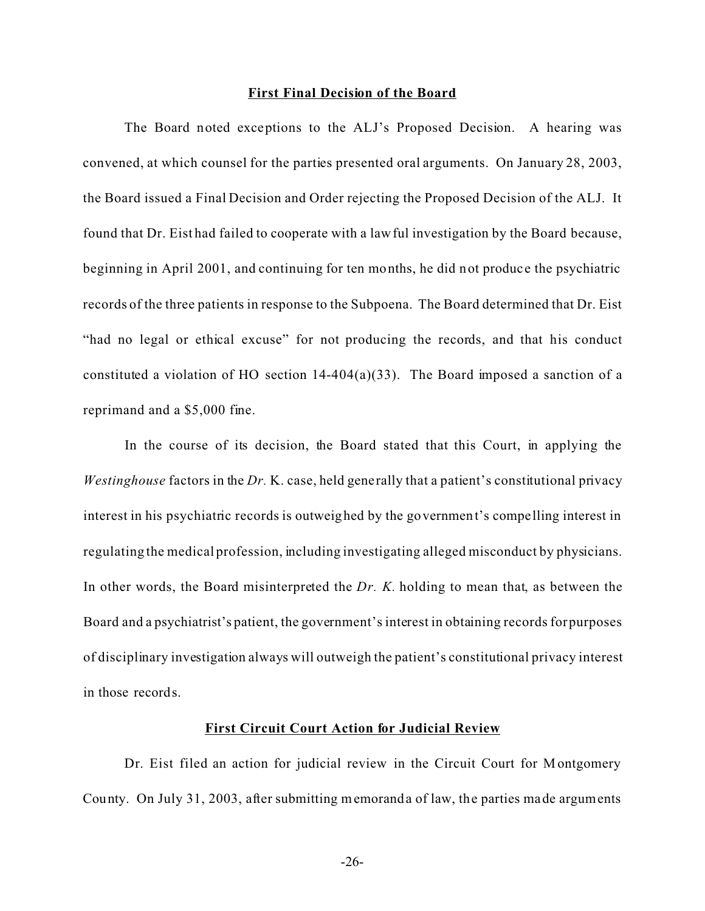**First Final Decision of the Board**

The Board noted exceptions to the ALJ's Proposed Decision. A hearing was convened, at which counsel for the parties presented oral arguments. On January 28, 2003, the Board issued a Final Decision and Order rejecting the Proposed Decision of the ALJ. It found that Dr. Eist had failed to cooperate with a lawful investigation by the Board because, beginning in April 2001, and continuing for ten months, he did not produce the psychiatric records of the three patients in response to the Subpoena. The Board determined that Dr. Eist "had no legal or ethical excuse" for not producing the records, and that his conduct constituted a violation of HO section 14-404(a)(33). The Board imposed a sanction of a reprimand and a $5,000 fine.

In the course of its decision, the Board stated that this Court, in applying the *Westinghouse* factors in the *Dr.* K. case, held generally that a patient's constitutional privacy interest in his psychiatric records is outweighed by the government's compelling interest in regulating the medical profession, including investigating alleged misconduct by physicians. In other words, the Board misinterpreted the *Dr. K.* holding to mean that, as between the Board and a psychiatrist's patient, the government's interest in obtaining records for purposes of disciplinary investigation always will outweigh the patient's constitutional privacy interest in those records.

**First Circuit Court Action for Judicial Review**

Dr. Eist filed an action for judicial review in the Circuit Court for Montgomery County. On July 31, 2003, after submitting memoranda of law, the parties made arguments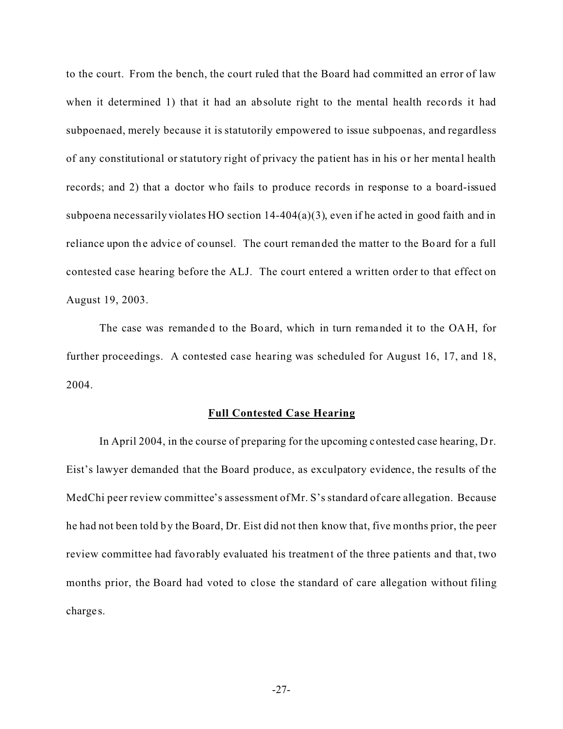to the court. From the bench, the court ruled that the Board had committed an error of law when it determined 1) that it had an absolute right to the mental health records it had subpoenaed, merely because it is statutorily empowered to issue subpoenas, and regardless of any constitutional or statutory right of privacy the patient has in his or her mental health records; and 2) that a doctor who fails to produce records in response to a board-issued subpoena necessarily violates HO section 14-404(a)(3), even if he acted in good faith and in reliance upon the advice of counsel. The court remanded the matter to the Board for a full contested case hearing before the ALJ. The court entered a written order to that effect on August 19, 2003.

The case was remanded to the Board, which in turn remanded it to the OAH, for further proceedings. A contested case hearing was scheduled for August 16, 17, and 18, 2004.

**Full Contested Case Hearing**

In April 2004, in the course of preparing for the upcoming contested case hearing, Dr. Eist's lawyer demanded that the Board produce, as exculpatory evidence, the results of the MedChi peer review committee's assessment of Mr. S's standard of care allegation. Because he had not been told by the Board, Dr. Eist did not then know that, five months prior, the peer review committee had favorably evaluated his treatment of the three patients and that, two months prior, the Board had voted to close the standard of care allegation without filing charges.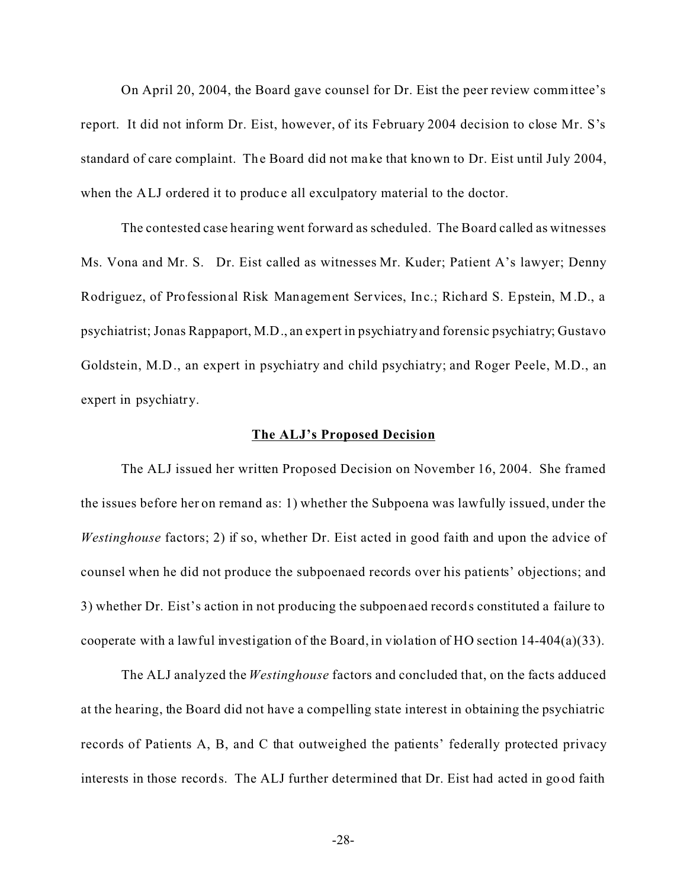On April 20, 2004, the Board gave counsel for Dr. Eist the peer review committee's report. It did not inform Dr. Eist, however, of its February 2004 decision to close Mr. S's standard of care complaint. The Board did not make that known to Dr. Eist until July 2004, when the ALJ ordered it to produce all exculpatory material to the doctor.

The contested case hearing went forward as scheduled. The Board called as witnesses Ms. Vona and Mr. S. Dr. Eist called as witnesses Mr. Kuder; Patient A's lawyer; Denny Rodriguez, of Professional Risk Management Services, Inc.; Richard S. Epstein, M.D., a psychiatrist; Jonas Rappaport, M.D., an expert in psychiatry and forensic psychiatry; Gustavo Goldstein, M.D., an expert in psychiatry and child psychiatry; and Roger Peele, M.D., an expert in psychiatry.

**The ALJ's Proposed Decision**

The ALJ issued her written Proposed Decision on November 16, 2004. She framed the issues before her on remand as: 1) whether the Subpoena was lawfully issued, under the *Westinghouse* factors; 2) if so, whether Dr. Eist acted in good faith and upon the advice of counsel when he did not produce the subpoenaed records over his patients' objections; and 3) whether Dr. Eist's action in not producing the subpoenaed records constituted a failure to cooperate with a lawful investigation of the Board, in violation of HO section 14-404(a)(33).

The ALJ analyzed the *Westinghouse* factors and concluded that, on the facts adduced at the hearing, the Board did not have a compelling state interest in obtaining the psychiatric records of Patients A, B, and C that outweighed the patients' federally protected privacy interests in those records. The ALJ further determined that Dr. Eist had acted in good faith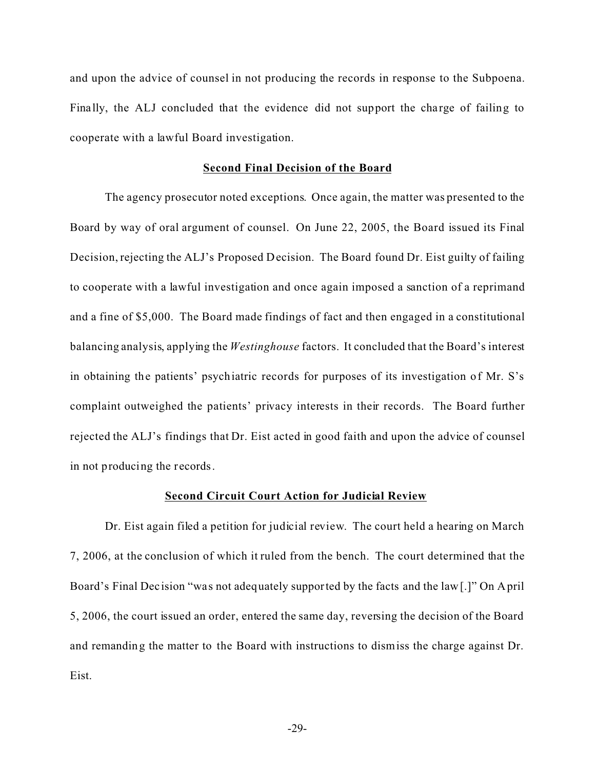and upon the advice of counsel in not producing the records in response to the Subpoena. Finally, the ALJ concluded that the evidence did not support the charge of failing to cooperate with a lawful Board investigation.

**Second Final Decision of the Board**

The agency prosecutor noted exceptions. Once again, the matter was presented to the Board by way of oral argument of counsel. On June 22, 2005, the Board issued its Final Decision, rejecting the ALJ's Proposed Decision. The Board found Dr. Eist guilty of failing to cooperate with a lawful investigation and once again imposed a sanction of a reprimand and a fine of $5,000. The Board made findings of fact and then engaged in a constitutional balancing analysis, applying the *Westinghouse* factors. It concluded that the Board's interest in obtaining the patients' psychiatric records for purposes of its investigation of Mr. S's complaint outweighed the patients' privacy interests in their records. The Board further rejected the ALJ's findings that Dr. Eist acted in good faith and upon the advice of counsel in not producing the records.

**Second Circuit Court Action for Judicial Review**

Dr. Eist again filed a petition for judicial review. The court held a hearing on March 7, 2006, at the conclusion of which it ruled from the bench. The court determined that the Board's Final Decision "was not adequately supported by the facts and the law[.]" On April 5, 2006, the court issued an order, entered the same day, reversing the decision of the Board and remanding the matter to the Board with instructions to dismiss the charge against Dr. Eist.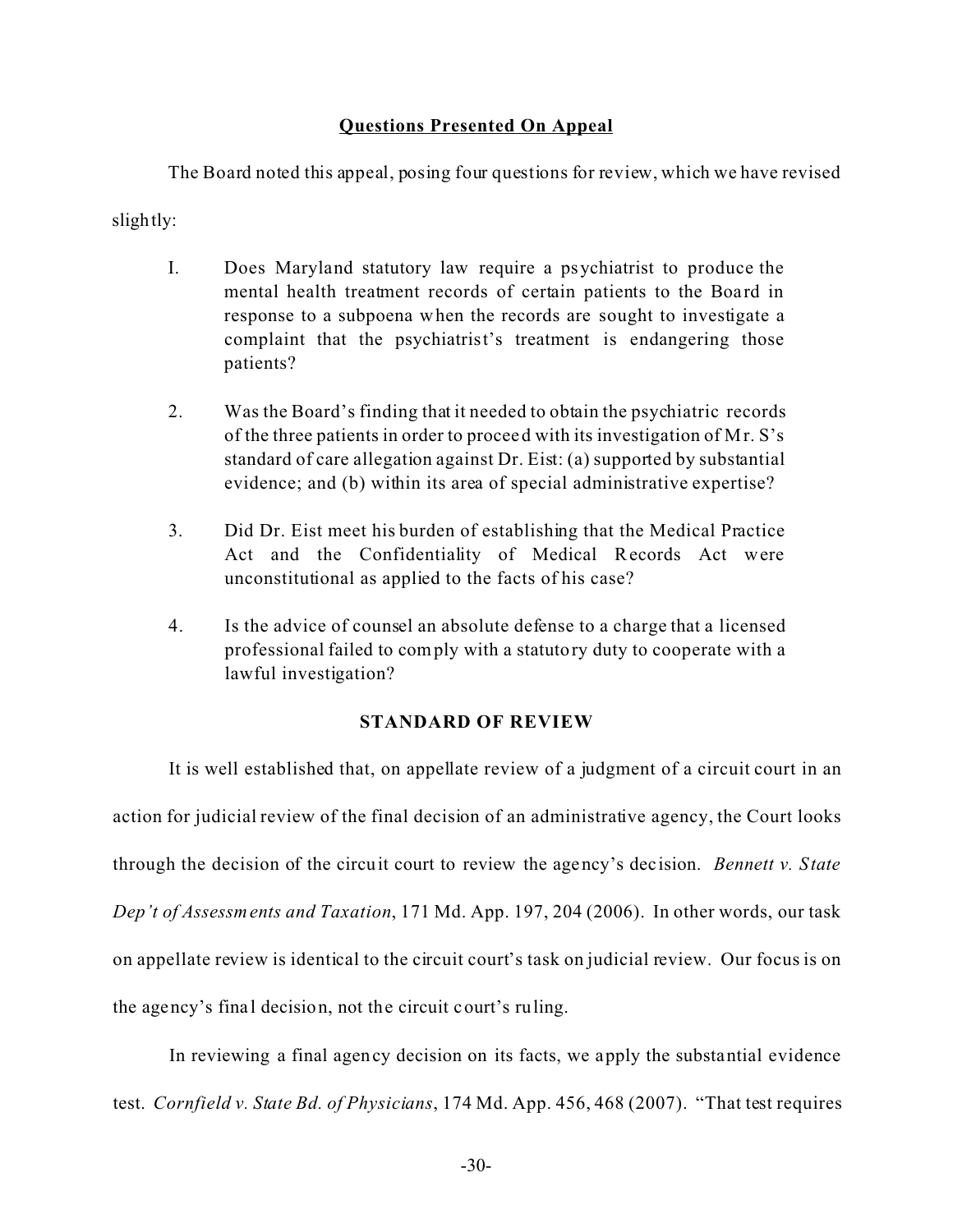## Questions Presented On Appeal

The Board noted this appeal, posing four questions for review, which we have revised slightly:

I. Does Maryland statutory law require a psychiatrist to produce the mental health treatment records of certain patients to the Board in response to a subpoena when the records are sought to investigate a complaint that the psychiatrist's treatment is endangering those patients?

2. Was the Board's finding that it needed to obtain the psychiatric records of the three patients in order to proceed with its investigation of Mr. S's standard of care allegation against Dr. Eist: (a) supported by substantial evidence; and (b) within its area of special administrative expertise?

3. Did Dr. Eist meet his burden of establishing that the Medical Practice Act and the Confidentiality of Medical Records Act were unconstitutional as applied to the facts of his case?

4. Is the advice of counsel an absolute defense to a charge that a licensed professional failed to comply with a statutory duty to cooperate with a lawful investigation?

## STANDARD OF REVIEW

It is well established that, on appellate review of a judgment of a circuit court in an action for judicial review of the final decision of an administrative agency, the Court looks through the decision of the circuit court to review the agency's decision. *Bennett v. State Dep't of Assessments and Taxation*, 171 Md. App. 197, 204 (2006). In other words, our task on appellate review is identical to the circuit court's task on judicial review. Our focus is on the agency's final decision, not the circuit court's ruling.

In reviewing a final agency decision on its facts, we apply the substantial evidence test. *Cornfield v. State Bd. of Physicians*, 174 Md. App. 456, 468 (2007). "That test requires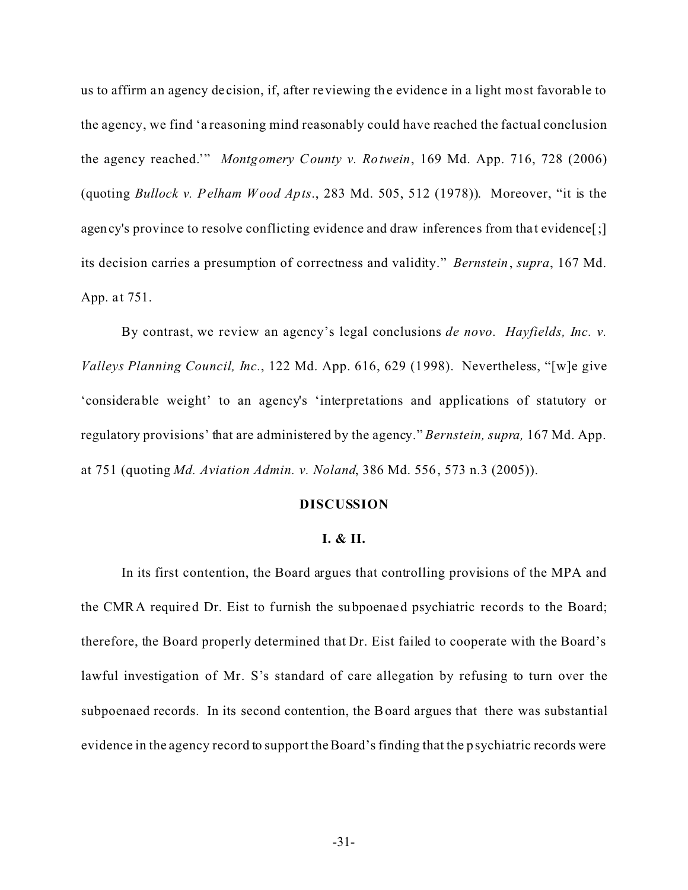us to affirm an agency decision, if, after reviewing the evidence in a light most favorable to the agency, we find 'a reasoning mind reasonably could have reached the factual conclusion the agency reached.'" *Montgomery County v. Rotwein*, 169 Md. App. 716, 728 (2006) (quoting *Bullock v. Pelham Wood Apts.*, 283 Md. 505, 512 (1978)). Moreover, "it is the agency's province to resolve conflicting evidence and draw inferences from that evidence[;] its decision carries a presumption of correctness and validity." *Bernstein*, *supra*, 167 Md. App. at 751.

By contrast, we review an agency's legal conclusions *de novo*. *Hayfields, Inc. v. Valleys Planning Council, Inc.*, 122 Md. App. 616, 629 (1998). Nevertheless, "[w]e give 'considerable weight' to an agency's 'interpretations and applications of statutory or regulatory provisions' that are administered by the agency." *Bernstein, supra,* 167 Md. App. at 751 (quoting *Md. Aviation Admin. v. Noland*, 386 Md. 556, 573 n.3 (2005)).

## DISCUSSION

### I. & II.

In its first contention, the Board argues that controlling provisions of the MPA and the CMRA required Dr. Eist to furnish the subpoenaed psychiatric records to the Board; therefore, the Board properly determined that Dr. Eist failed to cooperate with the Board's lawful investigation of Mr. S's standard of care allegation by refusing to turn over the subpoenaed records. In its second contention, the Board argues that there was substantial evidence in the agency record to support the Board's finding that the psychiatric records were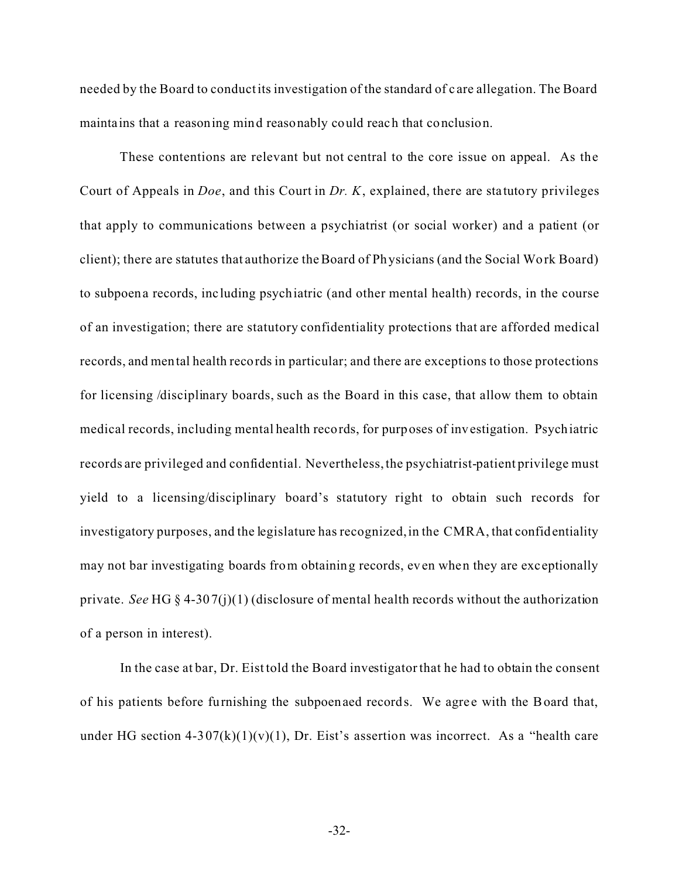needed by the Board to conduct its investigation of the standard of care allegation. The Board maintains that a reasoning mind reasonably could reach that conclusion.

These contentions are relevant but not central to the core issue on appeal. As the Court of Appeals in *Doe*, and this Court in *Dr. K*, explained, there are statutory privileges that apply to communications between a psychiatrist (or social worker) and a patient (or client); there are statutes that authorize the Board of Physicians (and the Social Work Board) to subpoena records, including psychiatric (and other mental health) records, in the course of an investigation; there are statutory confidentiality protections that are afforded medical records, and mental health records in particular; and there are exceptions to those protections for licensing /disciplinary boards, such as the Board in this case, that allow them to obtain medical records, including mental health records, for purposes of investigation. Psychiatric records are privileged and confidential. Nevertheless, the psychiatrist-patient privilege must yield to a licensing/disciplinary board's statutory right to obtain such records for investigatory purposes, and the legislature has recognized, in the CMRA, that confidentiality may not bar investigating boards from obtaining records, even when they are exceptionally private. *See* HG § 4-307(j)(1) (disclosure of mental health records without the authorization of a person in interest).

In the case at bar, Dr. Eist told the Board investigator that he had to obtain the consent of his patients before furnishing the subpoenaed records. We agree with the Board that, under HG section 4-307(k)(1)(v)(1), Dr. Eist's assertion was incorrect. As a "health care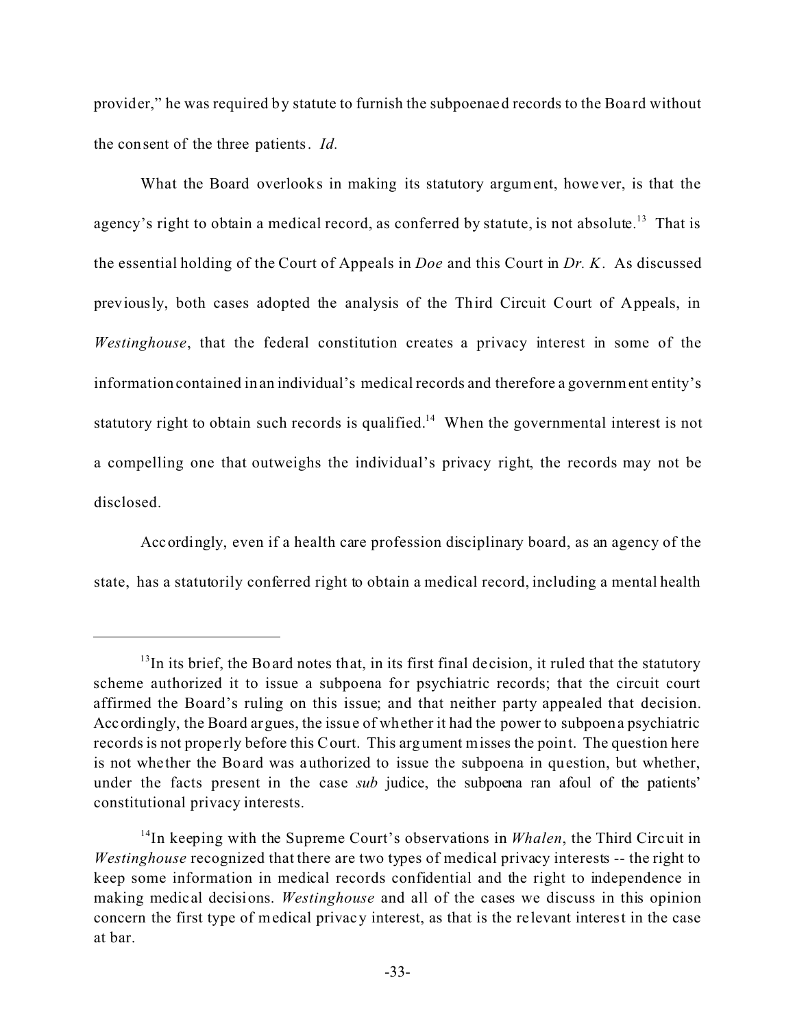provider," he was required by statute to furnish the subpoenaed records to the Board without the consent of the three patients. *Id.*

What the Board overlooks in making its statutory argument, however, is that the agency's right to obtain a medical record, as conferred by statute, is not absolute.[13] That is the essential holding of the Court of Appeals in *Doe* and this Court in *Dr. K*. As discussed previously, both cases adopted the analysis of the Third Circuit Court of Appeals, in *Westinghouse*, that the federal constitution creates a privacy interest in some of the information contained in an individual's medical records and therefore a government entity's statutory right to obtain such records is qualified.[14] When the governmental interest is not a compelling one that outweighs the individual's privacy right, the records may not be disclosed.

Accordingly, even if a health care profession disciplinary board, as an agency of the state, has a statutorily conferred right to obtain a medical record, including a mental health

---

[13] In its brief, the Board notes that, in its first final decision, it ruled that the statutory scheme authorized it to issue a subpoena for psychiatric records; that the circuit court affirmed the Board's ruling on this issue; and that neither party appealed that decision. Accordingly, the Board argues, the issue of whether it had the power to subpoena psychiatric records is not properly before this Court. This argument misses the point. The question here is not whether the Board was authorized to issue the subpoena in question, but whether, under the facts present in the case *sub* judice, the subpoena ran afoul of the patients' constitutional privacy interests.

[14] In keeping with the Supreme Court's observations in *Whalen*, the Third Circuit in *Westinghouse* recognized that there are two types of medical privacy interests -- the right to keep some information in medical records confidential and the right to independence in making medical decisions. *Westinghouse* and all of the cases we discuss in this opinion concern the first type of medical privacy interest, as that is the relevant interest in the case at bar.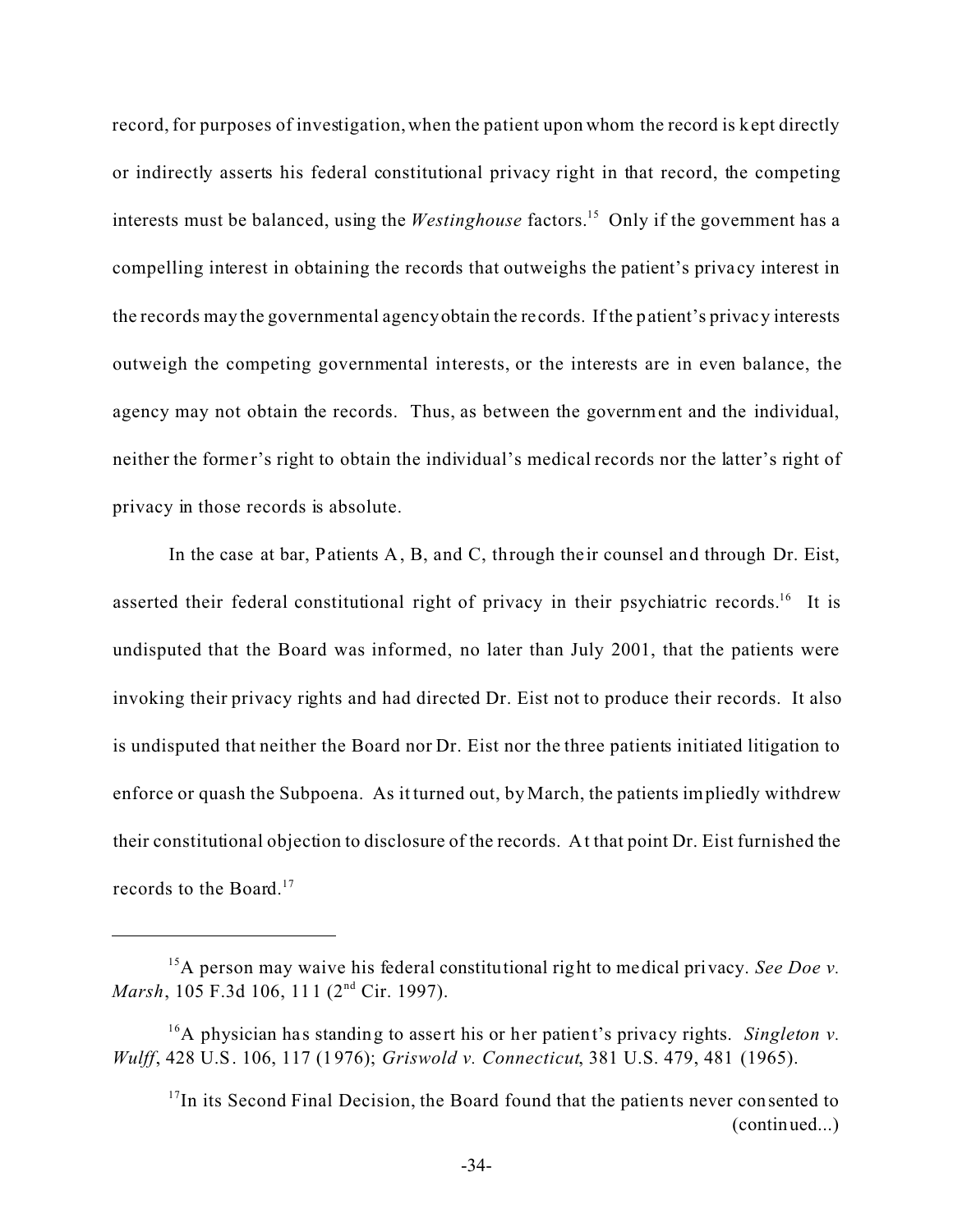record, for purposes of investigation, when the patient upon whom the record is kept directly or indirectly asserts his federal constitutional privacy right in that record, the competing interests must be balanced, using the *Westinghouse* factors.[15] Only if the government has a compelling interest in obtaining the records that outweighs the patient's privacy interest in the records may the governmental agency obtain the records. If the patient's privacy interests outweigh the competing governmental interests, or the interests are in even balance, the agency may not obtain the records. Thus, as between the government and the individual, neither the former's right to obtain the individual's medical records nor the latter's right of privacy in those records is absolute.

In the case at bar, Patients A, B, and C, through their counsel and through Dr. Eist, asserted their federal constitutional right of privacy in their psychiatric records.[16] It is undisputed that the Board was informed, no later than July 2001, that the patients were invoking their privacy rights and had directed Dr. Eist not to produce their records. It also is undisputed that neither the Board nor Dr. Eist nor the three patients initiated litigation to enforce or quash the Subpoena. As it turned out, by March, the patients impliedly withdrew their constitutional objection to disclosure of the records. At that point Dr. Eist furnished the records to the Board.[17]

---

[15] A person may waive his federal constitutional right to medical privacy. *See Doe v. Marsh*, 105 F.3d 106, 111 (2nd Cir. 1997).

[16] A physician has standing to assert his or her patient's privacy rights. *Singleton v. Wulff*, 428 U.S. 106, 117 (1976); *Griswold v. Connecticut*, 381 U.S. 479, 481 (1965).

[17] In its Second Final Decision, the Board found that the patients never consented to (continued...)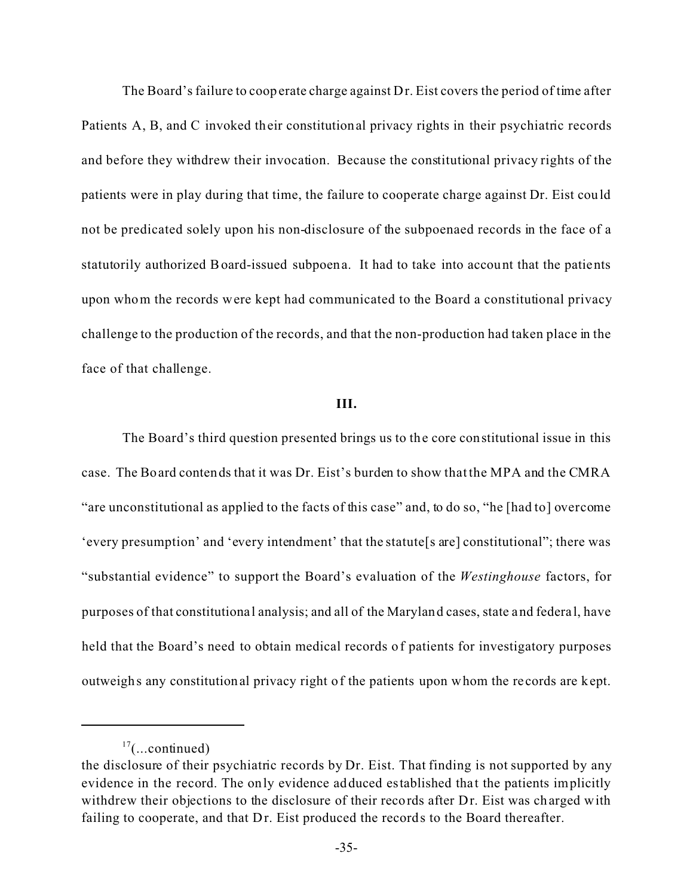The Board's failure to cooperate charge against Dr. Eist covers the period of time after Patients A, B, and C invoked their constitutional privacy rights in their psychiatric records and before they withdrew their invocation. Because the constitutional privacy rights of the patients were in play during that time, the failure to cooperate charge against Dr. Eist could not be predicated solely upon his non-disclosure of the subpoenaed records in the face of a statutorily authorized Board-issued subpoena. It had to take into account that the patients upon whom the records were kept had communicated to the Board a constitutional privacy challenge to the production of the records, and that the non-production had taken place in the face of that challenge.

### III.

The Board's third question presented brings us to the core constitutional issue in this case. The Board contends that it was Dr. Eist's burden to show that the MPA and the CMRA "are unconstitutional as applied to the facts of this case" and, to do so, "he [had to] overcome 'every presumption' and 'every intendment' that the statute[s are] constitutional"; there was "substantial evidence" to support the Board's evaluation of the *Westinghouse* factors, for purposes of that constitutional analysis; and all of the Maryland cases, state and federal, have held that the Board's need to obtain medical records of patients for investigatory purposes outweighs any constitutional privacy right of the patients upon whom the records are kept.

---

[17](...continued)
the disclosure of their psychiatric records by Dr. Eist. That finding is not supported by any evidence in the record. The only evidence adduced established that the patients implicitly withdrew their objections to the disclosure of their records after Dr. Eist was charged with failing to cooperate, and that Dr. Eist produced the records to the Board thereafter.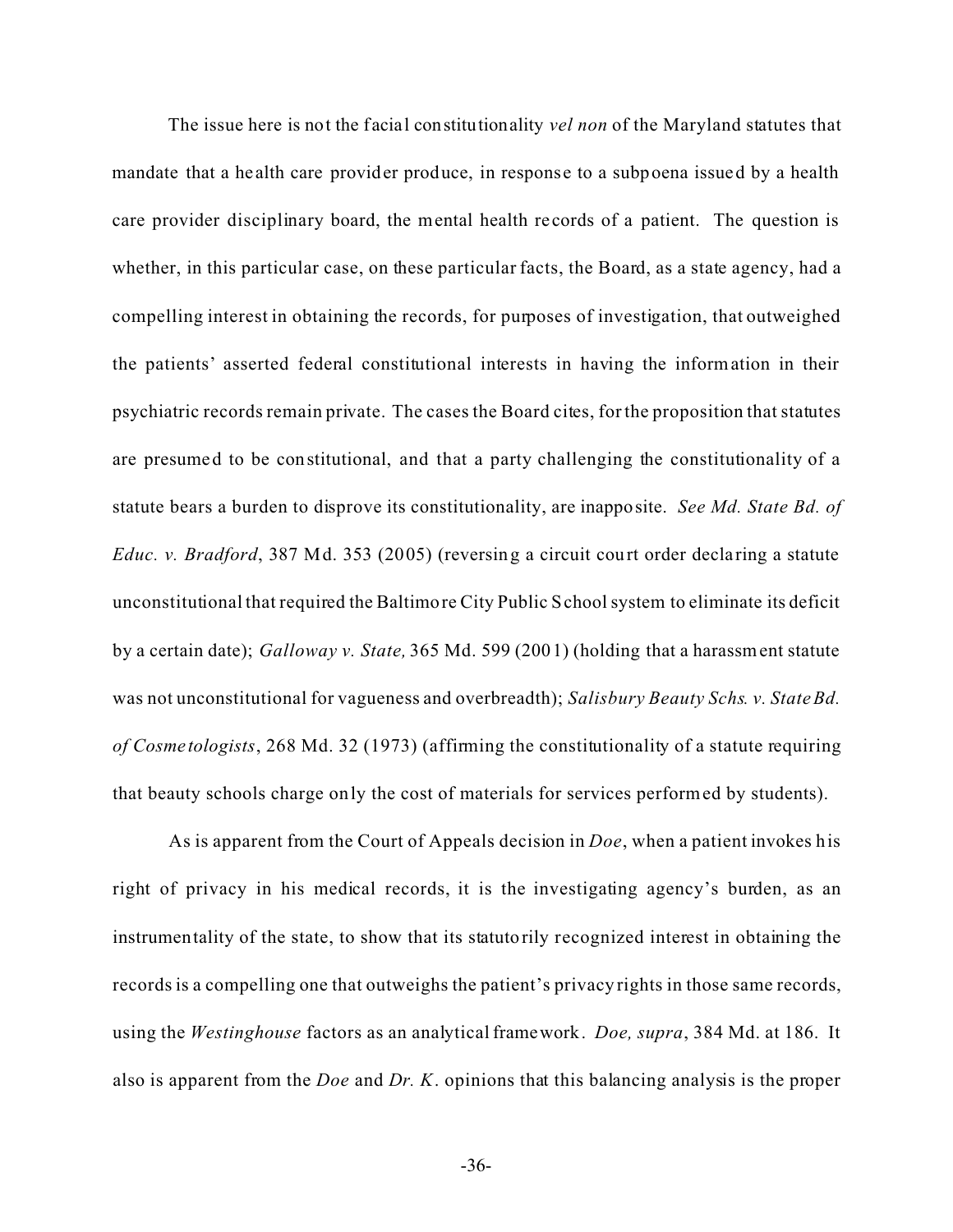The issue here is not the facial constitutionality *vel non* of the Maryland statutes that mandate that a health care provider produce, in response to a subpoena issued by a health care provider disciplinary board, the mental health records of a patient. The question is whether, in this particular case, on these particular facts, the Board, as a state agency, had a compelling interest in obtaining the records, for purposes of investigation, that outweighed the patients' asserted federal constitutional interests in having the information in their psychiatric records remain private. The cases the Board cites, for the proposition that statutes are presumed to be constitutional, and that a party challenging the constitutionality of a statute bears a burden to disprove its constitutionality, are inapposite. *See Md. State Bd. of Educ. v. Bradford*, 387 Md. 353 (2005) (reversing a circuit court order declaring a statute unconstitutional that required the Baltimore City Public School system to eliminate its deficit by a certain date); *Galloway v. State,* 365 Md. 599 (2001) (holding that a harassment statute was not unconstitutional for vagueness and overbreadth); *Salisbury Beauty Schs. v. State Bd. of Cosmetologists*, 268 Md. 32 (1973) (affirming the constitutionality of a statute requiring that beauty schools charge only the cost of materials for services performed by students).

As is apparent from the Court of Appeals decision in *Doe*, when a patient invokes his right of privacy in his medical records, it is the investigating agency's burden, as an instrumentality of the state, to show that its statutorily recognized interest in obtaining the records is a compelling one that outweighs the patient's privacy rights in those same records, using the *Westinghouse* factors as an analytical framework. *Doe, supra*, 384 Md. at 186. It also is apparent from the *Doe* and *Dr. K*. opinions that this balancing analysis is the proper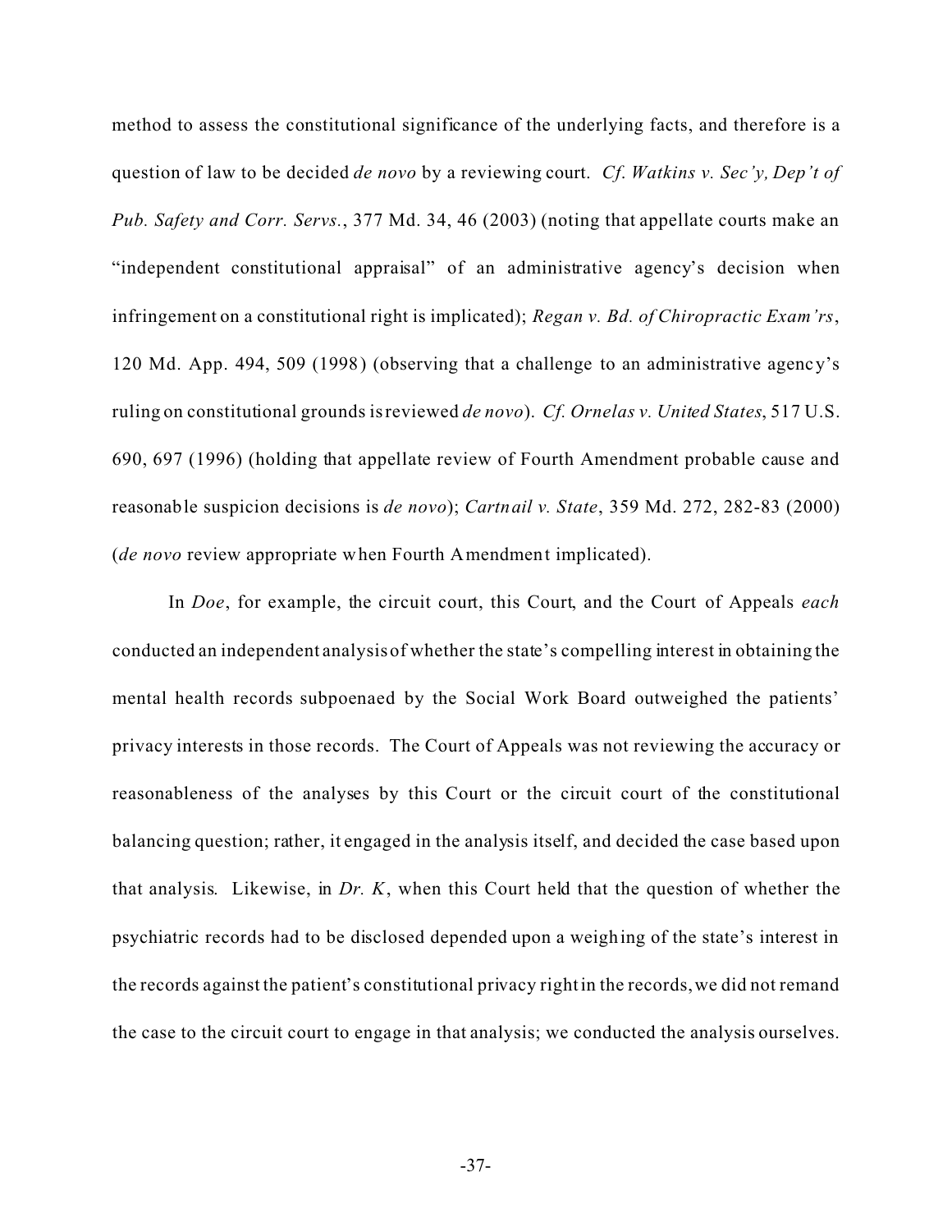method to assess the constitutional significance of the underlying facts, and therefore is a question of law to be decided *de novo* by a reviewing court. *Cf. Watkins v. Sec'y, Dep't of Pub. Safety and Corr. Servs.*, 377 Md. 34, 46 (2003) (noting that appellate courts make an "independent constitutional appraisal" of an administrative agency's decision when infringement on a constitutional right is implicated); *Regan v. Bd. of Chiropractic Exam'rs*, 120 Md. App. 494, 509 (1998) (observing that a challenge to an administrative agency's ruling on constitutional grounds is reviewed *de novo*). *Cf. Ornelas v. United States*, 517 U.S. 690, 697 (1996) (holding that appellate review of Fourth Amendment probable cause and reasonable suspicion decisions is *de novo*); *Cartnail v. State*, 359 Md. 272, 282-83 (2000) (*de novo* review appropriate when Fourth Amendment implicated).

In *Doe*, for example, the circuit court, this Court, and the Court of Appeals *each* conducted an independent analysis of whether the state's compelling interest in obtaining the mental health records subpoenaed by the Social Work Board outweighed the patients' privacy interests in those records. The Court of Appeals was not reviewing the accuracy or reasonableness of the analyses by this Court or the circuit court of the constitutional balancing question; rather, it engaged in the analysis itself, and decided the case based upon that analysis. Likewise, in *Dr. K*, when this Court held that the question of whether the psychiatric records had to be disclosed depended upon a weighing of the state's interest in the records against the patient's constitutional privacy right in the records, we did not remand the case to the circuit court to engage in that analysis; we conducted the analysis ourselves.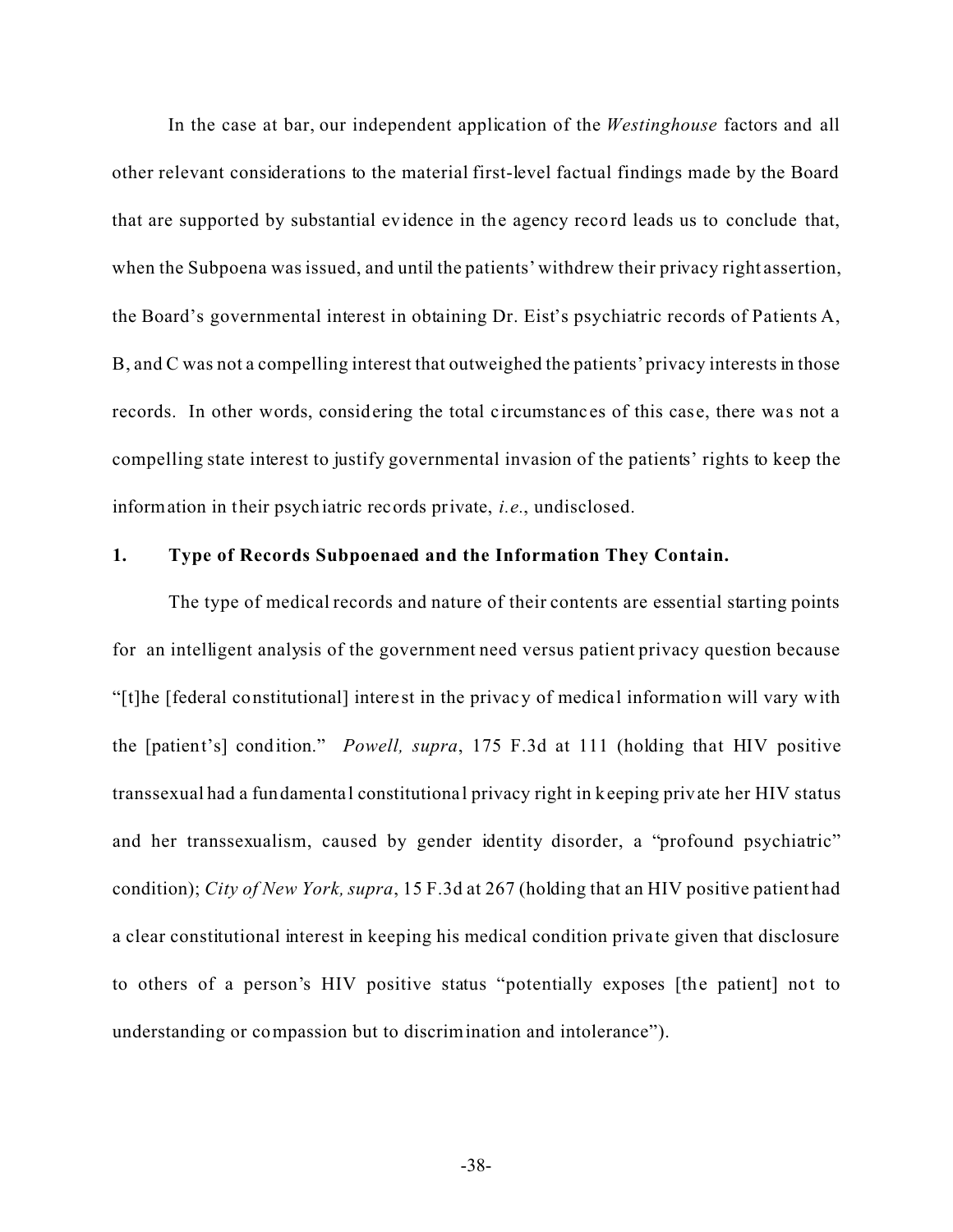In the case at bar, our independent application of the *Westinghouse* factors and all other relevant considerations to the material first-level factual findings made by the Board that are supported by substantial evidence in the agency record leads us to conclude that, when the Subpoena was issued, and until the patients' withdrew their privacy right assertion, the Board's governmental interest in obtaining Dr. Eist's psychiatric records of Patients A, B, and C was not a compelling interest that outweighed the patients' privacy interests in those records. In other words, considering the total circumstances of this case, there was not a compelling state interest to justify governmental invasion of the patients' rights to keep the information in their psychiatric records private, *i.e.*, undisclosed.

**1. Type of Records Subpoenaed and the Information They Contain.**

The type of medical records and nature of their contents are essential starting points for an intelligent analysis of the government need versus patient privacy question because "[t]he [federal constitutional] interest in the privacy of medical information will vary with the [patient's] condition." *Powell, supra*, 175 F.3d at 111 (holding that HIV positive transsexual had a fundamental constitutional privacy right in keeping private her HIV status and her transsexualism, caused by gender identity disorder, a "profound psychiatric" condition); *City of New York, supra*, 15 F.3d at 267 (holding that an HIV positive patient had a clear constitutional interest in keeping his medical condition private given that disclosure to others of a person's HIV positive status "potentially exposes [the patient] not to understanding or compassion but to discrimination and intolerance").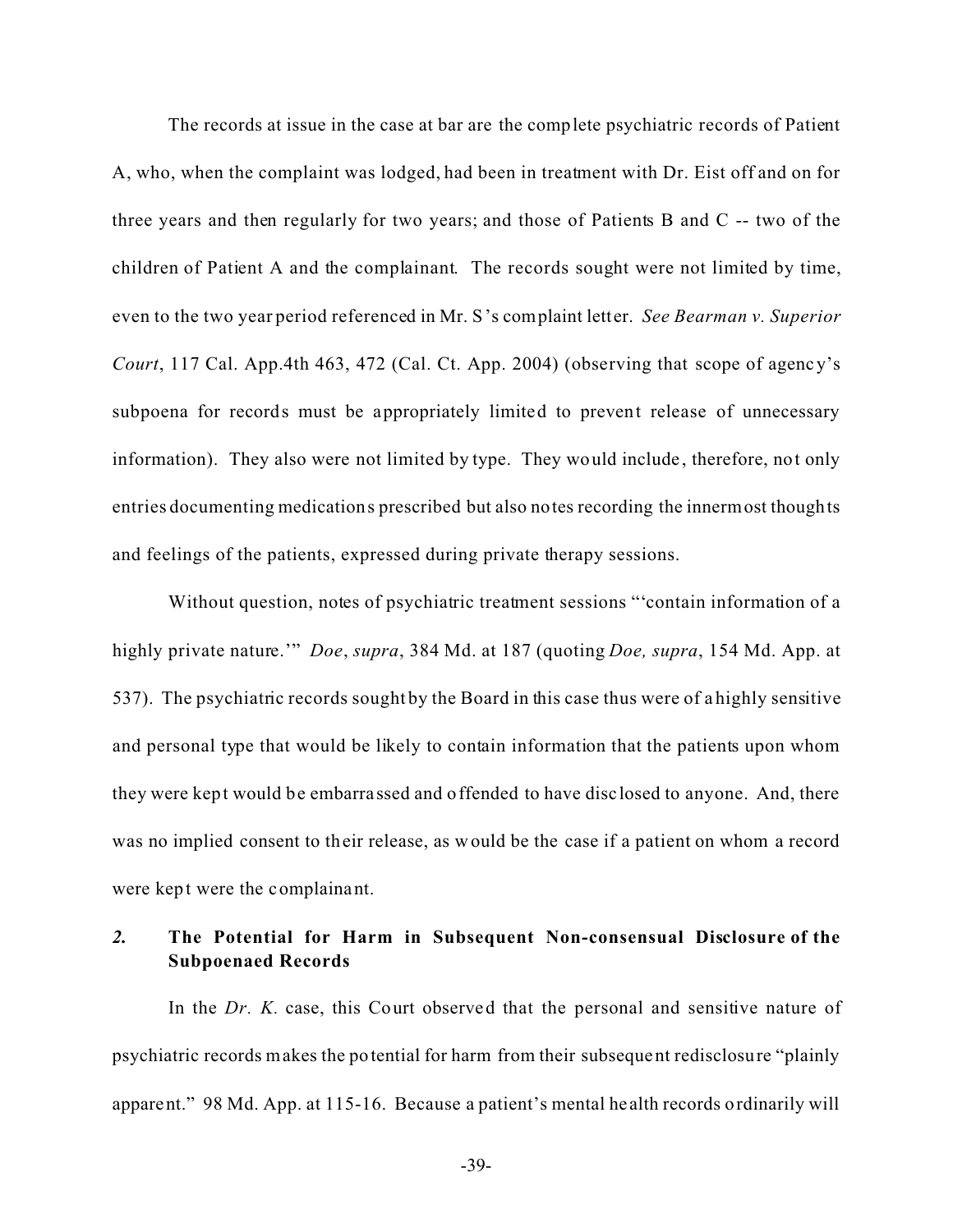The records at issue in the case at bar are the complete psychiatric records of Patient A, who, when the complaint was lodged, had been in treatment with Dr. Eist off and on for three years and then regularly for two years; and those of Patients B and C -- two of the children of Patient A and the complainant. The records sought were not limited by time, even to the two year period referenced in Mr. S's complaint letter. *See Bearman v. Superior Court*, 117 Cal. App.4th 463, 472 (Cal. Ct. App. 2004) (observing that scope of agency's subpoena for records must be appropriately limited to prevent release of unnecessary information). They also were not limited by type. They would include, therefore, not only entries documenting medications prescribed but also notes recording the innermost thoughts and feelings of the patients, expressed during private therapy sessions.

Without question, notes of psychiatric treatment sessions "'contain information of a highly private nature.'" *Doe*, *supra*, 384 Md. at 187 (quoting *Doe, supra*, 154 Md. App. at 537). The psychiatric records sought by the Board in this case thus were of a highly sensitive and personal type that would be likely to contain information that the patients upon whom they were kept would be embarrassed and offended to have disclosed to anyone. And, there was no implied consent to their release, as would be the case if a patient on whom a record were kept were the complainant.

### *2.* The Potential for Harm in Subsequent Non-consensual Disclosure of the Subpoenaed Records

In the *Dr. K.* case, this Court observed that the personal and sensitive nature of psychiatric records makes the potential for harm from their subsequent redisclosure "plainly apparent." 98 Md. App. at 115-16. Because a patient's mental health records ordinarily will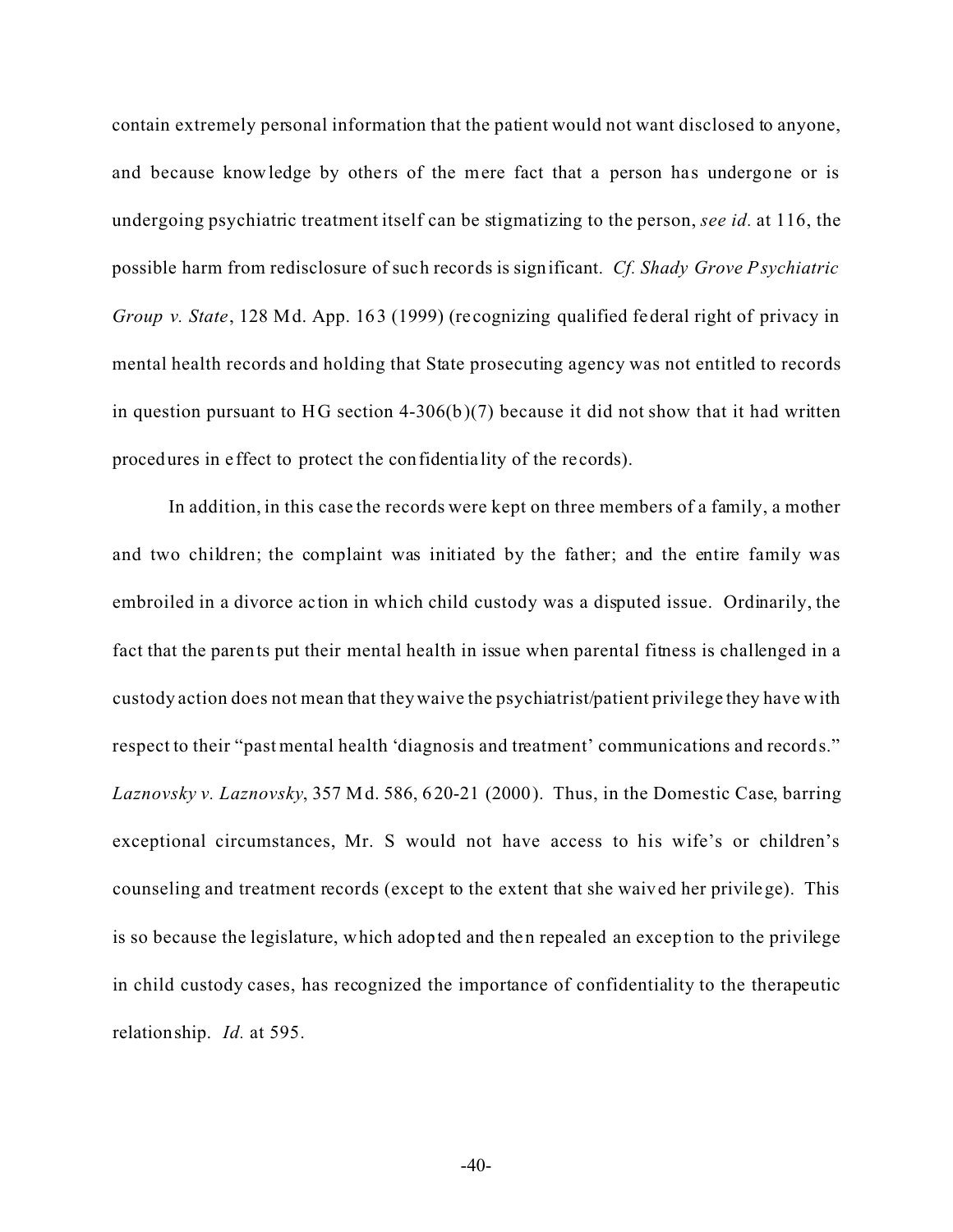contain extremely personal information that the patient would not want disclosed to anyone, and because knowledge by others of the mere fact that a person has undergone or is undergoing psychiatric treatment itself can be stigmatizing to the person, *see id.* at 116, the possible harm from redisclosure of such records is significant. *Cf. Shady Grove Psychiatric Group v. State*, 128 Md. App. 163 (1999) (recognizing qualified federal right of privacy in mental health records and holding that State prosecuting agency was not entitled to records in question pursuant to HG section 4-306(b)(7) because it did not show that it had written procedures in effect to protect the confidentiality of the records).

In addition, in this case the records were kept on three members of a family, a mother and two children; the complaint was initiated by the father; and the entire family was embroiled in a divorce action in which child custody was a disputed issue. Ordinarily, the fact that the parents put their mental health in issue when parental fitness is challenged in a custody action does not mean that they waive the psychiatrist/patient privilege they have with respect to their "past mental health 'diagnosis and treatment' communications and records." *Laznovsky v. Laznovsky*, 357 Md. 586, 620-21 (2000). Thus, in the Domestic Case, barring exceptional circumstances, Mr. S would not have access to his wife's or children's counseling and treatment records (except to the extent that she waived her privilege). This is so because the legislature, which adopted and then repealed an exception to the privilege in child custody cases, has recognized the importance of confidentiality to the therapeutic relationship. *Id.* at 595.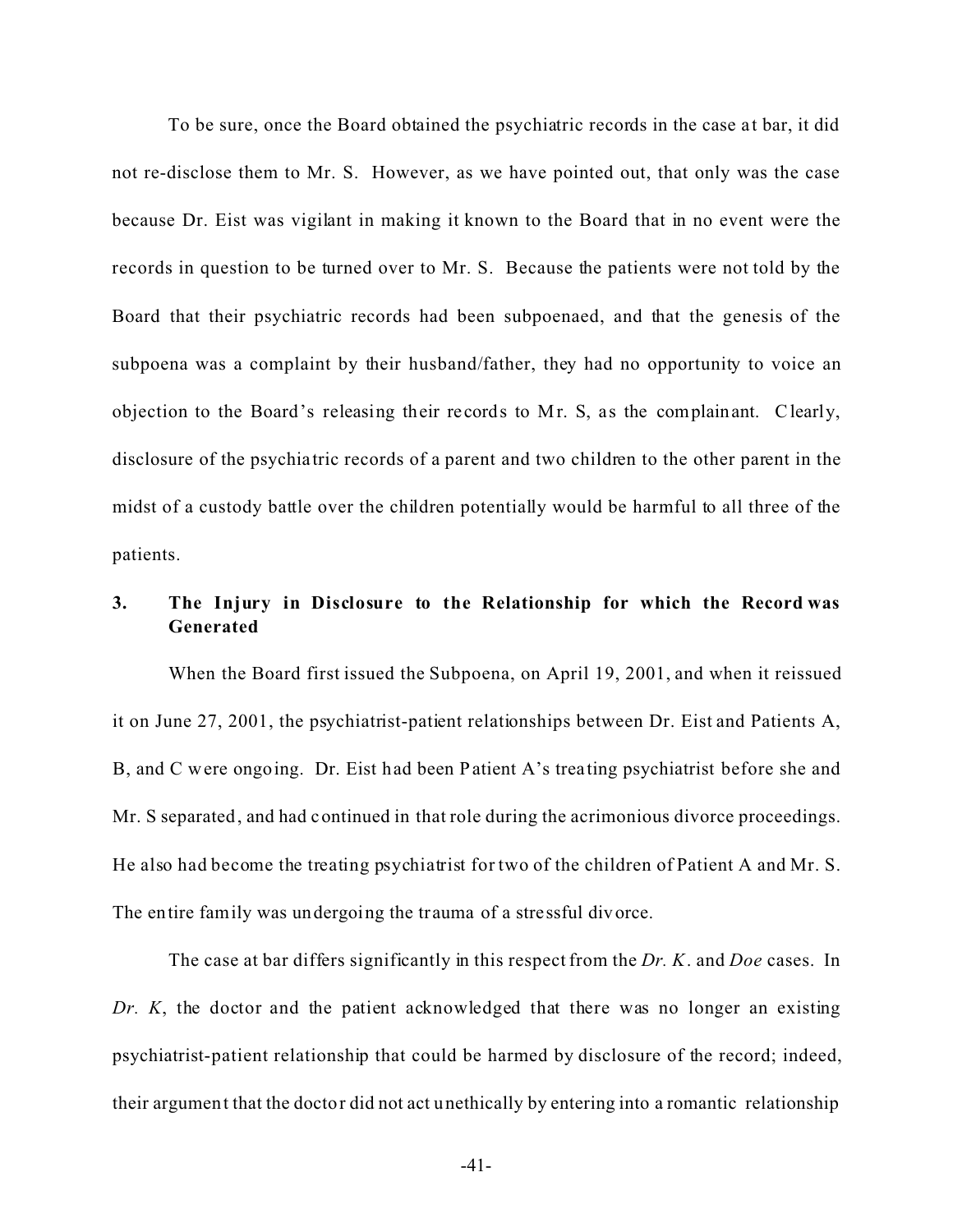To be sure, once the Board obtained the psychiatric records in the case at bar, it did not re-disclose them to Mr. S. However, as we have pointed out, that only was the case because Dr. Eist was vigilant in making it known to the Board that in no event were the records in question to be turned over to Mr. S. Because the patients were not told by the Board that their psychiatric records had been subpoenaed, and that the genesis of the subpoena was a complaint by their husband/father, they had no opportunity to voice an objection to the Board's releasing their records to Mr. S, as the complainant. Clearly, disclosure of the psychiatric records of a parent and two children to the other parent in the midst of a custody battle over the children potentially would be harmful to all three of the patients.

### 3. The Injury in Disclosure to the Relationship for which the Record was Generated

When the Board first issued the Subpoena, on April 19, 2001, and when it reissued it on June 27, 2001, the psychiatrist-patient relationships between Dr. Eist and Patients A, B, and C were ongoing. Dr. Eist had been Patient A's treating psychiatrist before she and Mr. S separated, and had continued in that role during the acrimonious divorce proceedings. He also had become the treating psychiatrist for two of the children of Patient A and Mr. S. The entire family was undergoing the trauma of a stressful divorce.

The case at bar differs significantly in this respect from the *Dr. K*. and *Doe* cases. In *Dr. K*, the doctor and the patient acknowledged that there was no longer an existing psychiatrist-patient relationship that could be harmed by disclosure of the record; indeed, their argument that the doctor did not act unethically by entering into a romantic relationship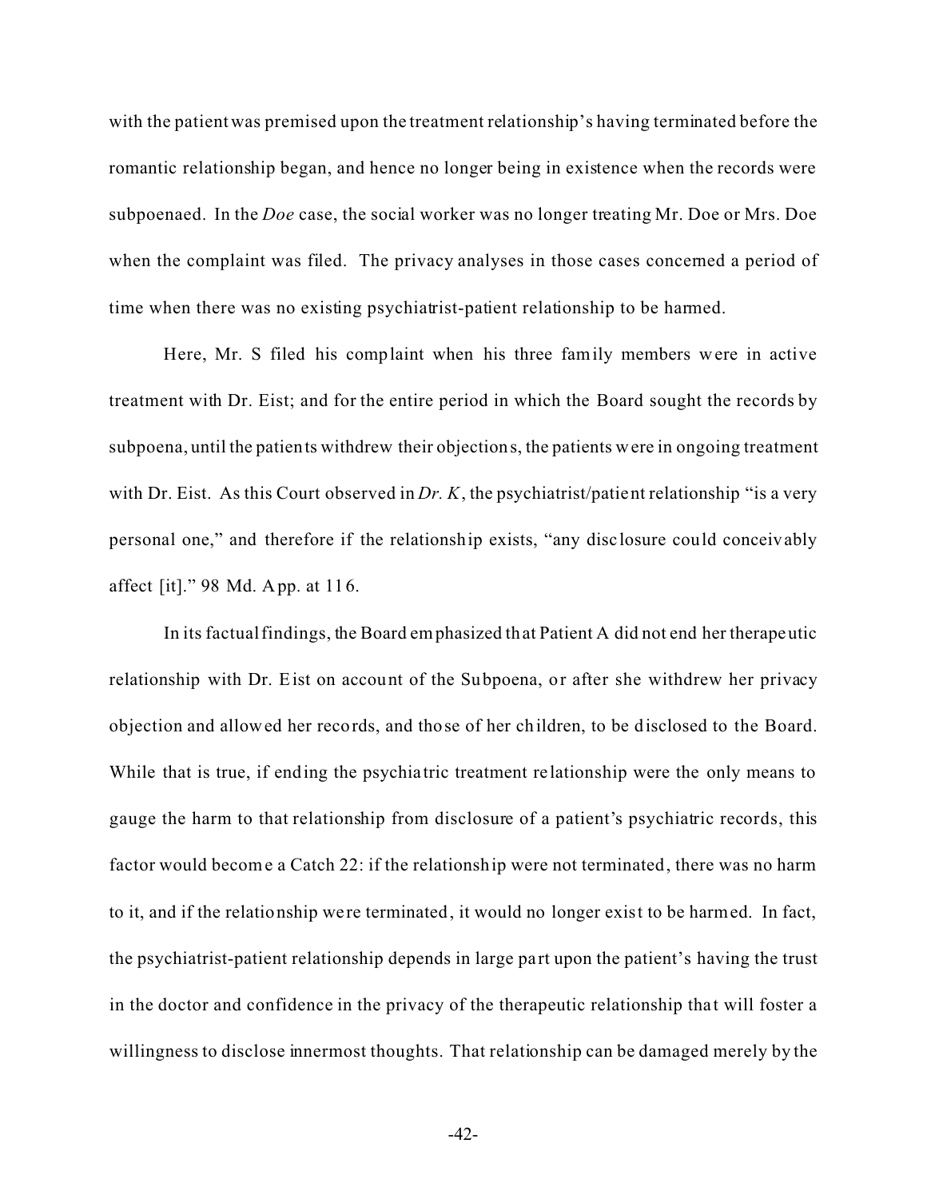with the patient was premised upon the treatment relationship's having terminated before the romantic relationship began, and hence no longer being in existence when the records were subpoenaed. In the *Doe* case, the social worker was no longer treating Mr. Doe or Mrs. Doe when the complaint was filed. The privacy analyses in those cases concerned a period of time when there was no existing psychiatrist-patient relationship to be harmed.

Here, Mr. S filed his complaint when his three family members were in active treatment with Dr. Eist; and for the entire period in which the Board sought the records by subpoena, until the patients withdrew their objections, the patients were in ongoing treatment with Dr. Eist. As this Court observed in *Dr. K*, the psychiatrist/patient relationship "is a very personal one," and therefore if the relationship exists, "any disclosure could conceivably affect [it]." 98 Md. App. at 116.

In its factual findings, the Board emphasized that Patient A did not end her therapeutic relationship with Dr. Eist on account of the Subpoena, or after she withdrew her privacy objection and allowed her records, and those of her children, to be disclosed to the Board. While that is true, if ending the psychiatric treatment relationship were the only means to gauge the harm to that relationship from disclosure of a patient's psychiatric records, this factor would become a Catch 22: if the relationship were not terminated, there was no harm to it, and if the relationship were terminated, it would no longer exist to be harmed. In fact, the psychiatrist-patient relationship depends in large part upon the patient's having the trust in the doctor and confidence in the privacy of the therapeutic relationship that will foster a willingness to disclose innermost thoughts. That relationship can be damaged merely by the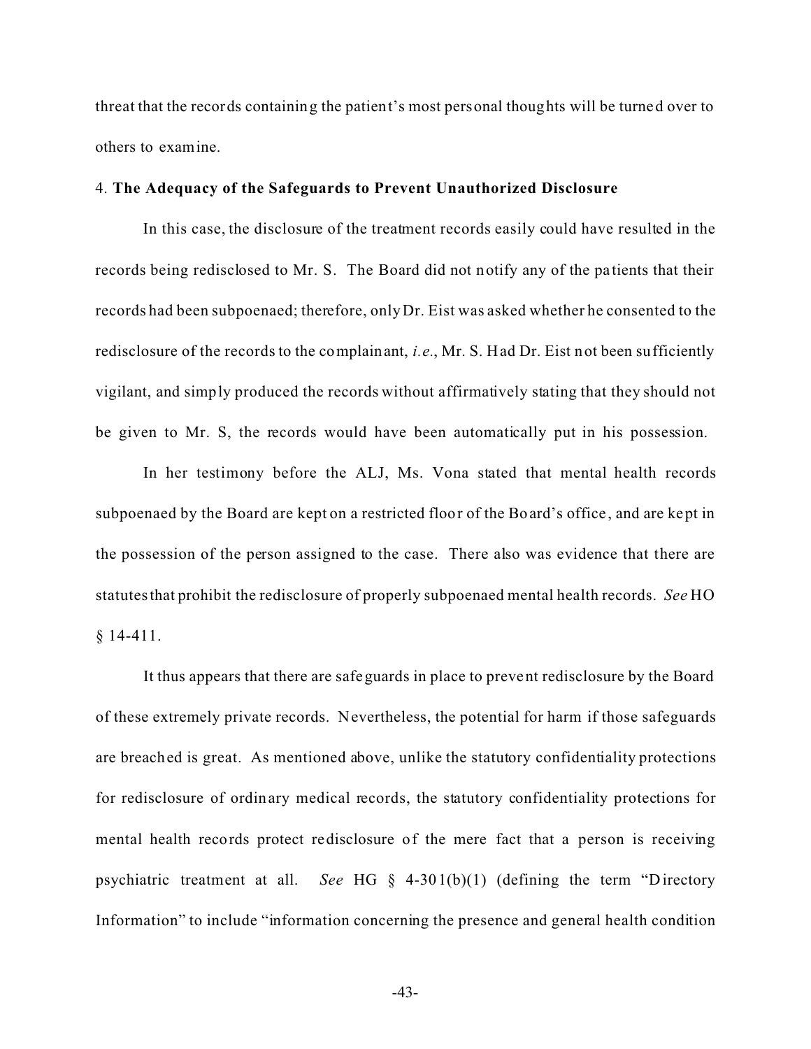threat that the records containing the patient's most personal thoughts will be turned over to others to examine.

4. **The Adequacy of the Safeguards to Prevent Unauthorized Disclosure**

In this case, the disclosure of the treatment records easily could have resulted in the records being redisclosed to Mr. S. The Board did not notify any of the patients that their records had been subpoenaed; therefore, only Dr. Eist was asked whether he consented to the redisclosure of the records to the complainant, *i.e.*, Mr. S. Had Dr. Eist not been sufficiently vigilant, and simply produced the records without affirmatively stating that they should not be given to Mr. S, the records would have been automatically put in his possession.

In her testimony before the ALJ, Ms. Vona stated that mental health records subpoenaed by the Board are kept on a restricted floor of the Board's office, and are kept in the possession of the person assigned to the case. There also was evidence that there are statutes that prohibit the redisclosure of properly subpoenaed mental health records. *See* HO § 14-411.

It thus appears that there are safeguards in place to prevent redisclosure by the Board of these extremely private records. Nevertheless, the potential for harm if those safeguards are breached is great. As mentioned above, unlike the statutory confidentiality protections for redisclosure of ordinary medical records, the statutory confidentiality protections for mental health records protect redisclosure of the mere fact that a person is receiving psychiatric treatment at all. *See* HG § 4-301(b)(1) (defining the term "Directory Information" to include "information concerning the presence and general health condition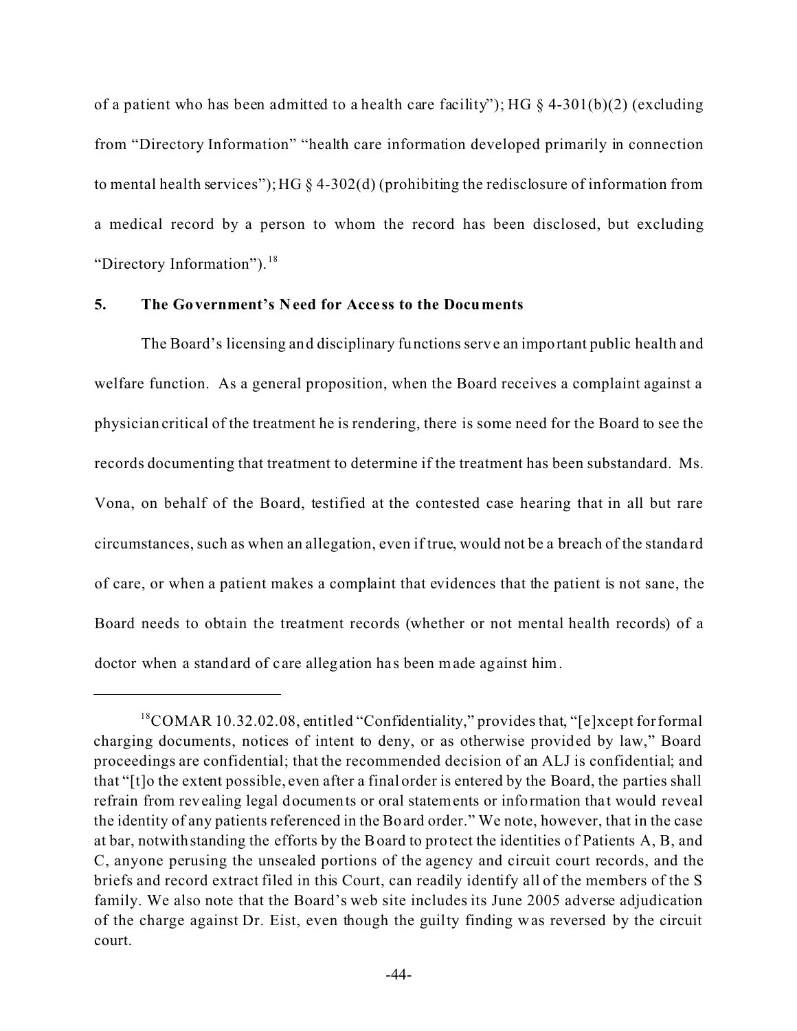of a patient who has been admitted to a health care facility"); HG § 4-301(b)(2) (excluding from "Directory Information" "health care information developed primarily in connection to mental health services"); HG § 4-302(d) (prohibiting the redisclosure of information from a medical record by a person to whom the record has been disclosed, but excluding "Directory Information").[18]

**5. The Government's Need for Access to the Documents**

The Board's licensing and disciplinary functions serve an important public health and welfare function. As a general proposition, when the Board receives a complaint against a physician critical of the treatment he is rendering, there is some need for the Board to see the records documenting that treatment to determine if the treatment has been substandard. Ms. Vona, on behalf of the Board, testified at the contested case hearing that in all but rare circumstances, such as when an allegation, even if true, would not be a breach of the standard of care, or when a patient makes a complaint that evidences that the patient is not sane, the Board needs to obtain the treatment records (whether or not mental health records) of a doctor when a standard of care allegation has been made against him.

---

[18]COMAR 10.32.02.08, entitled "Confidentiality," provides that, "[e]xcept for formal charging documents, notices of intent to deny, or as otherwise provided by law," Board proceedings are confidential; that the recommended decision of an ALJ is confidential; and that "[t]o the extent possible, even after a final order is entered by the Board, the parties shall refrain from revealing legal documents or oral statements or information that would reveal the identity of any patients referenced in the Board order." We note, however, that in the case at bar, notwithstanding the efforts by the Board to protect the identities of Patients A, B, and C, anyone perusing the unsealed portions of the agency and circuit court records, and the briefs and record extract filed in this Court, can readily identify all of the members of the S family. We also note that the Board's web site includes its June 2005 adverse adjudication of the charge against Dr. Eist, even though the guilty finding was reversed by the circuit court.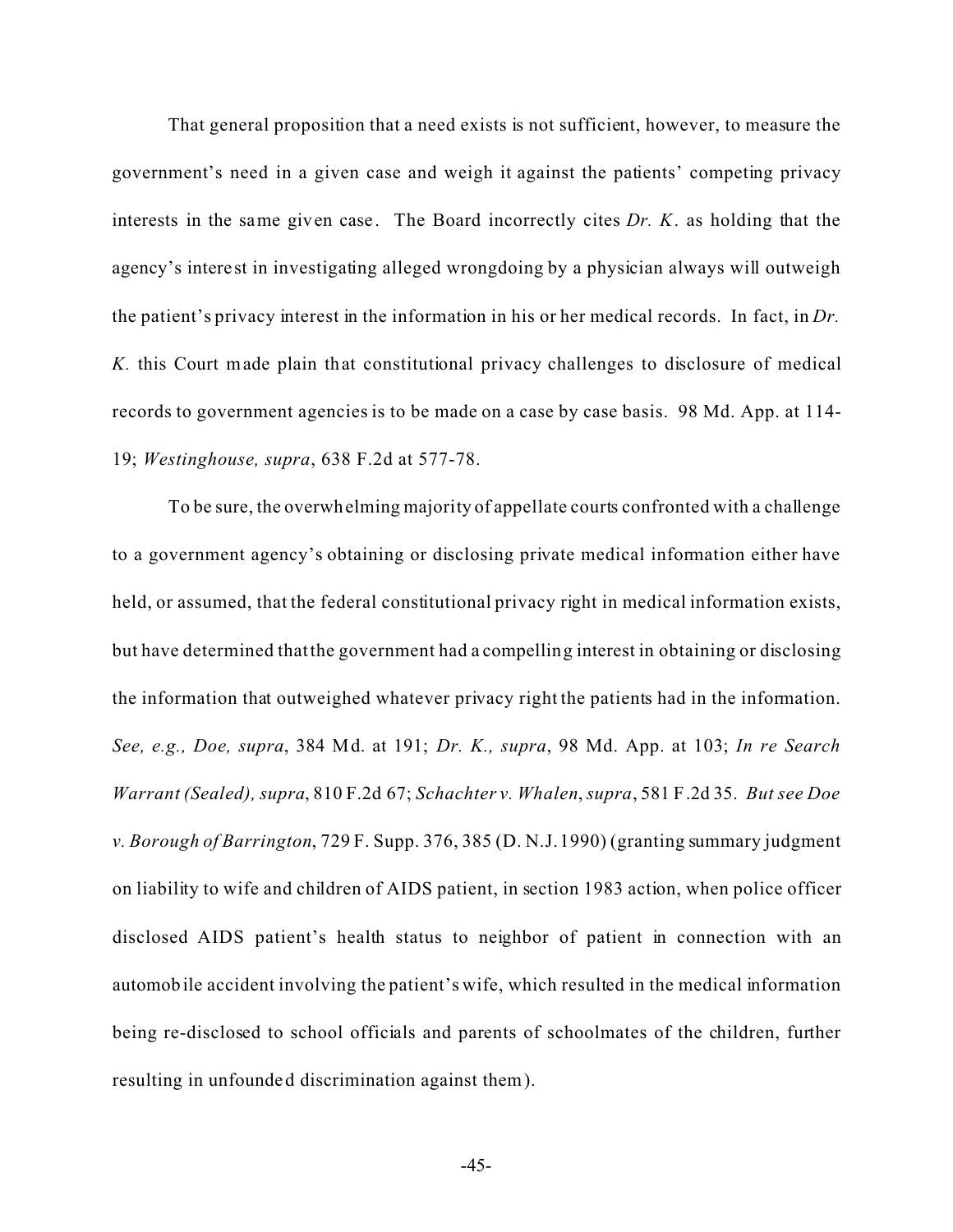That general proposition that a need exists is not sufficient, however, to measure the government's need in a given case and weigh it against the patients' competing privacy interests in the same given case. The Board incorrectly cites *Dr. K*. as holding that the agency's interest in investigating alleged wrongdoing by a physician always will outweigh the patient's privacy interest in the information in his or her medical records. In fact, in *Dr. K.* this Court made plain that constitutional privacy challenges to disclosure of medical records to government agencies is to be made on a case by case basis. 98 Md. App. at 114-19; *Westinghouse, supra*, 638 F.2d at 577-78.

To be sure, the overwhelming majority of appellate courts confronted with a challenge to a government agency's obtaining or disclosing private medical information either have held, or assumed, that the federal constitutional privacy right in medical information exists, but have determined that the government had a compelling interest in obtaining or disclosing the information that outweighed whatever privacy right the patients had in the information. *See, e.g., Doe, supra*, 384 Md. at 191; *Dr. K., supra*, 98 Md. App. at 103; *In re Search Warrant (Sealed), supra*, 810 F.2d 67; *Schachter v. Whalen*, *supra*, 581 F.2d 35. *But see Doe v. Borough of Barrington*, 729 F. Supp. 376, 385 (D. N.J. 1990) (granting summary judgment on liability to wife and children of AIDS patient, in section 1983 action, when police officer disclosed AIDS patient's health status to neighbor of patient in connection with an automobile accident involving the patient's wife, which resulted in the medical information being re-disclosed to school officials and parents of schoolmates of the children, further resulting in unfounded discrimination against them).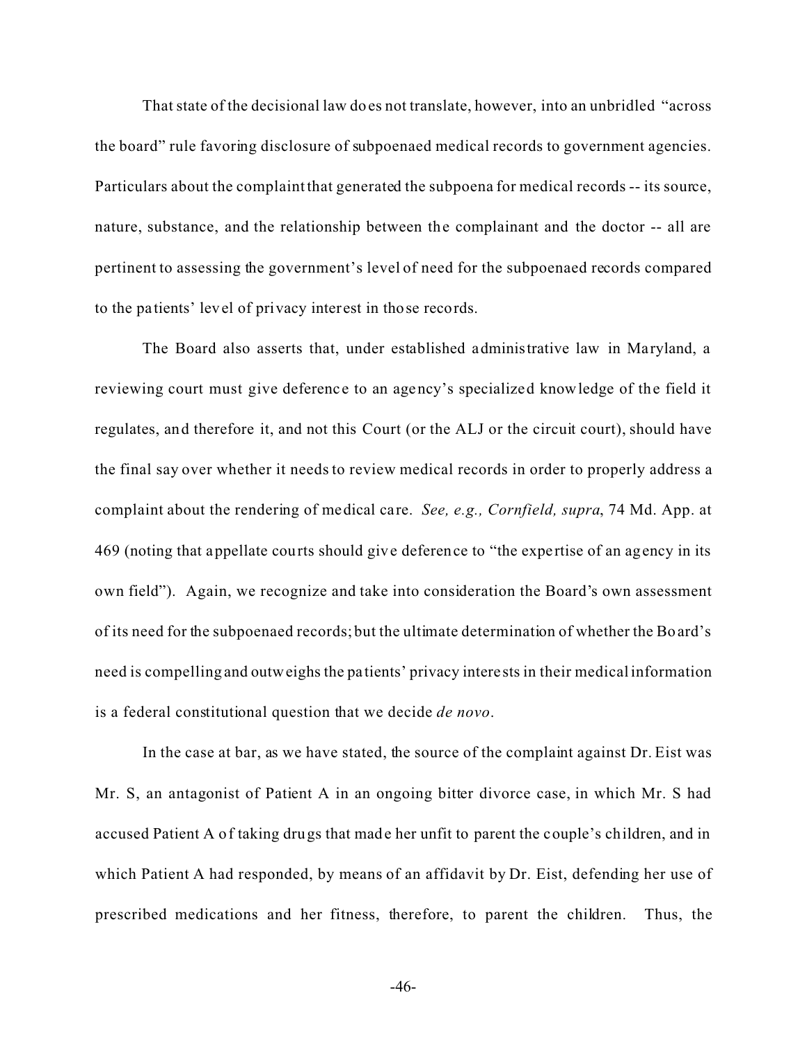That state of the decisional law does not translate, however, into an unbridled "across the board" rule favoring disclosure of subpoenaed medical records to government agencies. Particulars about the complaint that generated the subpoena for medical records -- its source, nature, substance, and the relationship between the complainant and the doctor -- all are pertinent to assessing the government's level of need for the subpoenaed records compared to the patients' level of privacy interest in those records.

The Board also asserts that, under established administrative law in Maryland, a reviewing court must give deference to an agency's specialized knowledge of the field it regulates, and therefore it, and not this Court (or the ALJ or the circuit court), should have the final say over whether it needs to review medical records in order to properly address a complaint about the rendering of medical care. *See, e.g., Cornfield, supra*, 74 Md. App. at 469 (noting that appellate courts should give deference to "the expertise of an agency in its own field"). Again, we recognize and take into consideration the Board's own assessment of its need for the subpoenaed records; but the ultimate determination of whether the Board's need is compelling and outweighs the patients' privacy interests in their medical information is a federal constitutional question that we decide *de novo*.

In the case at bar, as we have stated, the source of the complaint against Dr. Eist was Mr. S, an antagonist of Patient A in an ongoing bitter divorce case, in which Mr. S had accused Patient A of taking drugs that made her unfit to parent the couple's children, and in which Patient A had responded, by means of an affidavit by Dr. Eist, defending her use of prescribed medications and her fitness, therefore, to parent the children. Thus, the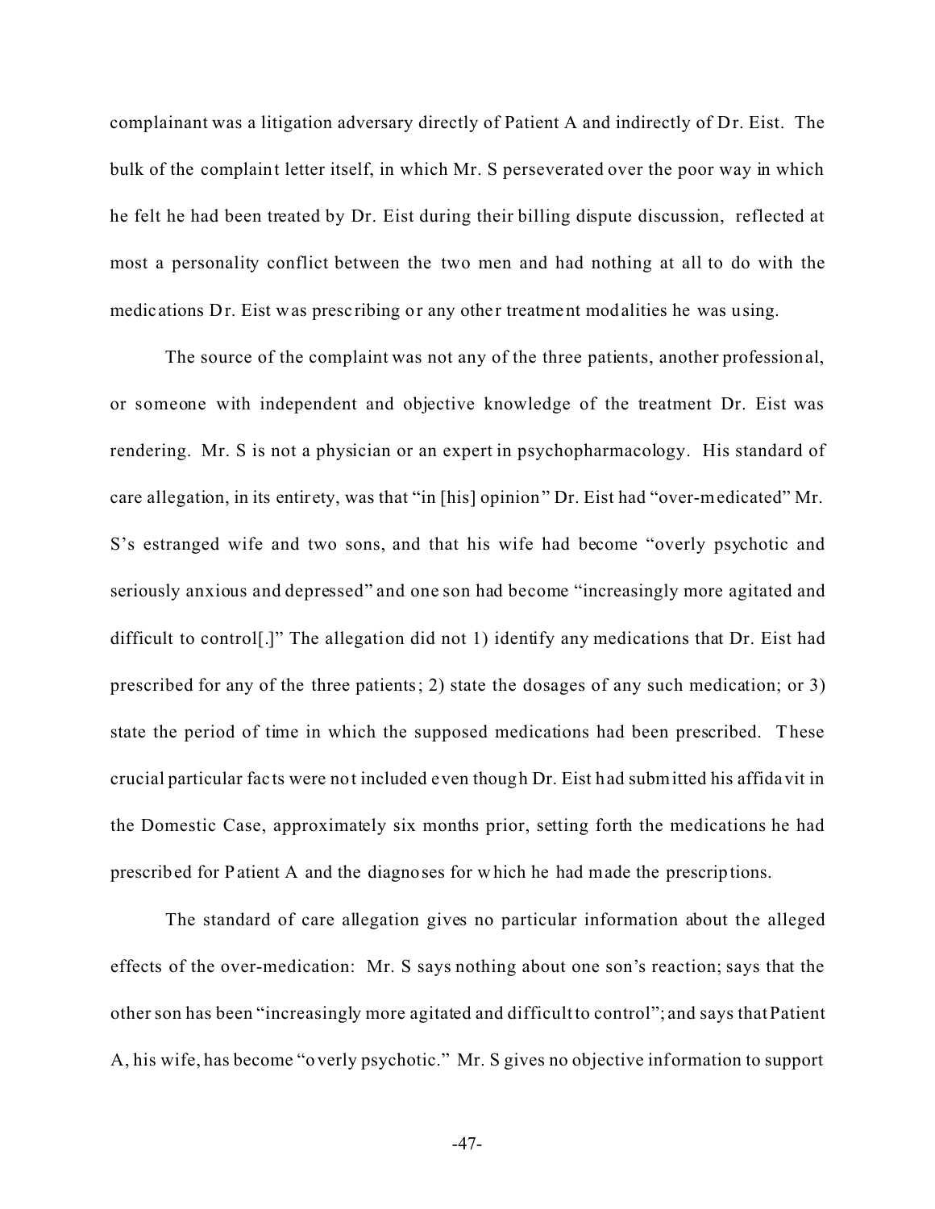complainant was a litigation adversary directly of Patient A and indirectly of Dr. Eist. The bulk of the complaint letter itself, in which Mr. S perseverated over the poor way in which he felt he had been treated by Dr. Eist during their billing dispute discussion, reflected at most a personality conflict between the two men and had nothing at all to do with the medications Dr. Eist was prescribing or any other treatment modalities he was using.

The source of the complaint was not any of the three patients, another professional, or someone with independent and objective knowledge of the treatment Dr. Eist was rendering. Mr. S is not a physician or an expert in psychopharmacology. His standard of care allegation, in its entirety, was that "in [his] opinion" Dr. Eist had "over-medicated" Mr. S's estranged wife and two sons, and that his wife had become "overly psychotic and seriously anxious and depressed" and one son had become "increasingly more agitated and difficult to control[.]" The allegation did not 1) identify any medications that Dr. Eist had prescribed for any of the three patients; 2) state the dosages of any such medication; or 3) state the period of time in which the supposed medications had been prescribed. These crucial particular facts were not included even though Dr. Eist had submitted his affidavit in the Domestic Case, approximately six months prior, setting forth the medications he had prescribed for Patient A and the diagnoses for which he had made the prescriptions.

The standard of care allegation gives no particular information about the alleged effects of the over-medication: Mr. S says nothing about one son's reaction; says that the other son has been "increasingly more agitated and difficult to control"; and says that Patient A, his wife, has become "overly psychotic." Mr. S gives no objective information to support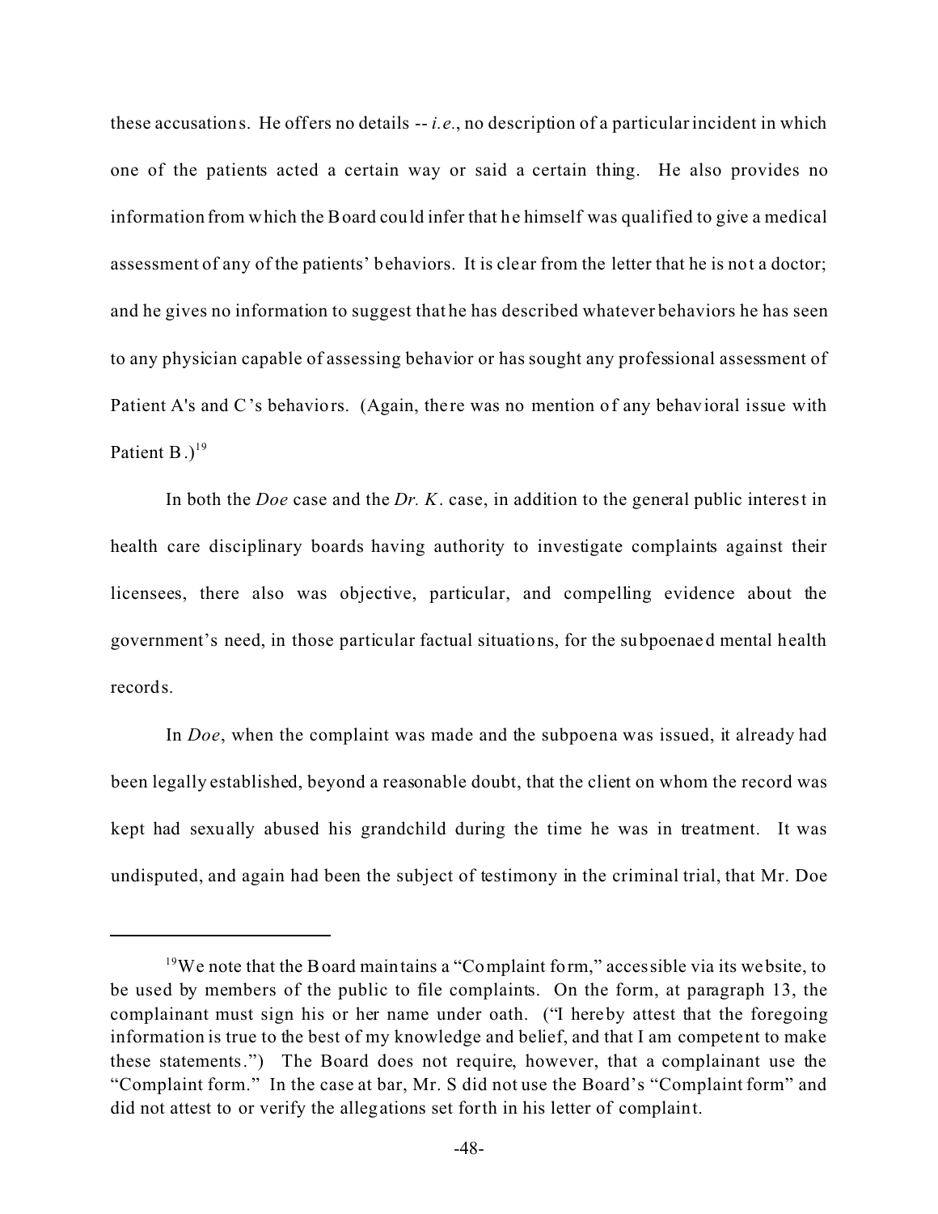these accusations. He offers no details -- *i.e.*, no description of a particular incident in which one of the patients acted a certain way or said a certain thing. He also provides no information from which the Board could infer that he himself was qualified to give a medical assessment of any of the patients' behaviors. It is clear from the letter that he is not a doctor; and he gives no information to suggest that he has described whatever behaviors he has seen to any physician capable of assessing behavior or has sought any professional assessment of Patient A's and C's behaviors. (Again, there was no mention of any behavioral issue with Patient B.)[19]

In both the *Doe* case and the *Dr. K.* case, in addition to the general public interest in health care disciplinary boards having authority to investigate complaints against their licensees, there also was objective, particular, and compelling evidence about the government's need, in those particular factual situations, for the subpoenaed mental health records.

In *Doe*, when the complaint was made and the subpoena was issued, it already had been legally established, beyond a reasonable doubt, that the client on whom the record was kept had sexually abused his grandchild during the time he was in treatment. It was undisputed, and again had been the subject of testimony in the criminal trial, that Mr. Doe

---

[19] We note that the Board maintains a "Complaint form," accessible via its website, to be used by members of the public to file complaints. On the form, at paragraph 13, the complainant must sign his or her name under oath. ("I hereby attest that the foregoing information is true to the best of my knowledge and belief, and that I am competent to make these statements.") The Board does not require, however, that a complainant use the "Complaint form." In the case at bar, Mr. S did not use the Board's "Complaint form" and did not attest to or verify the allegations set forth in his letter of complaint.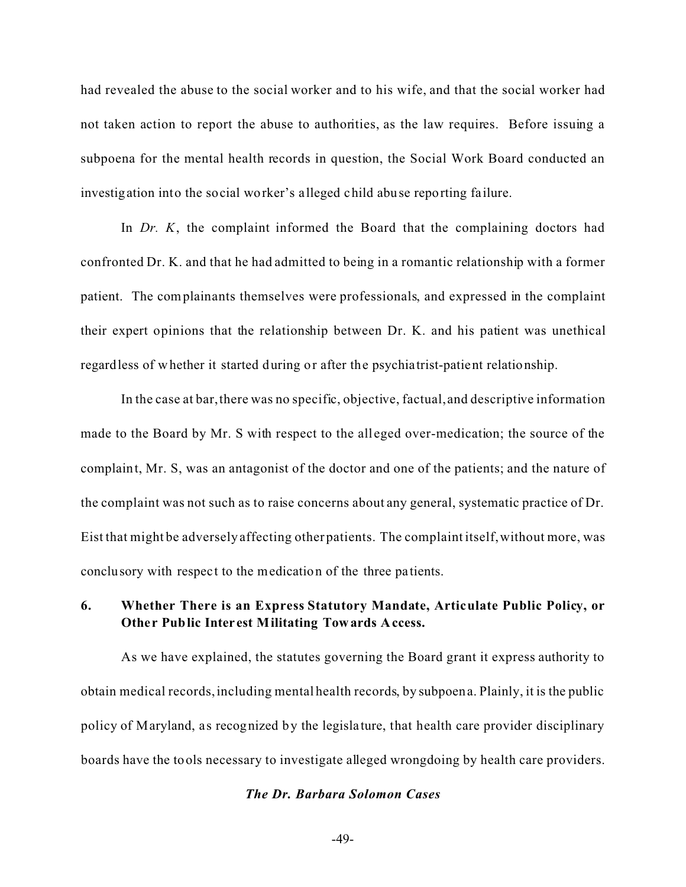had revealed the abuse to the social worker and to his wife, and that the social worker had not taken action to report the abuse to authorities, as the law requires. Before issuing a subpoena for the mental health records in question, the Social Work Board conducted an investigation into the social worker's alleged child abuse reporting failure.

In *Dr. K*, the complaint informed the Board that the complaining doctors had confronted Dr. K. and that he had admitted to being in a romantic relationship with a former patient. The complainants themselves were professionals, and expressed in the complaint their expert opinions that the relationship between Dr. K. and his patient was unethical regardless of whether it started during or after the psychiatrist-patient relationship.

In the case at bar, there was no specific, objective, factual, and descriptive information made to the Board by Mr. S with respect to the alleged over-medication; the source of the complaint, Mr. S, was an antagonist of the doctor and one of the patients; and the nature of the complaint was not such as to raise concerns about any general, systematic practice of Dr. Eist that might be adversely affecting other patients. The complaint itself, without more, was conclusory with respect to the medication of the three patients.

**6. Whether There is an Express Statutory Mandate, Articulate Public Policy, or Other Public Interest Militating Towards Access.**

As we have explained, the statutes governing the Board grant it express authority to obtain medical records, including mental health records, by subpoena. Plainly, it is the public policy of Maryland, as recognized by the legislature, that health care provider disciplinary boards have the tools necessary to investigate alleged wrongdoing by health care providers.

***The Dr. Barbara Solomon Cases***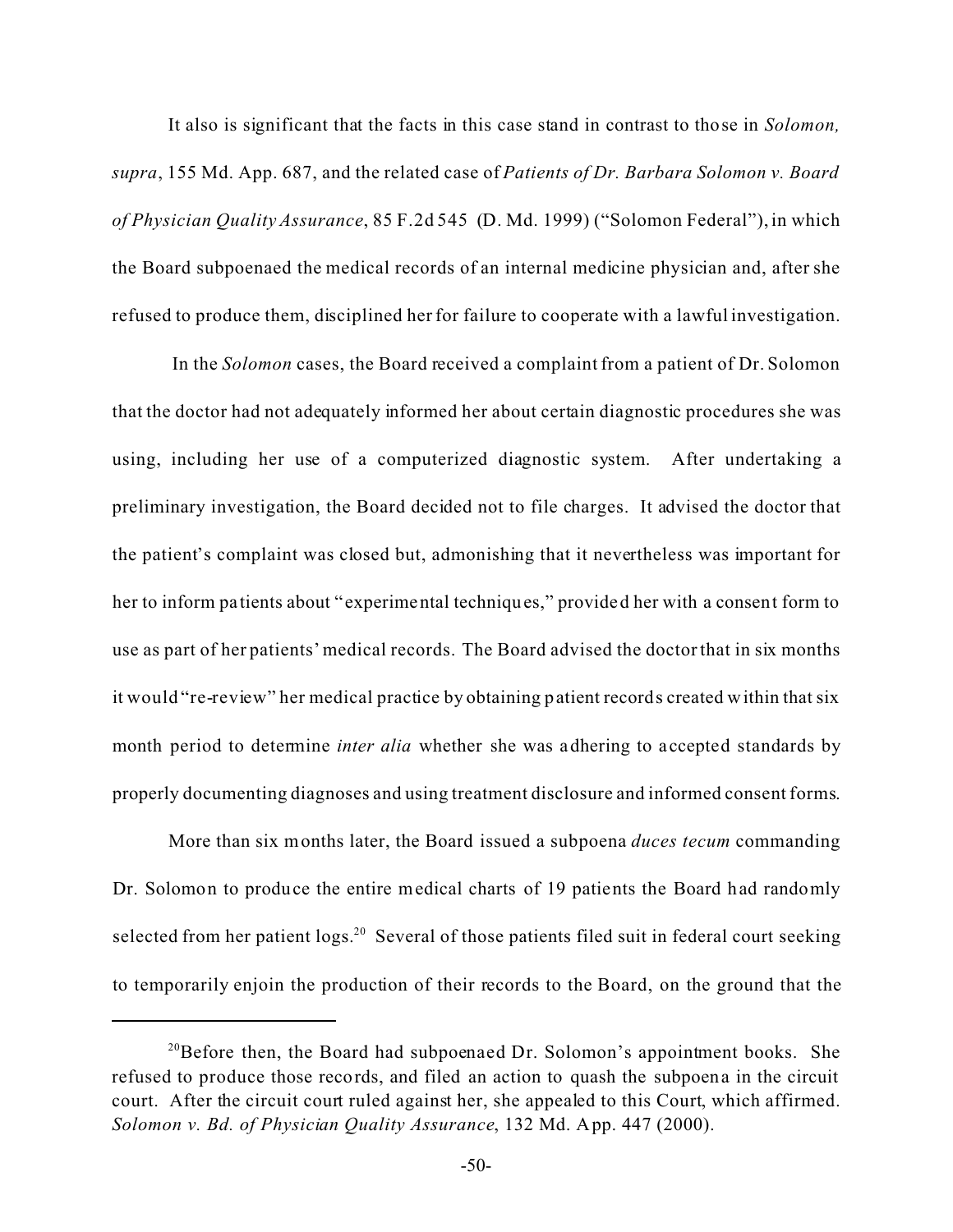It also is significant that the facts in this case stand in contrast to those in *Solomon, supra*, 155 Md. App. 687, and the related case of *Patients of Dr. Barbara Solomon v. Board of Physician Quality Assurance*, 85 F.2d 545 (D. Md. 1999) ("Solomon Federal"), in which the Board subpoenaed the medical records of an internal medicine physician and, after she refused to produce them, disciplined her for failure to cooperate with a lawful investigation.

In the *Solomon* cases, the Board received a complaint from a patient of Dr. Solomon that the doctor had not adequately informed her about certain diagnostic procedures she was using, including her use of a computerized diagnostic system. After undertaking a preliminary investigation, the Board decided not to file charges. It advised the doctor that the patient's complaint was closed but, admonishing that it nevertheless was important for her to inform patients about "experimental techniques," provided her with a consent form to use as part of her patients' medical records. The Board advised the doctor that in six months it would "re-review" her medical practice by obtaining patient records created within that six month period to determine *inter alia* whether she was adhering to accepted standards by properly documenting diagnoses and using treatment disclosure and informed consent forms.

More than six months later, the Board issued a subpoena *duces tecum* commanding Dr. Solomon to produce the entire medical charts of 19 patients the Board had randomly selected from her patient logs.[20] Several of those patients filed suit in federal court seeking to temporarily enjoin the production of their records to the Board, on the ground that the

---

[20]Before then, the Board had subpoenaed Dr. Solomon's appointment books. She refused to produce those records, and filed an action to quash the subpoena in the circuit court. After the circuit court ruled against her, she appealed to this Court, which affirmed. *Solomon v. Bd. of Physician Quality Assurance*, 132 Md. App. 447 (2000).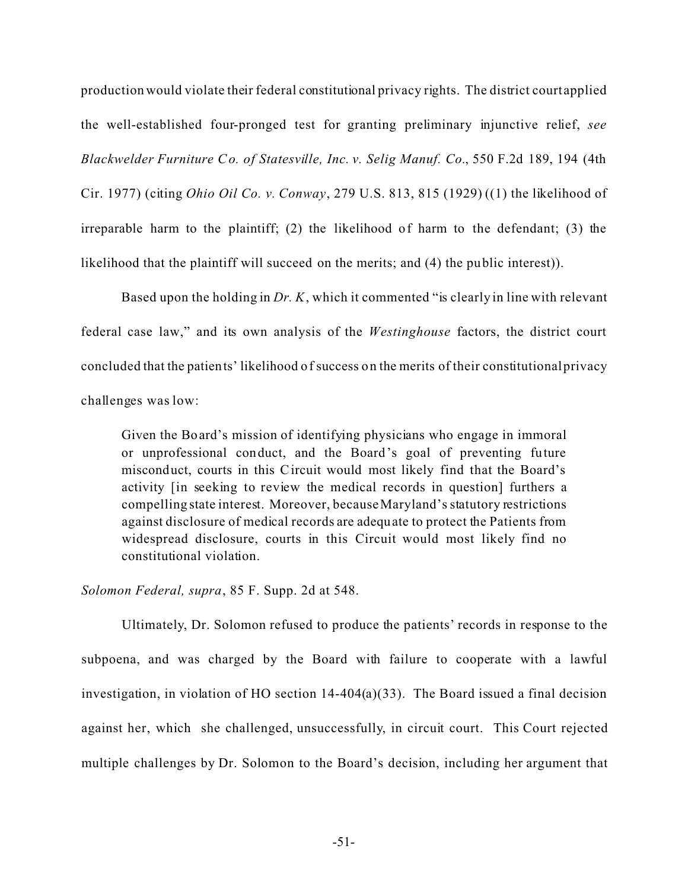production would violate their federal constitutional privacy rights. The district court applied the well-established four-pronged test for granting preliminary injunctive relief, *see Blackwelder Furniture Co. of Statesville, Inc. v. Selig Manuf. Co.*, 550 F.2d 189, 194 (4th Cir. 1977) (citing *Ohio Oil Co. v. Conway*, 279 U.S. 813, 815 (1929) ((1) the likelihood of irreparable harm to the plaintiff; (2) the likelihood of harm to the defendant; (3) the likelihood that the plaintiff will succeed on the merits; and (4) the public interest)).

Based upon the holding in *Dr. K*, which it commented "is clearly in line with relevant federal case law," and its own analysis of the *Westinghouse* factors, the district court concluded that the patients' likelihood of success on the merits of their constitutional privacy challenges was low:

> Given the Board's mission of identifying physicians who engage in immoral or unprofessional conduct, and the Board's goal of preventing future misconduct, courts in this Circuit would most likely find that the Board's activity [in seeking to review the medical records in question] furthers a compelling state interest. Moreover, because Maryland's statutory restrictions against disclosure of medical records are adequate to protect the Patients from widespread disclosure, courts in this Circuit would most likely find no constitutional violation.

*Solomon Federal, supra*, 85 F. Supp. 2d at 548.

Ultimately, Dr. Solomon refused to produce the patients' records in response to the subpoena, and was charged by the Board with failure to cooperate with a lawful investigation, in violation of HO section 14-404(a)(33). The Board issued a final decision against her, which she challenged, unsuccessfully, in circuit court. This Court rejected multiple challenges by Dr. Solomon to the Board's decision, including her argument that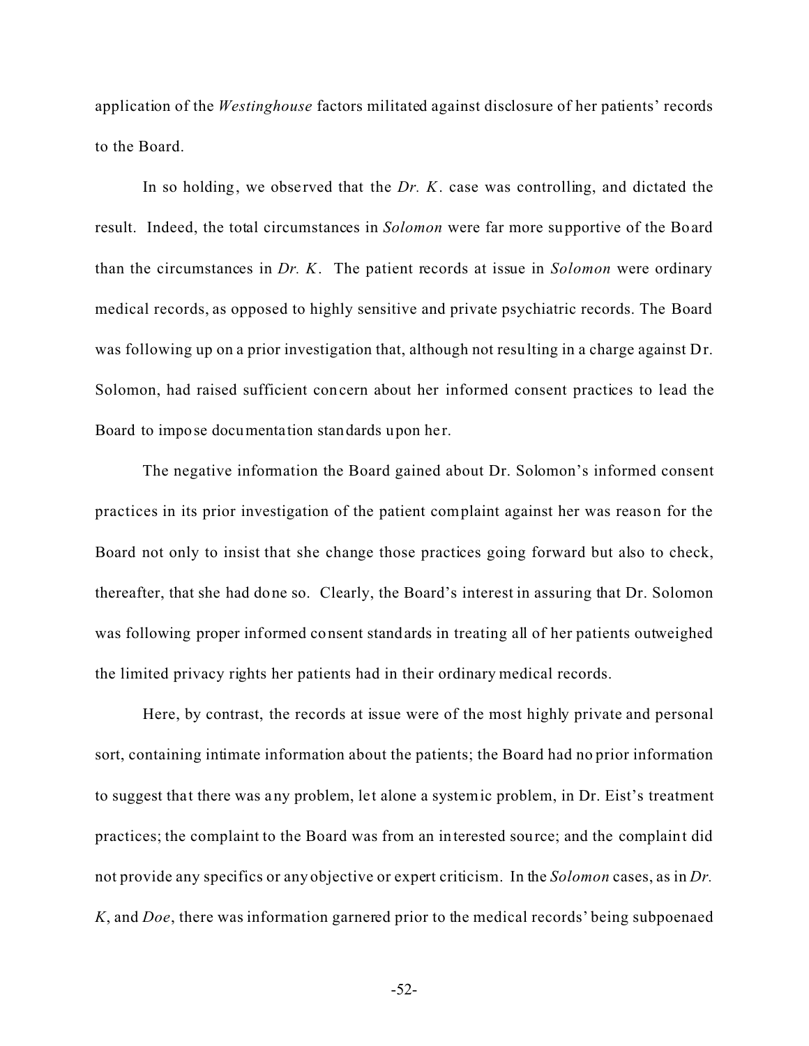application of the *Westinghouse* factors militated against disclosure of her patients' records to the Board.

In so holding, we observed that the *Dr. K*. case was controlling, and dictated the result. Indeed, the total circumstances in *Solomon* were far more supportive of the Board than the circumstances in *Dr. K*. The patient records at issue in *Solomon* were ordinary medical records, as opposed to highly sensitive and private psychiatric records. The Board was following up on a prior investigation that, although not resulting in a charge against Dr. Solomon, had raised sufficient concern about her informed consent practices to lead the Board to impose documentation standards upon her.

The negative information the Board gained about Dr. Solomon's informed consent practices in its prior investigation of the patient complaint against her was reason for the Board not only to insist that she change those practices going forward but also to check, thereafter, that she had done so. Clearly, the Board's interest in assuring that Dr. Solomon was following proper informed consent standards in treating all of her patients outweighed the limited privacy rights her patients had in their ordinary medical records.

Here, by contrast, the records at issue were of the most highly private and personal sort, containing intimate information about the patients; the Board had no prior information to suggest that there was any problem, let alone a systemic problem, in Dr. Eist's treatment practices; the complaint to the Board was from an interested source; and the complaint did not provide any specifics or any objective or expert criticism. In the *Solomon* cases, as in *Dr. K*, and *Doe*, there was information garnered prior to the medical records' being subpoenaed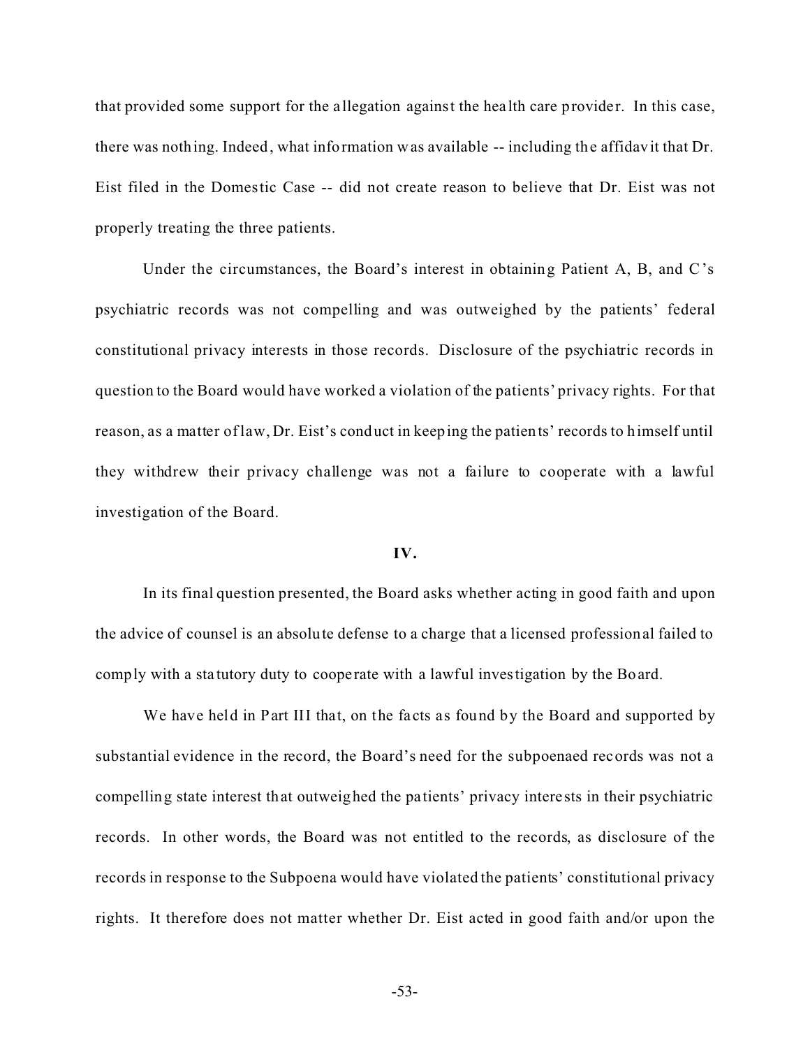that provided some support for the allegation against the health care provider. In this case, there was nothing. Indeed, what information was available -- including the affidavit that Dr. Eist filed in the Domestic Case -- did not create reason to believe that Dr. Eist was not properly treating the three patients.

Under the circumstances, the Board's interest in obtaining Patient A, B, and C's psychiatric records was not compelling and was outweighed by the patients' federal constitutional privacy interests in those records. Disclosure of the psychiatric records in question to the Board would have worked a violation of the patients' privacy rights. For that reason, as a matter of law, Dr. Eist's conduct in keeping the patients' records to himself until they withdrew their privacy challenge was not a failure to cooperate with a lawful investigation of the Board.

**IV.**

In its final question presented, the Board asks whether acting in good faith and upon the advice of counsel is an absolute defense to a charge that a licensed professional failed to comply with a statutory duty to cooperate with a lawful investigation by the Board.

We have held in Part III that, on the facts as found by the Board and supported by substantial evidence in the record, the Board's need for the subpoenaed records was not a compelling state interest that outweighed the patients' privacy interests in their psychiatric records. In other words, the Board was not entitled to the records, as disclosure of the records in response to the Subpoena would have violated the patients' constitutional privacy rights. It therefore does not matter whether Dr. Eist acted in good faith and/or upon the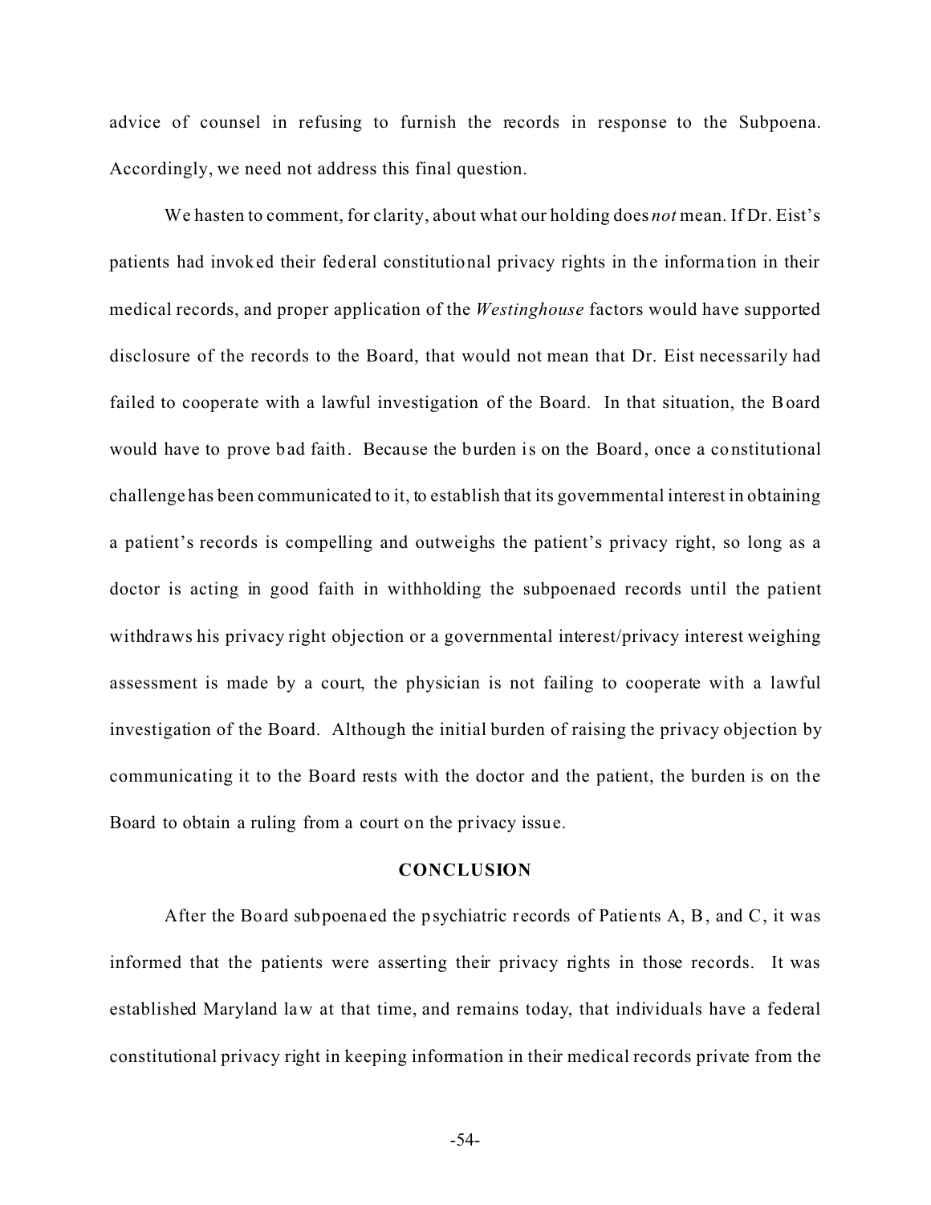advice of counsel in refusing to furnish the records in response to the Subpoena. Accordingly, we need not address this final question.

We hasten to comment, for clarity, about what our holding does *not* mean. If Dr. Eist's patients had invoked their federal constitutional privacy rights in the information in their medical records, and proper application of the *Westinghouse* factors would have supported disclosure of the records to the Board, that would not mean that Dr. Eist necessarily had failed to cooperate with a lawful investigation of the Board. In that situation, the Board would have to prove bad faith. Because the burden is on the Board, once a constitutional challenge has been communicated to it, to establish that its governmental interest in obtaining a patient's records is compelling and outweighs the patient's privacy right, so long as a doctor is acting in good faith in withholding the subpoenaed records until the patient withdraws his privacy right objection or a governmental interest/privacy interest weighing assessment is made by a court, the physician is not failing to cooperate with a lawful investigation of the Board. Although the initial burden of raising the privacy objection by communicating it to the Board rests with the doctor and the patient, the burden is on the Board to obtain a ruling from a court on the privacy issue.

## CONCLUSION

After the Board subpoenaed the psychiatric records of Patients A, B, and C, it was informed that the patients were asserting their privacy rights in those records. It was established Maryland law at that time, and remains today, that individuals have a federal constitutional privacy right in keeping information in their medical records private from the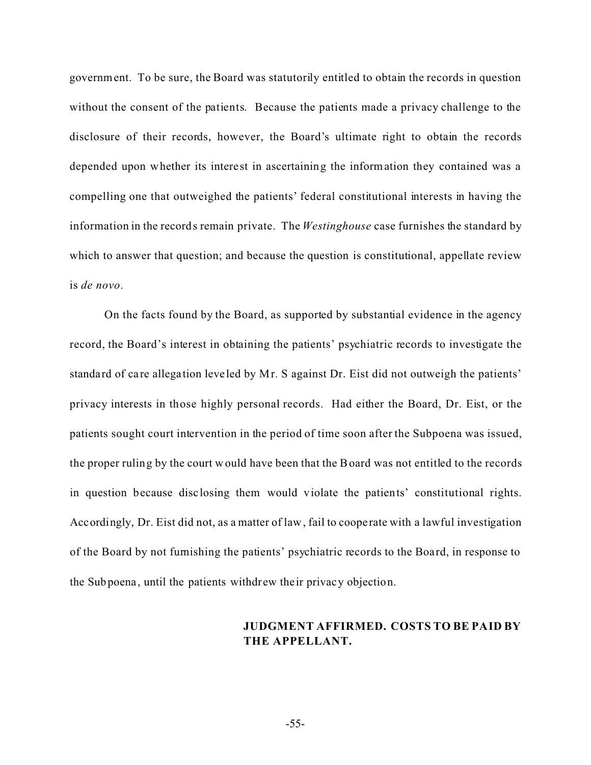government. To be sure, the Board was statutorily entitled to obtain the records in question without the consent of the patients. Because the patients made a privacy challenge to the disclosure of their records, however, the Board's ultimate right to obtain the records depended upon whether its interest in ascertaining the information they contained was a compelling one that outweighed the patients' federal constitutional interests in having the information in the records remain private. The *Westinghouse* case furnishes the standard by which to answer that question; and because the question is constitutional, appellate review is *de novo*.

On the facts found by the Board, as supported by substantial evidence in the agency record, the Board's interest in obtaining the patients' psychiatric records to investigate the standard of care allegation leveled by Mr. S against Dr. Eist did not outweigh the patients' privacy interests in those highly personal records. Had either the Board, Dr. Eist, or the patients sought court intervention in the period of time soon after the Subpoena was issued, the proper ruling by the court would have been that the Board was not entitled to the records in question because disclosing them would violate the patients' constitutional rights. Accordingly, Dr. Eist did not, as a matter of law, fail to cooperate with a lawful investigation of the Board by not furnishing the patients' psychiatric records to the Board, in response to the Subpoena, until the patients withdrew their privacy objection.

**JUDGMENT AFFIRMED. COSTS TO BE PAID BY THE APPELLANT.**